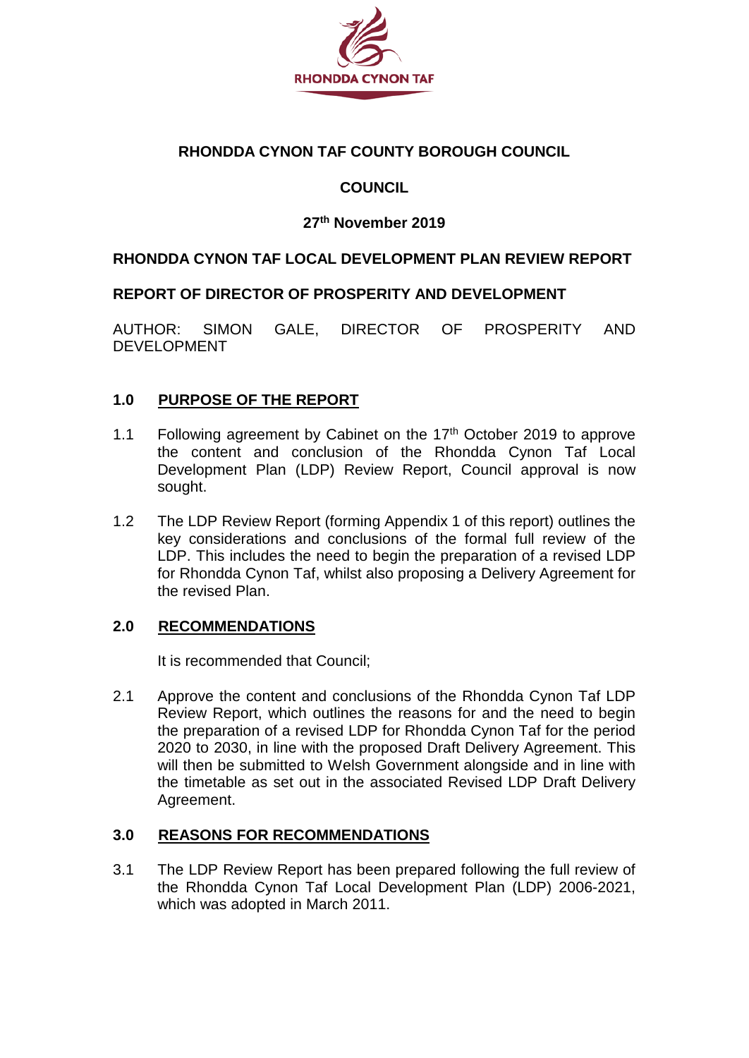RHONDDA CYNON TAF

**RHONDDA CYNON TAF COUNTY BOROUGH COUNCIL**

**COUNCIL**

**27th November 2019**

**RHONDDA CYNON TAF LOCAL DEVELOPMENT PLAN REVIEW REPORT**

**REPORT OF DIRECTOR OF PROSPERITY AND DEVELOPMENT**

AUTHOR: SIMON GALE, DIRECTOR OF PROSPERITY AND DEVELOPMENT

## 1.0 PURPOSE OF THE REPORT

1.1 Following agreement by Cabinet on the 17th October 2019 to approve the content and conclusion of the Rhondda Cynon Taf Local Development Plan (LDP) Review Report, Council approval is now sought.

1.2 The LDP Review Report (forming Appendix 1 of this report) outlines the key considerations and conclusions of the formal full review of the LDP. This includes the need to begin the preparation of a revised LDP for Rhondda Cynon Taf, whilst also proposing a Delivery Agreement for the revised Plan.

## 2.0 RECOMMENDATIONS

It is recommended that Council;

2.1 Approve the content and conclusions of the Rhondda Cynon Taf LDP Review Report, which outlines the reasons for and the need to begin the preparation of a revised LDP for Rhondda Cynon Taf for the period 2020 to 2030, in line with the proposed Draft Delivery Agreement. This will then be submitted to Welsh Government alongside and in line with the timetable as set out in the associated Revised LDP Draft Delivery Agreement.

## 3.0 REASONS FOR RECOMMENDATIONS

3.1 The LDP Review Report has been prepared following the full review of the Rhondda Cynon Taf Local Development Plan (LDP) 2006-2021, which was adopted in March 2011.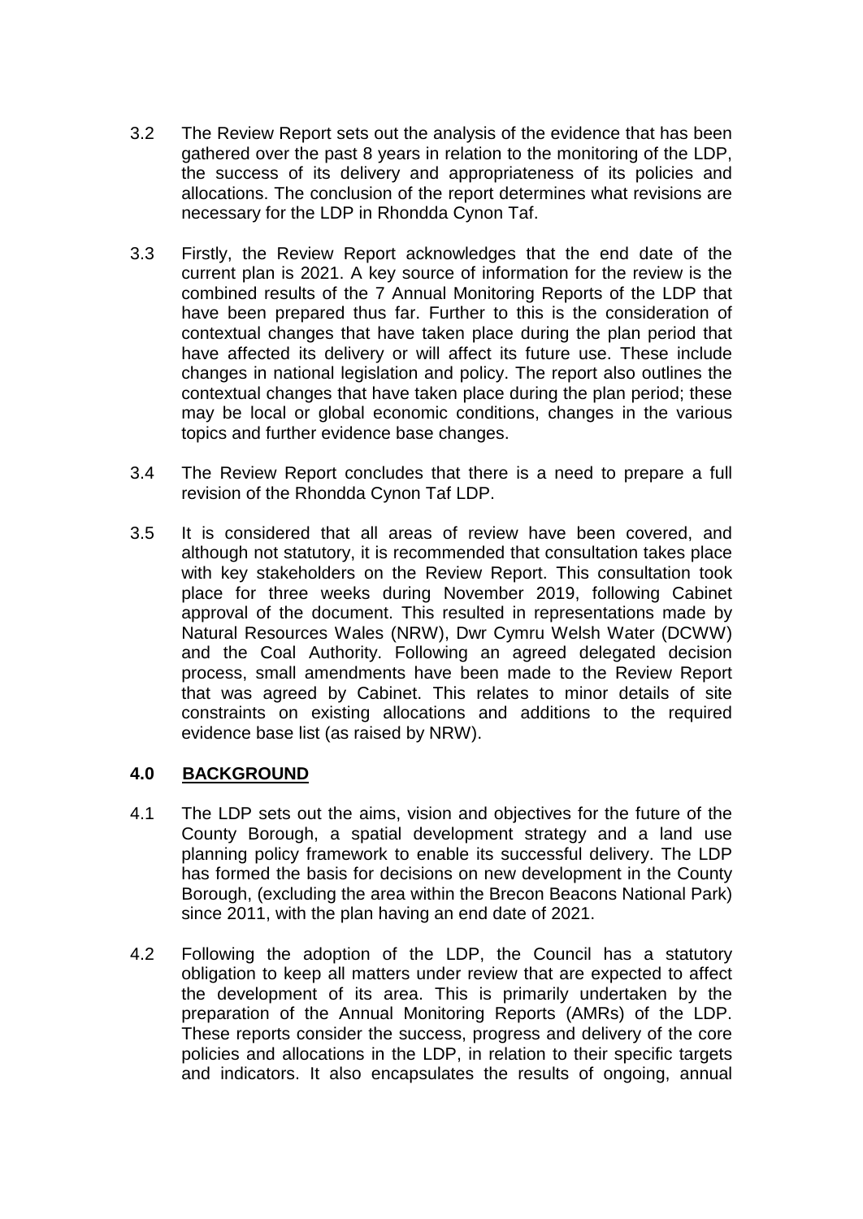3.2 The Review Report sets out the analysis of the evidence that has been gathered over the past 8 years in relation to the monitoring of the LDP, the success of its delivery and appropriateness of its policies and allocations. The conclusion of the report determines what revisions are necessary for the LDP in Rhondda Cynon Taf.

3.3 Firstly, the Review Report acknowledges that the end date of the current plan is 2021. A key source of information for the review is the combined results of the 7 Annual Monitoring Reports of the LDP that have been prepared thus far. Further to this is the consideration of contextual changes that have taken place during the plan period that have affected its delivery or will affect its future use. These include changes in national legislation and policy. The report also outlines the contextual changes that have taken place during the plan period; these may be local or global economic conditions, changes in the various topics and further evidence base changes.

3.4 The Review Report concludes that there is a need to prepare a full revision of the Rhondda Cynon Taf LDP.

3.5 It is considered that all areas of review have been covered, and although not statutory, it is recommended that consultation takes place with key stakeholders on the Review Report. This consultation took place for three weeks during November 2019, following Cabinet approval of the document. This resulted in representations made by Natural Resources Wales (NRW), Dwr Cymru Welsh Water (DCWW) and the Coal Authority. Following an agreed delegated decision process, small amendments have been made to the Review Report that was agreed by Cabinet. This relates to minor details of site constraints on existing allocations and additions to the required evidence base list (as raised by NRW).

## 4.0 BACKGROUND

4.1 The LDP sets out the aims, vision and objectives for the future of the County Borough, a spatial development strategy and a land use planning policy framework to enable its successful delivery. The LDP has formed the basis for decisions on new development in the County Borough, (excluding the area within the Brecon Beacons National Park) since 2011, with the plan having an end date of 2021.

4.2 Following the adoption of the LDP, the Council has a statutory obligation to keep all matters under review that are expected to affect the development of its area. This is primarily undertaken by the preparation of the Annual Monitoring Reports (AMRs) of the LDP. These reports consider the success, progress and delivery of the core policies and allocations in the LDP, in relation to their specific targets and indicators. It also encapsulates the results of ongoing, annual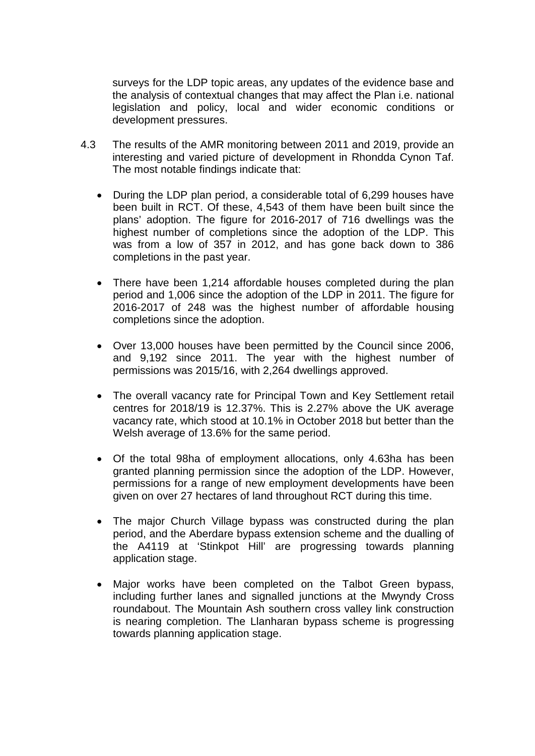surveys for the LDP topic areas, any updates of the evidence base and the analysis of contextual changes that may affect the Plan i.e. national legislation and policy, local and wider economic conditions or development pressures.

4.3 The results of the AMR monitoring between 2011 and 2019, provide an interesting and varied picture of development in Rhondda Cynon Taf. The most notable findings indicate that:

- During the LDP plan period, a considerable total of 6,299 houses have been built in RCT. Of these, 4,543 of them have been built since the plans' adoption. The figure for 2016-2017 of 716 dwellings was the highest number of completions since the adoption of the LDP. This was from a low of 357 in 2012, and has gone back down to 386 completions in the past year.

- There have been 1,214 affordable houses completed during the plan period and 1,006 since the adoption of the LDP in 2011. The figure for 2016-2017 of 248 was the highest number of affordable housing completions since the adoption.

- Over 13,000 houses have been permitted by the Council since 2006, and 9,192 since 2011. The year with the highest number of permissions was 2015/16, with 2,264 dwellings approved.

- The overall vacancy rate for Principal Town and Key Settlement retail centres for 2018/19 is 12.37%. This is 2.27% above the UK average vacancy rate, which stood at 10.1% in October 2018 but better than the Welsh average of 13.6% for the same period.

- Of the total 98ha of employment allocations, only 4.63ha has been granted planning permission since the adoption of the LDP. However, permissions for a range of new employment developments have been given on over 27 hectares of land throughout RCT during this time.

- The major Church Village bypass was constructed during the plan period, and the Aberdare bypass extension scheme and the dualling of the A4119 at 'Stinkpot Hill' are progressing towards planning application stage.

- Major works have been completed on the Talbot Green bypass, including further lanes and signalled junctions at the Mwyndy Cross roundabout. The Mountain Ash southern cross valley link construction is nearing completion. The Llanharan bypass scheme is progressing towards planning application stage.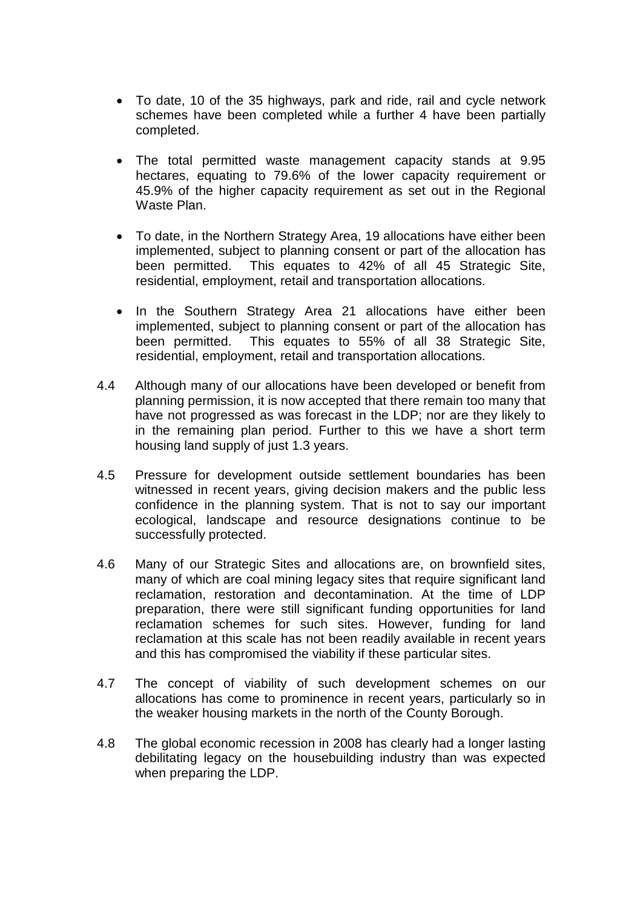- To date, 10 of the 35 highways, park and ride, rail and cycle network schemes have been completed while a further 4 have been partially completed.
- The total permitted waste management capacity stands at 9.95 hectares, equating to 79.6% of the lower capacity requirement or 45.9% of the higher capacity requirement as set out in the Regional Waste Plan.
- To date, in the Northern Strategy Area, 19 allocations have either been implemented, subject to planning consent or part of the allocation has been permitted. This equates to 42% of all 45 Strategic Site, residential, employment, retail and transportation allocations.
- In the Southern Strategy Area 21 allocations have either been implemented, subject to planning consent or part of the allocation has been permitted. This equates to 55% of all 38 Strategic Site, residential, employment, retail and transportation allocations.

4.4 Although many of our allocations have been developed or benefit from planning permission, it is now accepted that there remain too many that have not progressed as was forecast in the LDP; nor are they likely to in the remaining plan period. Further to this we have a short term housing land supply of just 1.3 years.

4.5 Pressure for development outside settlement boundaries has been witnessed in recent years, giving decision makers and the public less confidence in the planning system. That is not to say our important ecological, landscape and resource designations continue to be successfully protected.

4.6 Many of our Strategic Sites and allocations are, on brownfield sites, many of which are coal mining legacy sites that require significant land reclamation, restoration and decontamination. At the time of LDP preparation, there were still significant funding opportunities for land reclamation schemes for such sites. However, funding for land reclamation at this scale has not been readily available in recent years and this has compromised the viability if these particular sites.

4.7 The concept of viability of such development schemes on our allocations has come to prominence in recent years, particularly so in the weaker housing markets in the north of the County Borough.

4.8 The global economic recession in 2008 has clearly had a longer lasting debilitating legacy on the housebuilding industry than was expected when preparing the LDP.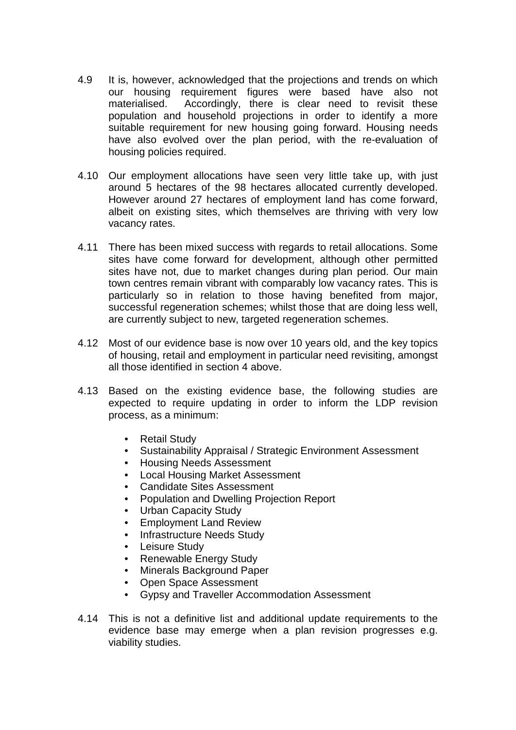4.9 It is, however, acknowledged that the projections and trends on which our housing requirement figures were based have also not materialised. Accordingly, there is clear need to revisit these population and household projections in order to identify a more suitable requirement for new housing going forward. Housing needs have also evolved over the plan period, with the re-evaluation of housing policies required.

4.10 Our employment allocations have seen very little take up, with just around 5 hectares of the 98 hectares allocated currently developed. However around 27 hectares of employment land has come forward, albeit on existing sites, which themselves are thriving with very low vacancy rates.

4.11 There has been mixed success with regards to retail allocations. Some sites have come forward for development, although other permitted sites have not, due to market changes during plan period. Our main town centres remain vibrant with comparably low vacancy rates. This is particularly so in relation to those having benefited from major, successful regeneration schemes; whilst those that are doing less well, are currently subject to new, targeted regeneration schemes.

4.12 Most of our evidence base is now over 10 years old, and the key topics of housing, retail and employment in particular need revisiting, amongst all those identified in section 4 above.

4.13 Based on the existing evidence base, the following studies are expected to require updating in order to inform the LDP revision process, as a minimum:

- Retail Study
- Sustainability Appraisal / Strategic Environment Assessment
- Housing Needs Assessment
- Local Housing Market Assessment
- Candidate Sites Assessment
- Population and Dwelling Projection Report
- Urban Capacity Study
- Employment Land Review
- Infrastructure Needs Study
- Leisure Study
- Renewable Energy Study
- Minerals Background Paper
- Open Space Assessment
- Gypsy and Traveller Accommodation Assessment

4.14 This is not a definitive list and additional update requirements to the evidence base may emerge when a plan revision progresses e.g. viability studies.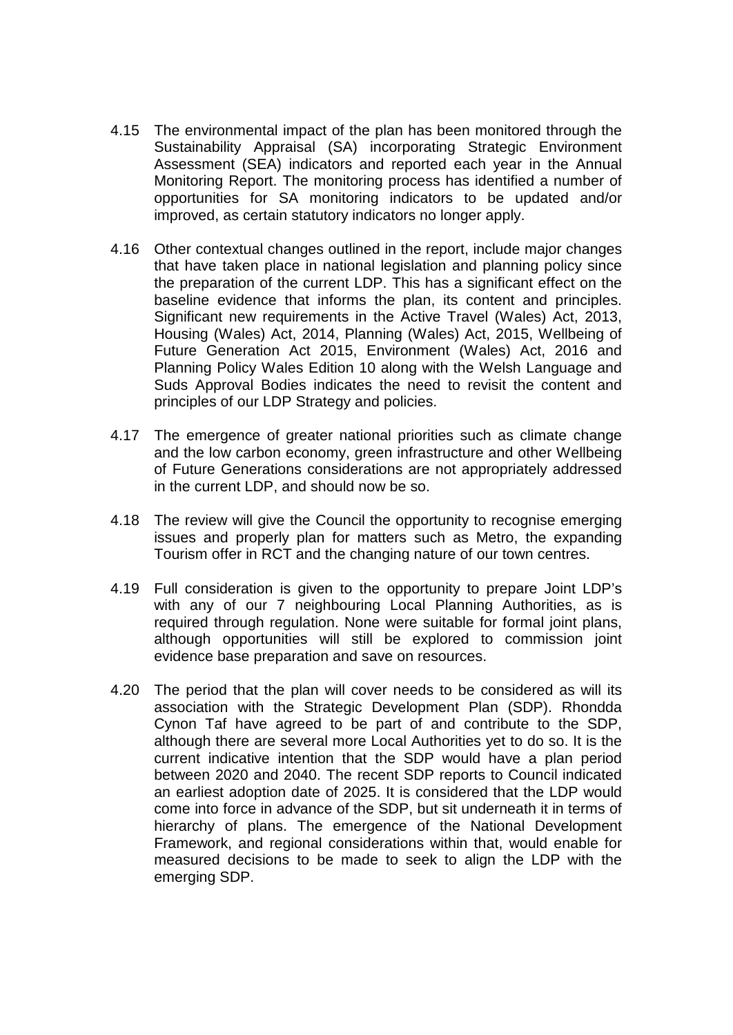4.15 The environmental impact of the plan has been monitored through the Sustainability Appraisal (SA) incorporating Strategic Environment Assessment (SEA) indicators and reported each year in the Annual Monitoring Report. The monitoring process has identified a number of opportunities for SA monitoring indicators to be updated and/or improved, as certain statutory indicators no longer apply.

4.16 Other contextual changes outlined in the report, include major changes that have taken place in national legislation and planning policy since the preparation of the current LDP. This has a significant effect on the baseline evidence that informs the plan, its content and principles. Significant new requirements in the Active Travel (Wales) Act, 2013, Housing (Wales) Act, 2014, Planning (Wales) Act, 2015, Wellbeing of Future Generation Act 2015, Environment (Wales) Act, 2016 and Planning Policy Wales Edition 10 along with the Welsh Language and Suds Approval Bodies indicates the need to revisit the content and principles of our LDP Strategy and policies.

4.17 The emergence of greater national priorities such as climate change and the low carbon economy, green infrastructure and other Wellbeing of Future Generations considerations are not appropriately addressed in the current LDP, and should now be so.

4.18 The review will give the Council the opportunity to recognise emerging issues and properly plan for matters such as Metro, the expanding Tourism offer in RCT and the changing nature of our town centres.

4.19 Full consideration is given to the opportunity to prepare Joint LDP's with any of our 7 neighbouring Local Planning Authorities, as is required through regulation. None were suitable for formal joint plans, although opportunities will still be explored to commission joint evidence base preparation and save on resources.

4.20 The period that the plan will cover needs to be considered as will its association with the Strategic Development Plan (SDP). Rhondda Cynon Taf have agreed to be part of and contribute to the SDP, although there are several more Local Authorities yet to do so. It is the current indicative intention that the SDP would have a plan period between 2020 and 2040. The recent SDP reports to Council indicated an earliest adoption date of 2025. It is considered that the LDP would come into force in advance of the SDP, but sit underneath it in terms of hierarchy of plans. The emergence of the National Development Framework, and regional considerations within that, would enable for measured decisions to be made to seek to align the LDP with the emerging SDP.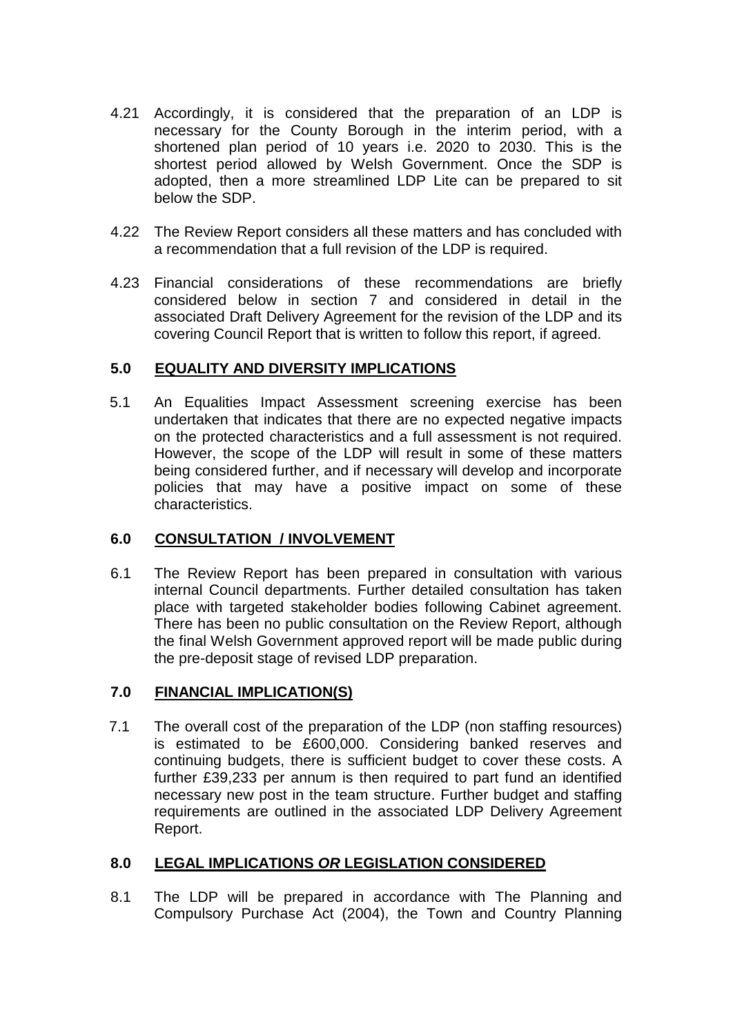4.21 Accordingly, it is considered that the preparation of an LDP is necessary for the County Borough in the interim period, with a shortened plan period of 10 years i.e. 2020 to 2030. This is the shortest period allowed by Welsh Government. Once the SDP is adopted, then a more streamlined LDP Lite can be prepared to sit below the SDP.

4.22 The Review Report considers all these matters and has concluded with a recommendation that a full revision of the LDP is required.

4.23 Financial considerations of these recommendations are briefly considered below in section 7 and considered in detail in the associated Draft Delivery Agreement for the revision of the LDP and its covering Council Report that is written to follow this report, if agreed.

## 5.0 EQUALITY AND DIVERSITY IMPLICATIONS

5.1 An Equalities Impact Assessment screening exercise has been undertaken that indicates that there are no expected negative impacts on the protected characteristics and a full assessment is not required. However, the scope of the LDP will result in some of these matters being considered further, and if necessary will develop and incorporate policies that may have a positive impact on some of these characteristics.

## 6.0 CONSULTATION / INVOLVEMENT

6.1 The Review Report has been prepared in consultation with various internal Council departments. Further detailed consultation has taken place with targeted stakeholder bodies following Cabinet agreement. There has been no public consultation on the Review Report, although the final Welsh Government approved report will be made public during the pre-deposit stage of revised LDP preparation.

## 7.0 FINANCIAL IMPLICATION(S)

7.1 The overall cost of the preparation of the LDP (non staffing resources) is estimated to be £600,000. Considering banked reserves and continuing budgets, there is sufficient budget to cover these costs. A further £39,233 per annum is then required to part fund an identified necessary new post in the team structure. Further budget and staffing requirements are outlined in the associated LDP Delivery Agreement Report.

## 8.0 LEGAL IMPLICATIONS *OR* LEGISLATION CONSIDERED

8.1 The LDP will be prepared in accordance with The Planning and Compulsory Purchase Act (2004), the Town and Country Planning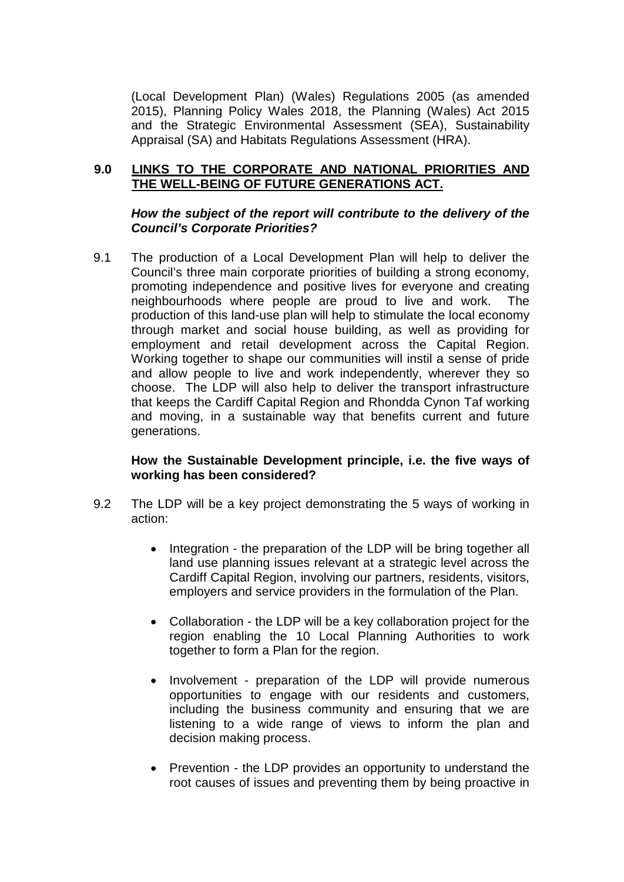(Local Development Plan) (Wales) Regulations 2005 (as amended 2015), Planning Policy Wales 2018, the Planning (Wales) Act 2015 and the Strategic Environmental Assessment (SEA), Sustainability Appraisal (SA) and Habitats Regulations Assessment (HRA).

## 9.0 LINKS TO THE CORPORATE AND NATIONAL PRIORITIES AND THE WELL-BEING OF FUTURE GENERATIONS ACT.

***How the subject of the report will contribute to the delivery of the Council's Corporate Priorities?***

9.1 The production of a Local Development Plan will help to deliver the Council's three main corporate priorities of building a strong economy, promoting independence and positive lives for everyone and creating neighbourhoods where people are proud to live and work. The production of this land-use plan will help to stimulate the local economy through market and social house building, as well as providing for employment and retail development across the Capital Region. Working together to shape our communities will instil a sense of pride and allow people to live and work independently, wherever they so choose. The LDP will also help to deliver the transport infrastructure that keeps the Cardiff Capital Region and Rhondda Cynon Taf working and moving, in a sustainable way that benefits current and future generations.

**How the Sustainable Development principle, i.e. the five ways of working has been considered?**

9.2 The LDP will be a key project demonstrating the 5 ways of working in action:

- Integration - the preparation of the LDP will be bring together all land use planning issues relevant at a strategic level across the Cardiff Capital Region, involving our partners, residents, visitors, employers and service providers in the formulation of the Plan.

- Collaboration - the LDP will be a key collaboration project for the region enabling the 10 Local Planning Authorities to work together to form a Plan for the region.

- Involvement - preparation of the LDP will provide numerous opportunities to engage with our residents and customers, including the business community and ensuring that we are listening to a wide range of views to inform the plan and decision making process.

- Prevention - the LDP provides an opportunity to understand the root causes of issues and preventing them by being proactive in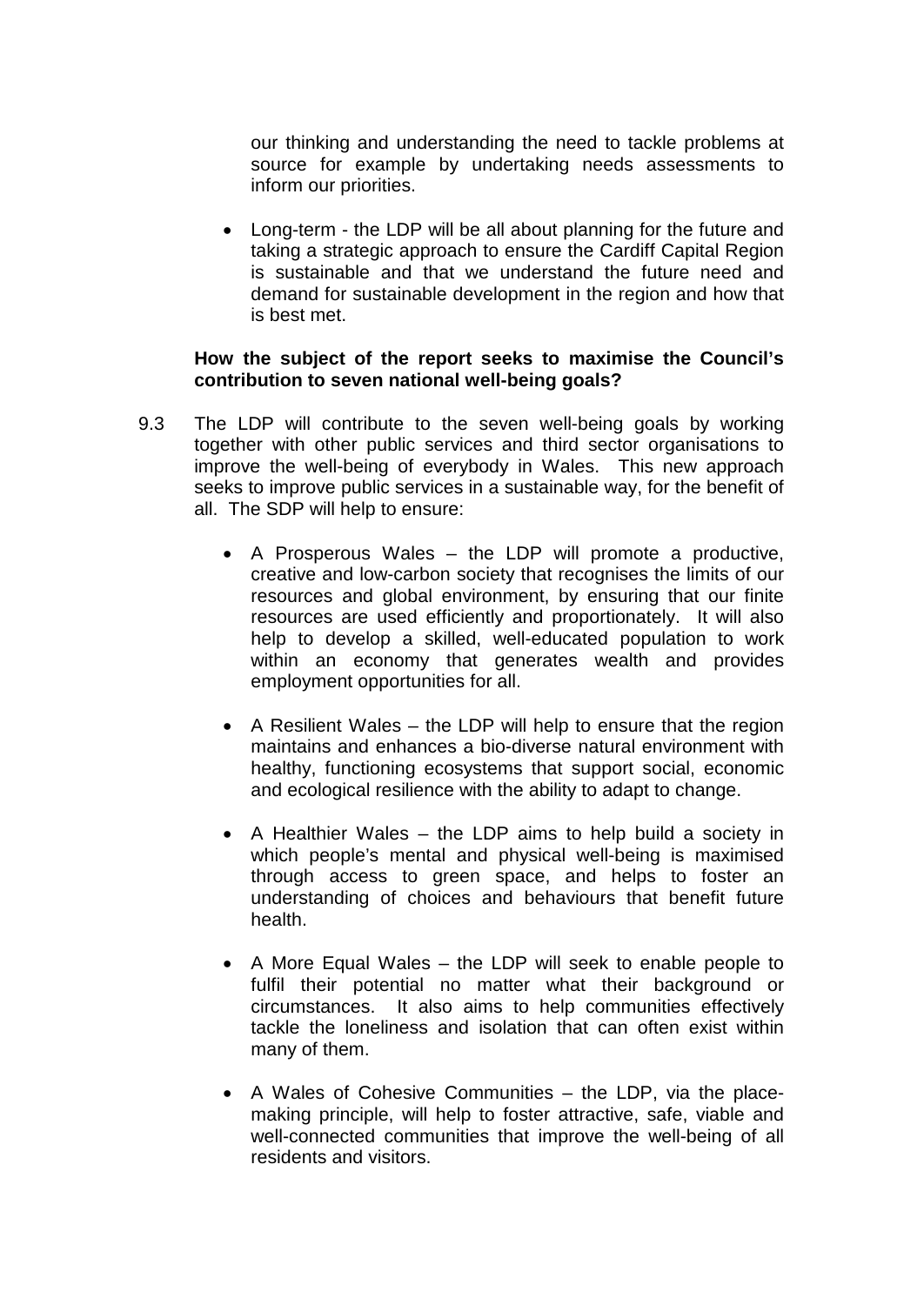our thinking and understanding the need to tackle problems at source for example by undertaking needs assessments to inform our priorities.

- Long-term - the LDP will be all about planning for the future and taking a strategic approach to ensure the Cardiff Capital Region is sustainable and that we understand the future need and demand for sustainable development in the region and how that is best met.

**How the subject of the report seeks to maximise the Council's contribution to seven national well-being goals?**

9.3 The LDP will contribute to the seven well-being goals by working together with other public services and third sector organisations to improve the well-being of everybody in Wales. This new approach seeks to improve public services in a sustainable way, for the benefit of all. The SDP will help to ensure:

- A Prosperous Wales – the LDP will promote a productive, creative and low-carbon society that recognises the limits of our resources and global environment, by ensuring that our finite resources are used efficiently and proportionately. It will also help to develop a skilled, well-educated population to work within an economy that generates wealth and provides employment opportunities for all.

- A Resilient Wales – the LDP will help to ensure that the region maintains and enhances a bio-diverse natural environment with healthy, functioning ecosystems that support social, economic and ecological resilience with the ability to adapt to change.

- A Healthier Wales – the LDP aims to help build a society in which people's mental and physical well-being is maximised through access to green space, and helps to foster an understanding of choices and behaviours that benefit future health.

- A More Equal Wales – the LDP will seek to enable people to fulfil their potential no matter what their background or circumstances. It also aims to help communities effectively tackle the loneliness and isolation that can often exist within many of them.

- A Wales of Cohesive Communities – the LDP, via the place-making principle, will help to foster attractive, safe, viable and well-connected communities that improve the well-being of all residents and visitors.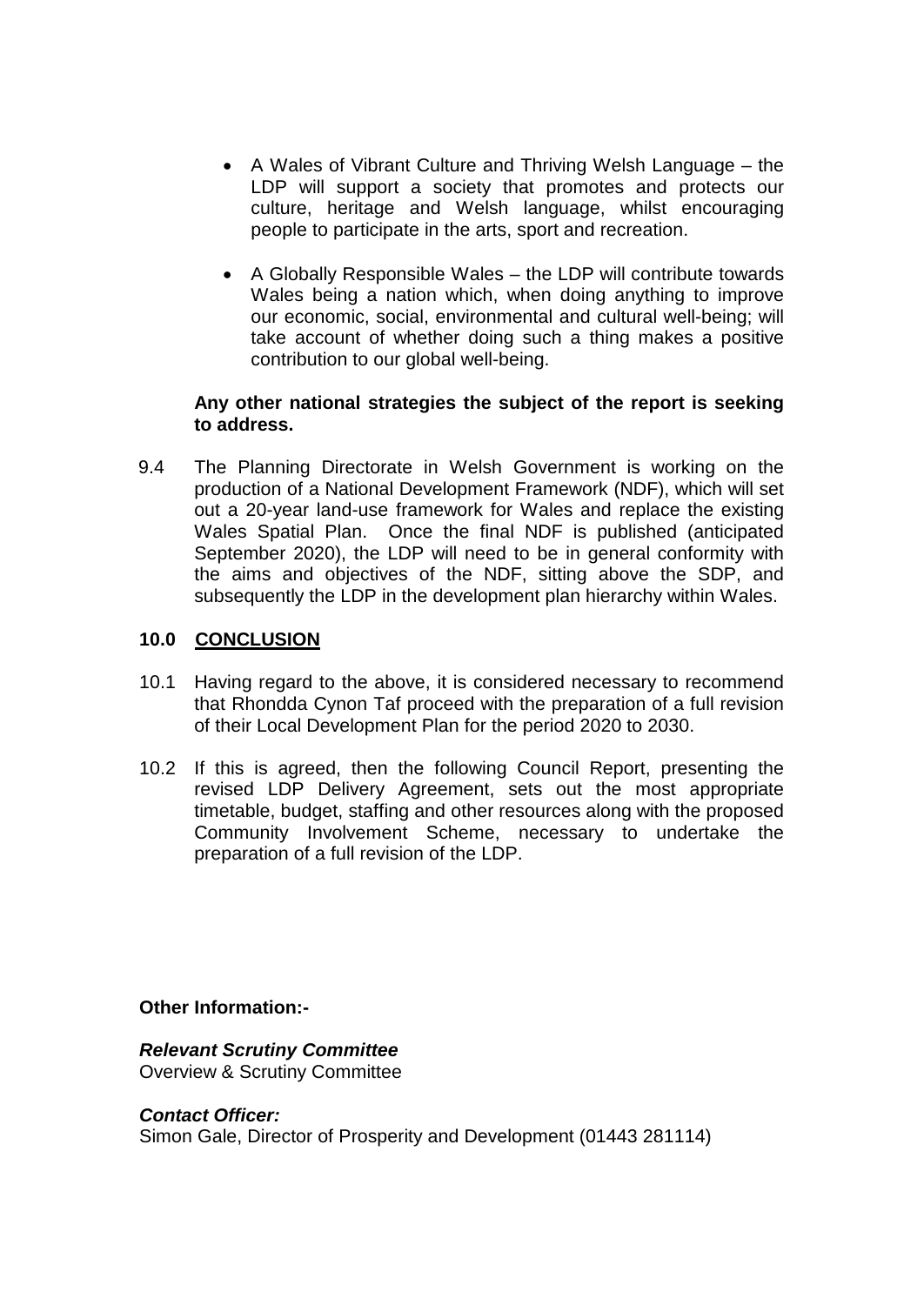- A Wales of Vibrant Culture and Thriving Welsh Language – the LDP will support a society that promotes and protects our culture, heritage and Welsh language, whilst encouraging people to participate in the arts, sport and recreation.

- A Globally Responsible Wales – the LDP will contribute towards Wales being a nation which, when doing anything to improve our economic, social, environmental and cultural well-being; will take account of whether doing such a thing makes a positive contribution to our global well-being.

**Any other national strategies the subject of the report is seeking to address.**

9.4 The Planning Directorate in Welsh Government is working on the production of a National Development Framework (NDF), which will set out a 20-year land-use framework for Wales and replace the existing Wales Spatial Plan. Once the final NDF is published (anticipated September 2020), the LDP will need to be in general conformity with the aims and objectives of the NDF, sitting above the SDP, and subsequently the LDP in the development plan hierarchy within Wales.

## 10.0 CONCLUSION

10.1 Having regard to the above, it is considered necessary to recommend that Rhondda Cynon Taf proceed with the preparation of a full revision of their Local Development Plan for the period 2020 to 2030.

10.2 If this is agreed, then the following Council Report, presenting the revised LDP Delivery Agreement, sets out the most appropriate timetable, budget, staffing and other resources along with the proposed Community Involvement Scheme, necessary to undertake the preparation of a full revision of the LDP.

**Other Information:-**

***Relevant Scrutiny Committee***
Overview & Scrutiny Committee

***Contact Officer:***
Simon Gale, Director of Prosperity and Development (01443 281114)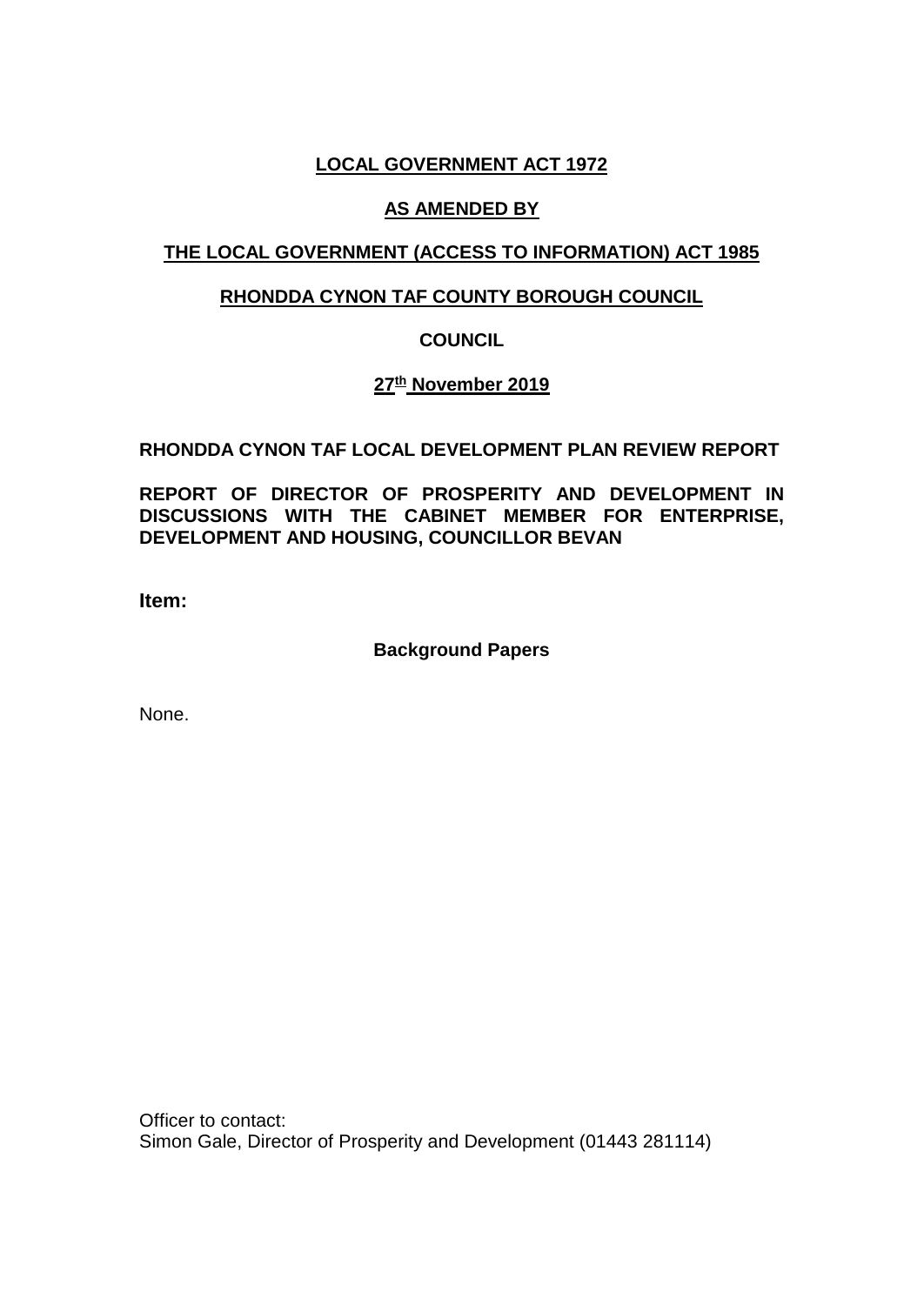**LOCAL GOVERNMENT ACT 1972**

**AS AMENDED BY**

**THE LOCAL GOVERNMENT (ACCESS TO INFORMATION) ACT 1985**

**RHONDDA CYNON TAF COUNTY BOROUGH COUNCIL**

**COUNCIL**

**27th November 2019**

**RHONDDA CYNON TAF LOCAL DEVELOPMENT PLAN REVIEW REPORT**

**REPORT OF DIRECTOR OF PROSPERITY AND DEVELOPMENT IN DISCUSSIONS WITH THE CABINET MEMBER FOR ENTERPRISE, DEVELOPMENT AND HOUSING, COUNCILLOR BEVAN**

**Item:**

**Background Papers**

None.

Officer to contact:
Simon Gale, Director of Prosperity and Development (01443 281114)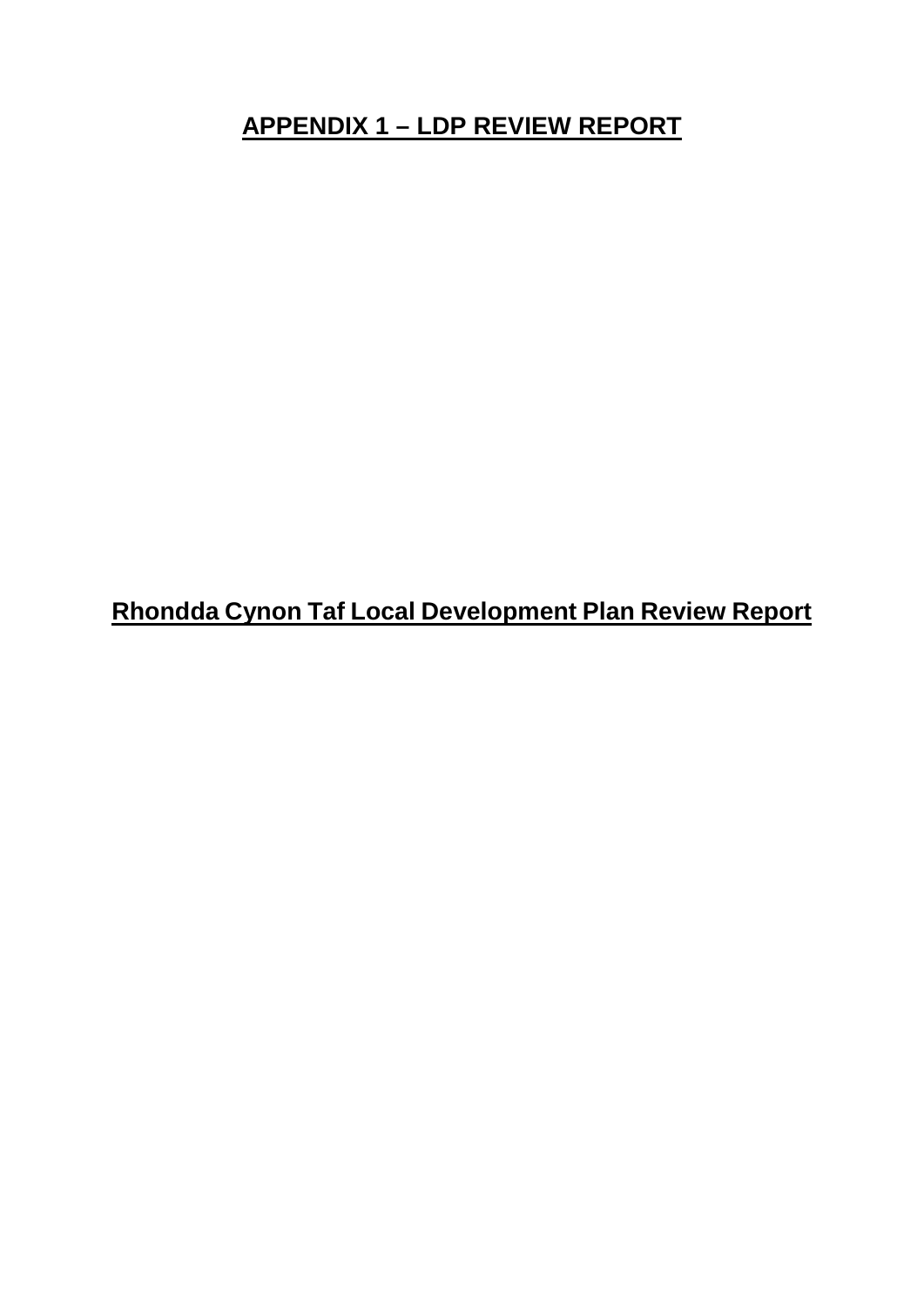# **APPENDIX 1 – LDP REVIEW REPORT**

## **Rhondda Cynon Taf Local Development Plan Review Report**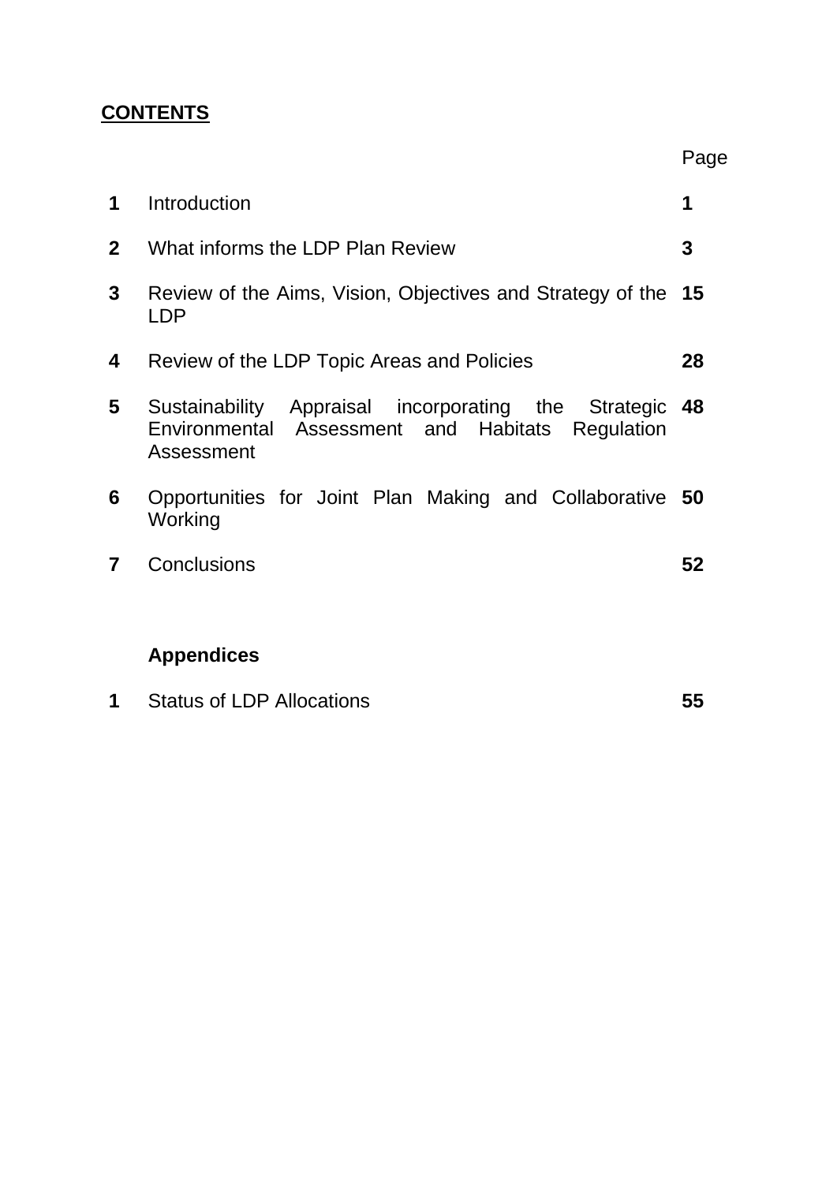## CONTENTS

| | | Page |
|---|---|---|
| **1** | Introduction | **1** |
| **2** | What informs the LDP Plan Review | **3** |
| **3** | Review of the Aims, Vision, Objectives and Strategy of the LDP | **15** |
| **4** | Review of the LDP Topic Areas and Policies | **28** |
| **5** | Sustainability Appraisal incorporating the Strategic Environmental Assessment and Habitats Regulation Assessment | **48** |
| **6** | Opportunities for Joint Plan Making and Collaborative Working | **50** |
| **7** | Conclusions | **52** |

**Appendices**

| | | |
|---|---|---|
| **1** | Status of LDP Allocations | **55** |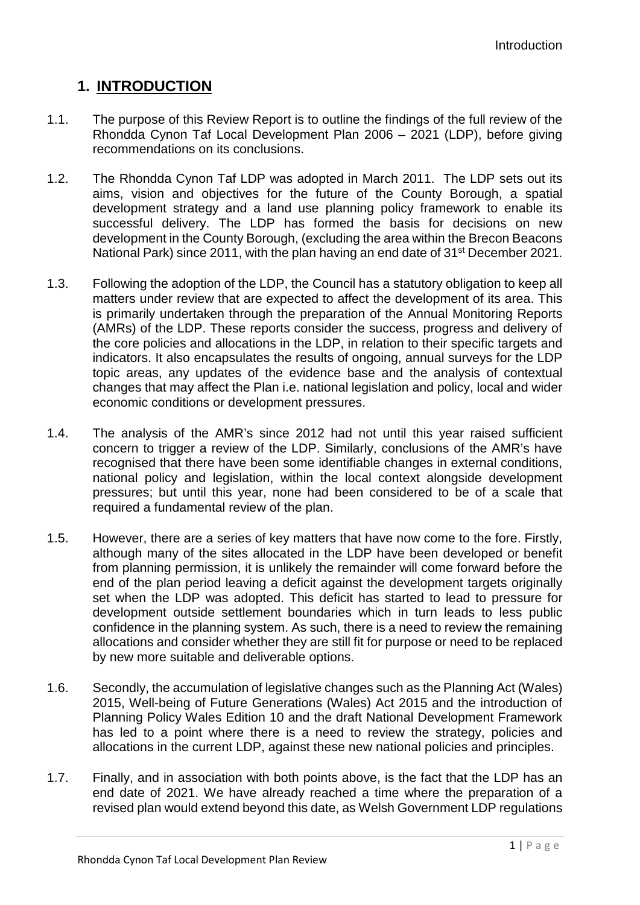# 1. INTRODUCTION

1.1. The purpose of this Review Report is to outline the findings of the full review of the Rhondda Cynon Taf Local Development Plan 2006 – 2021 (LDP), before giving recommendations on its conclusions.

1.2. The Rhondda Cynon Taf LDP was adopted in March 2011. The LDP sets out its aims, vision and objectives for the future of the County Borough, a spatial development strategy and a land use planning policy framework to enable its successful delivery. The LDP has formed the basis for decisions on new development in the County Borough, (excluding the area within the Brecon Beacons National Park) since 2011, with the plan having an end date of 31st December 2021.

1.3. Following the adoption of the LDP, the Council has a statutory obligation to keep all matters under review that are expected to affect the development of its area. This is primarily undertaken through the preparation of the Annual Monitoring Reports (AMRs) of the LDP. These reports consider the success, progress and delivery of the core policies and allocations in the LDP, in relation to their specific targets and indicators. It also encapsulates the results of ongoing, annual surveys for the LDP topic areas, any updates of the evidence base and the analysis of contextual changes that may affect the Plan i.e. national legislation and policy, local and wider economic conditions or development pressures.

1.4. The analysis of the AMR's since 2012 had not until this year raised sufficient concern to trigger a review of the LDP. Similarly, conclusions of the AMR's have recognised that there have been some identifiable changes in external conditions, national policy and legislation, within the local context alongside development pressures; but until this year, none had been considered to be of a scale that required a fundamental review of the plan.

1.5. However, there are a series of key matters that have now come to the fore. Firstly, although many of the sites allocated in the LDP have been developed or benefit from planning permission, it is unlikely the remainder will come forward before the end of the plan period leaving a deficit against the development targets originally set when the LDP was adopted. This deficit has started to lead to pressure for development outside settlement boundaries which in turn leads to less public confidence in the planning system. As such, there is a need to review the remaining allocations and consider whether they are still fit for purpose or need to be replaced by new more suitable and deliverable options.

1.6. Secondly, the accumulation of legislative changes such as the Planning Act (Wales) 2015, Well-being of Future Generations (Wales) Act 2015 and the introduction of Planning Policy Wales Edition 10 and the draft National Development Framework has led to a point where there is a need to review the strategy, policies and allocations in the current LDP, against these new national policies and principles.

1.7. Finally, and in association with both points above, is the fact that the LDP has an end date of 2021. We have already reached a time where the preparation of a revised plan would extend beyond this date, as Welsh Government LDP regulations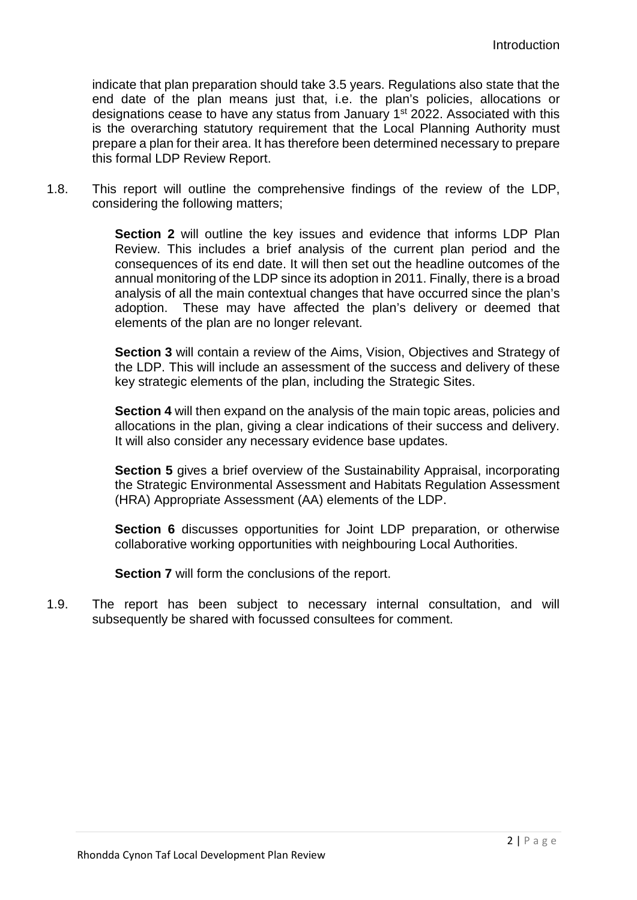indicate that plan preparation should take 3.5 years. Regulations also state that the end date of the plan means just that, i.e. the plan's policies, allocations or designations cease to have any status from January 1st 2022. Associated with this is the overarching statutory requirement that the Local Planning Authority must prepare a plan for their area. It has therefore been determined necessary to prepare this formal LDP Review Report.

1.8. This report will outline the comprehensive findings of the review of the LDP, considering the following matters;

**Section 2** will outline the key issues and evidence that informs LDP Plan Review. This includes a brief analysis of the current plan period and the consequences of its end date. It will then set out the headline outcomes of the annual monitoring of the LDP since its adoption in 2011. Finally, there is a broad analysis of all the main contextual changes that have occurred since the plan's adoption. These may have affected the plan's delivery or deemed that elements of the plan are no longer relevant.

**Section 3** will contain a review of the Aims, Vision, Objectives and Strategy of the LDP. This will include an assessment of the success and delivery of these key strategic elements of the plan, including the Strategic Sites.

**Section 4** will then expand on the analysis of the main topic areas, policies and allocations in the plan, giving a clear indications of their success and delivery. It will also consider any necessary evidence base updates.

**Section 5** gives a brief overview of the Sustainability Appraisal, incorporating the Strategic Environmental Assessment and Habitats Regulation Assessment (HRA) Appropriate Assessment (AA) elements of the LDP.

**Section 6** discusses opportunities for Joint LDP preparation, or otherwise collaborative working opportunities with neighbouring Local Authorities.

**Section 7** will form the conclusions of the report.

1.9. The report has been subject to necessary internal consultation, and will subsequently be shared with focussed consultees for comment.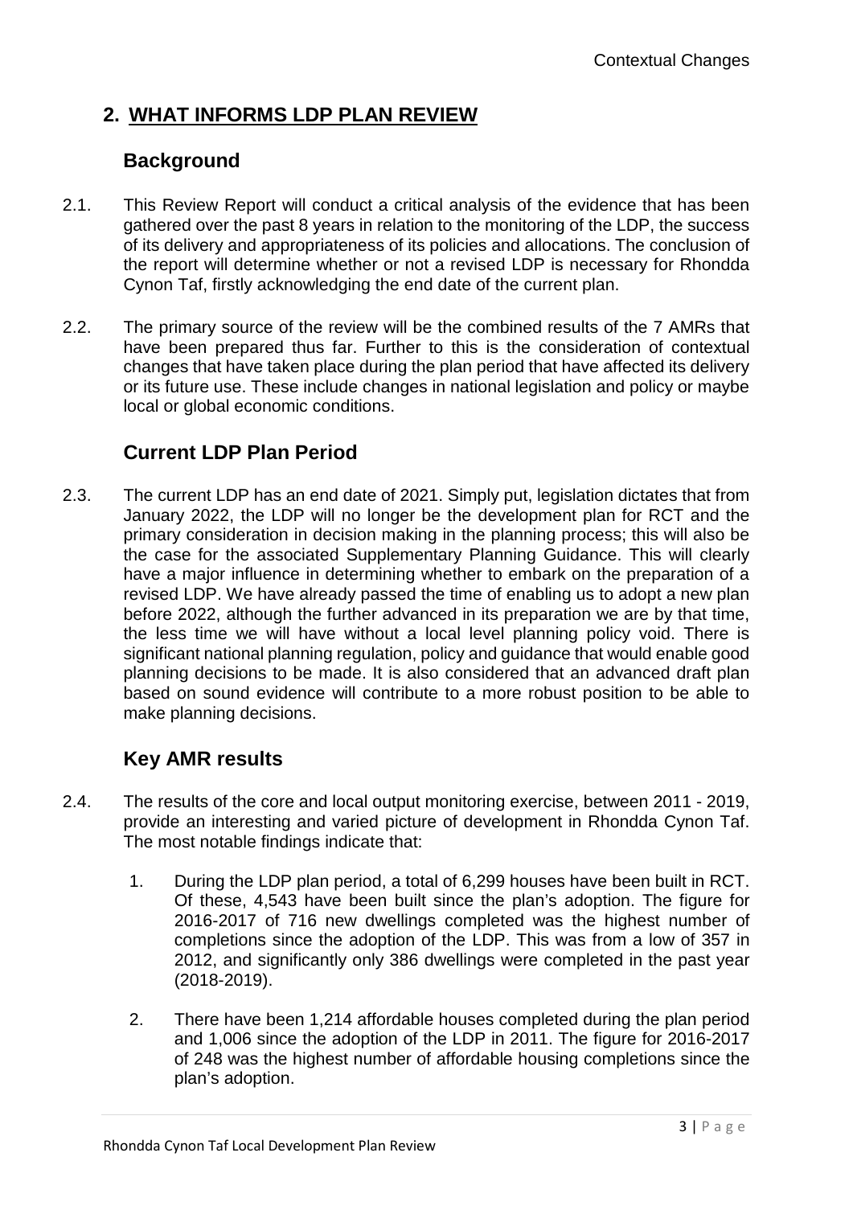## 2. WHAT INFORMS LDP PLAN REVIEW

### Background

2.1. This Review Report will conduct a critical analysis of the evidence that has been gathered over the past 8 years in relation to the monitoring of the LDP, the success of its delivery and appropriateness of its policies and allocations. The conclusion of the report will determine whether or not a revised LDP is necessary for Rhondda Cynon Taf, firstly acknowledging the end date of the current plan.

2.2. The primary source of the review will be the combined results of the 7 AMRs that have been prepared thus far. Further to this is the consideration of contextual changes that have taken place during the plan period that have affected its delivery or its future use. These include changes in national legislation and policy or maybe local or global economic conditions.

### Current LDP Plan Period

2.3. The current LDP has an end date of 2021. Simply put, legislation dictates that from January 2022, the LDP will no longer be the development plan for RCT and the primary consideration in decision making in the planning process; this will also be the case for the associated Supplementary Planning Guidance. This will clearly have a major influence in determining whether to embark on the preparation of a revised LDP. We have already passed the time of enabling us to adopt a new plan before 2022, although the further advanced in its preparation we are by that time, the less time we will have without a local level planning policy void. There is significant national planning regulation, policy and guidance that would enable good planning decisions to be made. It is also considered that an advanced draft plan based on sound evidence will contribute to a more robust position to be able to make planning decisions.

### Key AMR results

2.4. The results of the core and local output monitoring exercise, between 2011 - 2019, provide an interesting and varied picture of development in Rhondda Cynon Taf. The most notable findings indicate that:

1. During the LDP plan period, a total of 6,299 houses have been built in RCT. Of these, 4,543 have been built since the plan's adoption. The figure for 2016-2017 of 716 new dwellings completed was the highest number of completions since the adoption of the LDP. This was from a low of 357 in 2012, and significantly only 386 dwellings were completed in the past year (2018-2019).

2. There have been 1,214 affordable houses completed during the plan period and 1,006 since the adoption of the LDP in 2011. The figure for 2016-2017 of 248 was the highest number of affordable housing completions since the plan's adoption.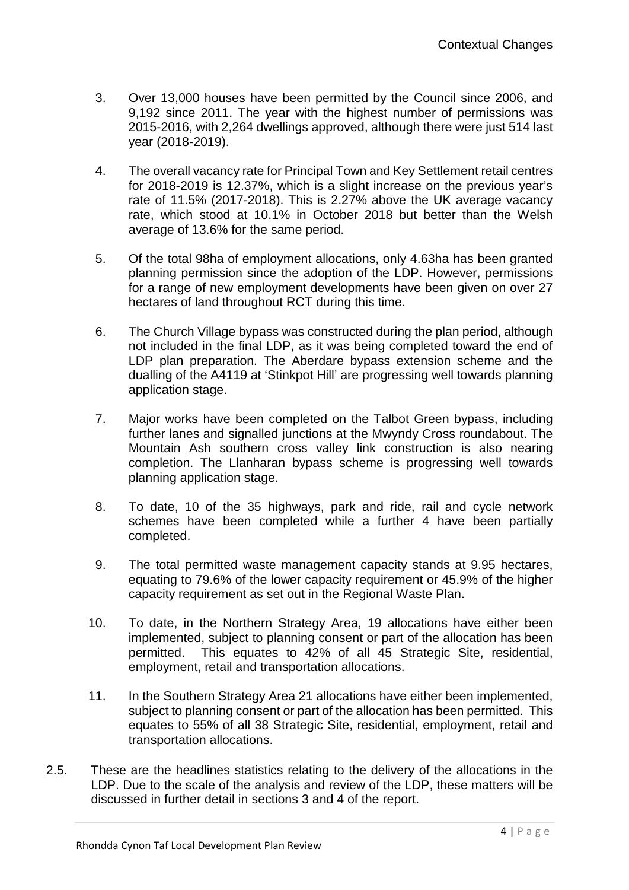3. Over 13,000 houses have been permitted by the Council since 2006, and 9,192 since 2011. The year with the highest number of permissions was 2015-2016, with 2,264 dwellings approved, although there were just 514 last year (2018-2019).

4. The overall vacancy rate for Principal Town and Key Settlement retail centres for 2018-2019 is 12.37%, which is a slight increase on the previous year's rate of 11.5% (2017-2018). This is 2.27% above the UK average vacancy rate, which stood at 10.1% in October 2018 but better than the Welsh average of 13.6% for the same period.

5. Of the total 98ha of employment allocations, only 4.63ha has been granted planning permission since the adoption of the LDP. However, permissions for a range of new employment developments have been given on over 27 hectares of land throughout RCT during this time.

6. The Church Village bypass was constructed during the plan period, although not included in the final LDP, as it was being completed toward the end of LDP plan preparation. The Aberdare bypass extension scheme and the dualling of the A4119 at 'Stinkpot Hill' are progressing well towards planning application stage.

7. Major works have been completed on the Talbot Green bypass, including further lanes and signalled junctions at the Mwyndy Cross roundabout. The Mountain Ash southern cross valley link construction is also nearing completion. The Llanharan bypass scheme is progressing well towards planning application stage.

8. To date, 10 of the 35 highways, park and ride, rail and cycle network schemes have been completed while a further 4 have been partially completed.

9. The total permitted waste management capacity stands at 9.95 hectares, equating to 79.6% of the lower capacity requirement or 45.9% of the higher capacity requirement as set out in the Regional Waste Plan.

10. To date, in the Northern Strategy Area, 19 allocations have either been implemented, subject to planning consent or part of the allocation has been permitted. This equates to 42% of all 45 Strategic Site, residential, employment, retail and transportation allocations.

11. In the Southern Strategy Area 21 allocations have either been implemented, subject to planning consent or part of the allocation has been permitted. This equates to 55% of all 38 Strategic Site, residential, employment, retail and transportation allocations.

2.5. These are the headlines statistics relating to the delivery of the allocations in the LDP. Due to the scale of the analysis and review of the LDP, these matters will be discussed in further detail in sections 3 and 4 of the report.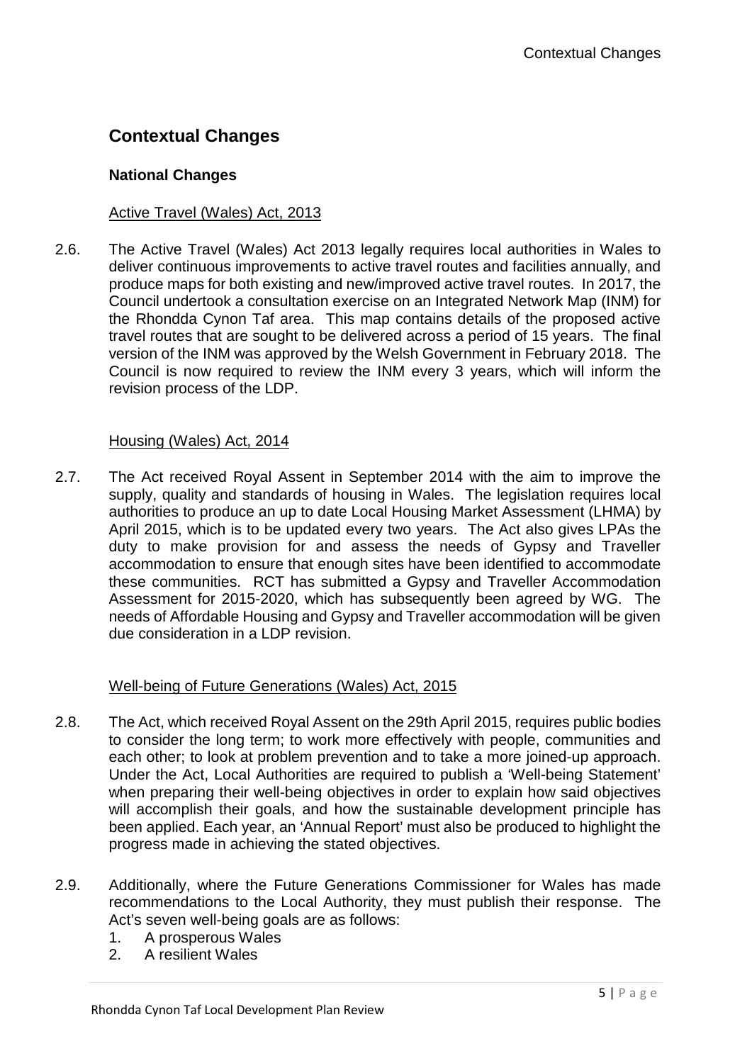## Contextual Changes

### National Changes

Active Travel (Wales) Act, 2013

2.6. The Active Travel (Wales) Act 2013 legally requires local authorities in Wales to deliver continuous improvements to active travel routes and facilities annually, and produce maps for both existing and new/improved active travel routes. In 2017, the Council undertook a consultation exercise on an Integrated Network Map (INM) for the Rhondda Cynon Taf area. This map contains details of the proposed active travel routes that are sought to be delivered across a period of 15 years. The final version of the INM was approved by the Welsh Government in February 2018. The Council is now required to review the INM every 3 years, which will inform the revision process of the LDP.

Housing (Wales) Act, 2014

2.7. The Act received Royal Assent in September 2014 with the aim to improve the supply, quality and standards of housing in Wales. The legislation requires local authorities to produce an up to date Local Housing Market Assessment (LHMA) by April 2015, which is to be updated every two years. The Act also gives LPAs the duty to make provision for and assess the needs of Gypsy and Traveller accommodation to ensure that enough sites have been identified to accommodate these communities. RCT has submitted a Gypsy and Traveller Accommodation Assessment for 2015-2020, which has subsequently been agreed by WG. The needs of Affordable Housing and Gypsy and Traveller accommodation will be given due consideration in a LDP revision.

Well-being of Future Generations (Wales) Act, 2015

2.8. The Act, which received Royal Assent on the 29th April 2015, requires public bodies to consider the long term; to work more effectively with people, communities and each other; to look at problem prevention and to take a more joined-up approach. Under the Act, Local Authorities are required to publish a 'Well-being Statement' when preparing their well-being objectives in order to explain how said objectives will accomplish their goals, and how the sustainable development principle has been applied. Each year, an 'Annual Report' must also be produced to highlight the progress made in achieving the stated objectives.

2.9. Additionally, where the Future Generations Commissioner for Wales has made recommendations to the Local Authority, they must publish their response. The Act's seven well-being goals are as follows:

1. A prosperous Wales
2. A resilient Wales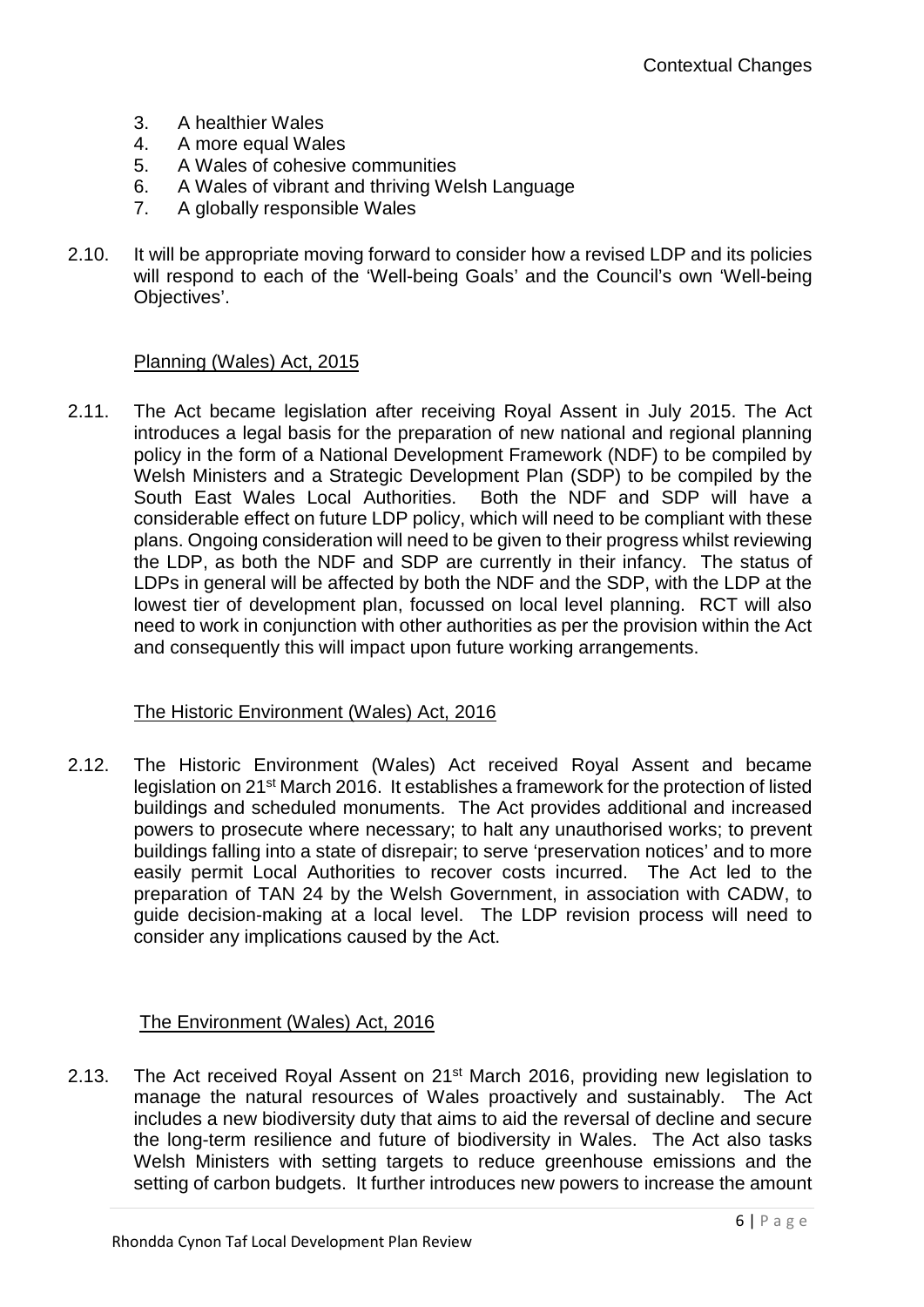3. A healthier Wales
4. A more equal Wales
5. A Wales of cohesive communities
6. A Wales of vibrant and thriving Welsh Language
7. A globally responsible Wales

2.10. It will be appropriate moving forward to consider how a revised LDP and its policies will respond to each of the 'Well-being Goals' and the Council's own 'Well-being Objectives'.

### Planning (Wales) Act, 2015

2.11. The Act became legislation after receiving Royal Assent in July 2015. The Act introduces a legal basis for the preparation of new national and regional planning policy in the form of a National Development Framework (NDF) to be compiled by Welsh Ministers and a Strategic Development Plan (SDP) to be compiled by the South East Wales Local Authorities. Both the NDF and SDP will have a considerable effect on future LDP policy, which will need to be compliant with these plans. Ongoing consideration will need to be given to their progress whilst reviewing the LDP, as both the NDF and SDP are currently in their infancy. The status of LDPs in general will be affected by both the NDF and the SDP, with the LDP at the lowest tier of development plan, focussed on local level planning. RCT will also need to work in conjunction with other authorities as per the provision within the Act and consequently this will impact upon future working arrangements.

### The Historic Environment (Wales) Act, 2016

2.12. The Historic Environment (Wales) Act received Royal Assent and became legislation on 21st March 2016. It establishes a framework for the protection of listed buildings and scheduled monuments. The Act provides additional and increased powers to prosecute where necessary; to halt any unauthorised works; to prevent buildings falling into a state of disrepair; to serve 'preservation notices' and to more easily permit Local Authorities to recover costs incurred. The Act led to the preparation of TAN 24 by the Welsh Government, in association with CADW, to guide decision-making at a local level. The LDP revision process will need to consider any implications caused by the Act.

### The Environment (Wales) Act, 2016

2.13. The Act received Royal Assent on 21st March 2016, providing new legislation to manage the natural resources of Wales proactively and sustainably. The Act includes a new biodiversity duty that aims to aid the reversal of decline and secure the long-term resilience and future of biodiversity in Wales. The Act also tasks Welsh Ministers with setting targets to reduce greenhouse emissions and the setting of carbon budgets. It further introduces new powers to increase the amount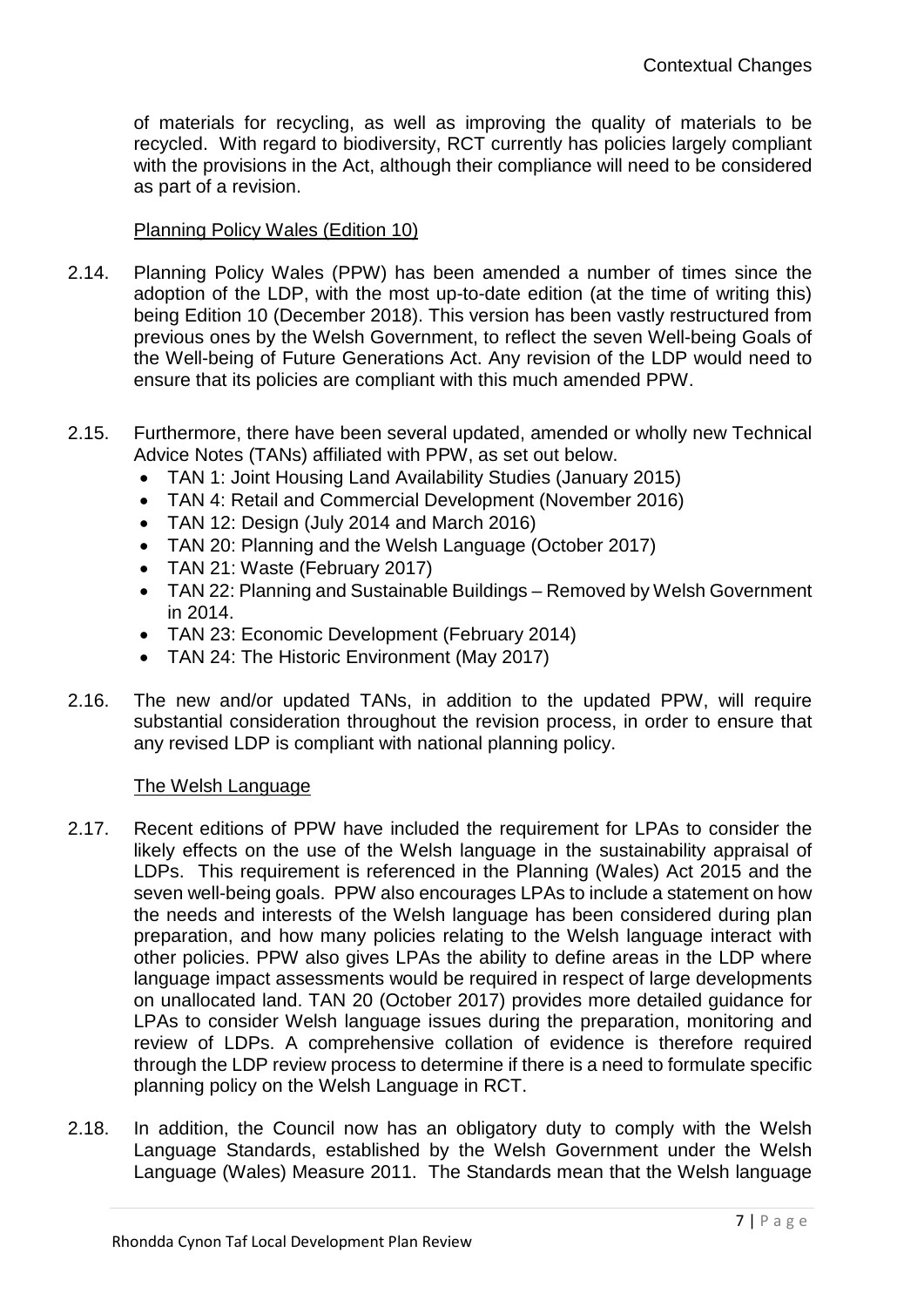of materials for recycling, as well as improving the quality of materials to be recycled. With regard to biodiversity, RCT currently has policies largely compliant with the provisions in the Act, although their compliance will need to be considered as part of a revision.

Planning Policy Wales (Edition 10)

2.14. Planning Policy Wales (PPW) has been amended a number of times since the adoption of the LDP, with the most up-to-date edition (at the time of writing this) being Edition 10 (December 2018). This version has been vastly restructured from previous ones by the Welsh Government, to reflect the seven Well-being Goals of the Well-being of Future Generations Act. Any revision of the LDP would need to ensure that its policies are compliant with this much amended PPW.

2.15. Furthermore, there have been several updated, amended or wholly new Technical Advice Notes (TANs) affiliated with PPW, as set out below.

- TAN 1: Joint Housing Land Availability Studies (January 2015)
- TAN 4: Retail and Commercial Development (November 2016)
- TAN 12: Design (July 2014 and March 2016)
- TAN 20: Planning and the Welsh Language (October 2017)
- TAN 21: Waste (February 2017)
- TAN 22: Planning and Sustainable Buildings – Removed by Welsh Government in 2014.
- TAN 23: Economic Development (February 2014)
- TAN 24: The Historic Environment (May 2017)

2.16. The new and/or updated TANs, in addition to the updated PPW, will require substantial consideration throughout the revision process, in order to ensure that any revised LDP is compliant with national planning policy.

The Welsh Language

2.17. Recent editions of PPW have included the requirement for LPAs to consider the likely effects on the use of the Welsh language in the sustainability appraisal of LDPs. This requirement is referenced in the Planning (Wales) Act 2015 and the seven well-being goals. PPW also encourages LPAs to include a statement on how the needs and interests of the Welsh language has been considered during plan preparation, and how many policies relating to the Welsh language interact with other policies. PPW also gives LPAs the ability to define areas in the LDP where language impact assessments would be required in respect of large developments on unallocated land. TAN 20 (October 2017) provides more detailed guidance for LPAs to consider Welsh language issues during the preparation, monitoring and review of LDPs. A comprehensive collation of evidence is therefore required through the LDP review process to determine if there is a need to formulate specific planning policy on the Welsh Language in RCT.

2.18. In addition, the Council now has an obligatory duty to comply with the Welsh Language Standards, established by the Welsh Government under the Welsh Language (Wales) Measure 2011. The Standards mean that the Welsh language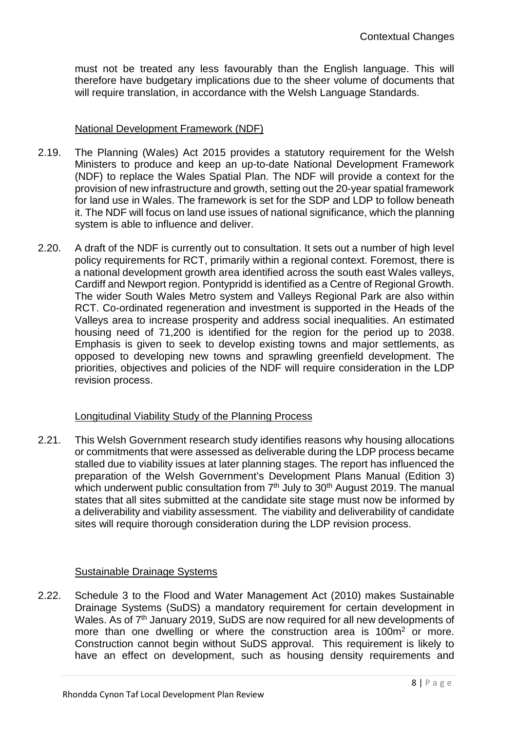must not be treated any less favourably than the English language. This will therefore have budgetary implications due to the sheer volume of documents that will require translation, in accordance with the Welsh Language Standards.

## National Development Framework (NDF)

2.19. The Planning (Wales) Act 2015 provides a statutory requirement for the Welsh Ministers to produce and keep an up-to-date National Development Framework (NDF) to replace the Wales Spatial Plan. The NDF will provide a context for the provision of new infrastructure and growth, setting out the 20-year spatial framework for land use in Wales. The framework is set for the SDP and LDP to follow beneath it. The NDF will focus on land use issues of national significance, which the planning system is able to influence and deliver.

2.20. A draft of the NDF is currently out to consultation. It sets out a number of high level policy requirements for RCT, primarily within a regional context. Foremost, there is a national development growth area identified across the south east Wales valleys, Cardiff and Newport region. Pontypridd is identified as a Centre of Regional Growth. The wider South Wales Metro system and Valleys Regional Park are also within RCT. Co-ordinated regeneration and investment is supported in the Heads of the Valleys area to increase prosperity and address social inequalities. An estimated housing need of 71,200 is identified for the region for the period up to 2038. Emphasis is given to seek to develop existing towns and major settlements, as opposed to developing new towns and sprawling greenfield development. The priorities, objectives and policies of the NDF will require consideration in the LDP revision process.

## Longitudinal Viability Study of the Planning Process

2.21. This Welsh Government research study identifies reasons why housing allocations or commitments that were assessed as deliverable during the LDP process became stalled due to viability issues at later planning stages. The report has influenced the preparation of the Welsh Government's Development Plans Manual (Edition 3) which underwent public consultation from 7th July to 30th August 2019. The manual states that all sites submitted at the candidate site stage must now be informed by a deliverability and viability assessment. The viability and deliverability of candidate sites will require thorough consideration during the LDP revision process.

## Sustainable Drainage Systems

2.22. Schedule 3 to the Flood and Water Management Act (2010) makes Sustainable Drainage Systems (SuDS) a mandatory requirement for certain development in Wales. As of 7th January 2019, SuDS are now required for all new developments of more than one dwelling or where the construction area is $100m^2$ or more. Construction cannot begin without SuDS approval. This requirement is likely to have an effect on development, such as housing density requirements and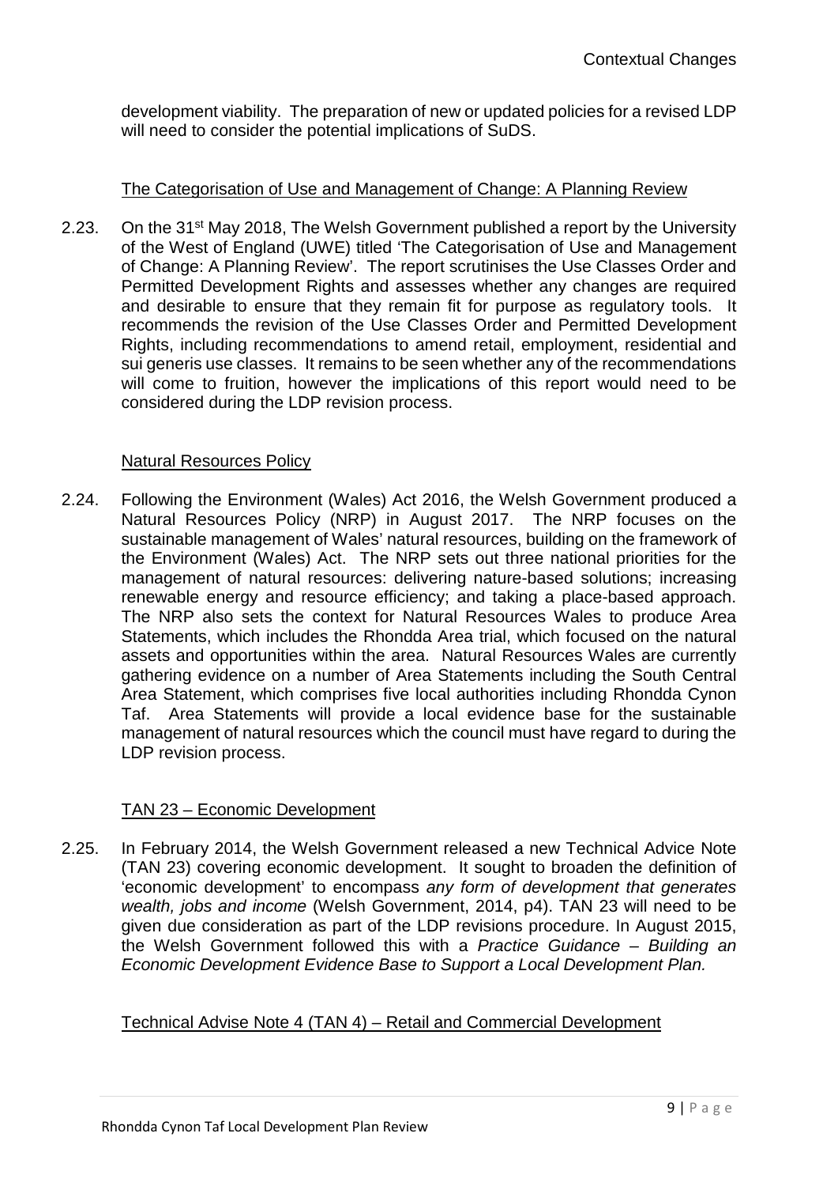development viability. The preparation of new or updated policies for a revised LDP will need to consider the potential implications of SuDS.

### The Categorisation of Use and Management of Change: A Planning Review

2.23. On the 31st May 2018, The Welsh Government published a report by the University of the West of England (UWE) titled 'The Categorisation of Use and Management of Change: A Planning Review'. The report scrutinises the Use Classes Order and Permitted Development Rights and assesses whether any changes are required and desirable to ensure that they remain fit for purpose as regulatory tools. It recommends the revision of the Use Classes Order and Permitted Development Rights, including recommendations to amend retail, employment, residential and sui generis use classes. It remains to be seen whether any of the recommendations will come to fruition, however the implications of this report would need to be considered during the LDP revision process.

### Natural Resources Policy

2.24. Following the Environment (Wales) Act 2016, the Welsh Government produced a Natural Resources Policy (NRP) in August 2017. The NRP focuses on the sustainable management of Wales' natural resources, building on the framework of the Environment (Wales) Act. The NRP sets out three national priorities for the management of natural resources: delivering nature-based solutions; increasing renewable energy and resource efficiency; and taking a place-based approach. The NRP also sets the context for Natural Resources Wales to produce Area Statements, which includes the Rhondda Area trial, which focused on the natural assets and opportunities within the area. Natural Resources Wales are currently gathering evidence on a number of Area Statements including the South Central Area Statement, which comprises five local authorities including Rhondda Cynon Taf. Area Statements will provide a local evidence base for the sustainable management of natural resources which the council must have regard to during the LDP revision process.

### TAN 23 – Economic Development

2.25. In February 2014, the Welsh Government released a new Technical Advice Note (TAN 23) covering economic development. It sought to broaden the definition of 'economic development' to encompass *any form of development that generates wealth, jobs and income* (Welsh Government, 2014, p4). TAN 23 will need to be given due consideration as part of the LDP revisions procedure. In August 2015, the Welsh Government followed this with a *Practice Guidance – Building an Economic Development Evidence Base to Support a Local Development Plan.*

### Technical Advise Note 4 (TAN 4) – Retail and Commercial Development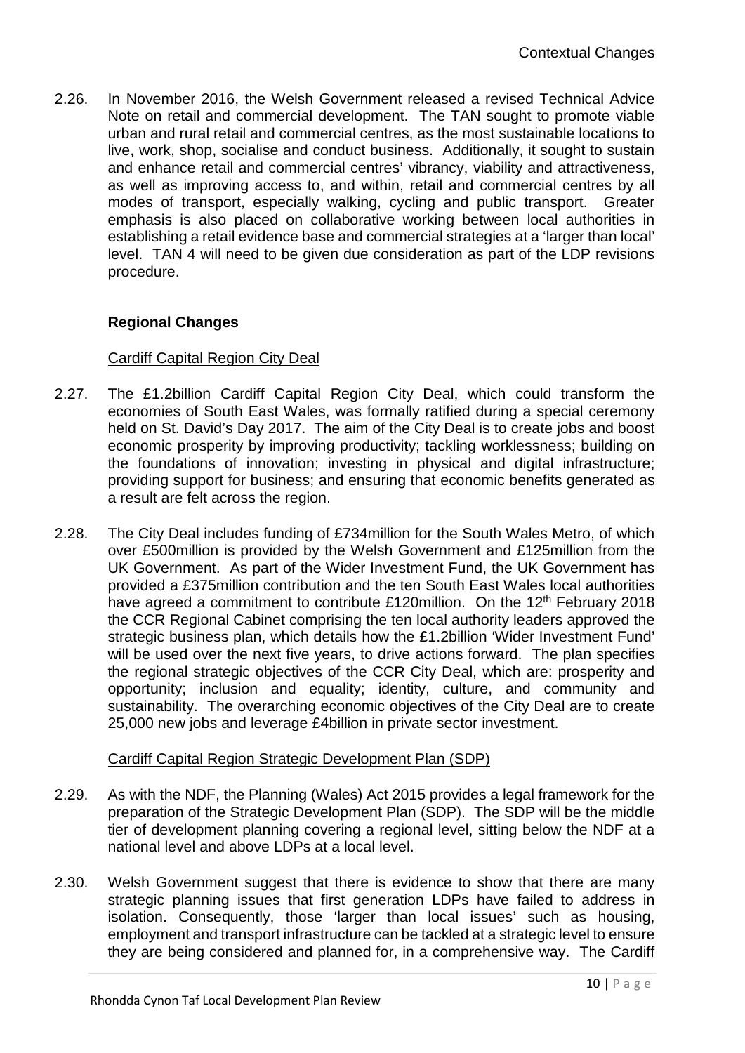2.26. In November 2016, the Welsh Government released a revised Technical Advice Note on retail and commercial development. The TAN sought to promote viable urban and rural retail and commercial centres, as the most sustainable locations to live, work, shop, socialise and conduct business. Additionally, it sought to sustain and enhance retail and commercial centres' vibrancy, viability and attractiveness, as well as improving access to, and within, retail and commercial centres by all modes of transport, especially walking, cycling and public transport. Greater emphasis is also placed on collaborative working between local authorities in establishing a retail evidence base and commercial strategies at a 'larger than local' level. TAN 4 will need to be given due consideration as part of the LDP revisions procedure.

### Regional Changes

#### Cardiff Capital Region City Deal

2.27. The £1.2billion Cardiff Capital Region City Deal, which could transform the economies of South East Wales, was formally ratified during a special ceremony held on St. David's Day 2017. The aim of the City Deal is to create jobs and boost economic prosperity by improving productivity; tackling worklessness; building on the foundations of innovation; investing in physical and digital infrastructure; providing support for business; and ensuring that economic benefits generated as a result are felt across the region.

2.28. The City Deal includes funding of £734million for the South Wales Metro, of which over £500million is provided by the Welsh Government and £125million from the UK Government. As part of the Wider Investment Fund, the UK Government has provided a £375million contribution and the ten South East Wales local authorities have agreed a commitment to contribute £120million. On the 12th February 2018 the CCR Regional Cabinet comprising the ten local authority leaders approved the strategic business plan, which details how the £1.2billion 'Wider Investment Fund' will be used over the next five years, to drive actions forward. The plan specifies the regional strategic objectives of the CCR City Deal, which are: prosperity and opportunity; inclusion and equality; identity, culture, and community and sustainability. The overarching economic objectives of the City Deal are to create 25,000 new jobs and leverage £4billion in private sector investment.

#### Cardiff Capital Region Strategic Development Plan (SDP)

2.29. As with the NDF, the Planning (Wales) Act 2015 provides a legal framework for the preparation of the Strategic Development Plan (SDP). The SDP will be the middle tier of development planning covering a regional level, sitting below the NDF at a national level and above LDPs at a local level.

2.30. Welsh Government suggest that there is evidence to show that there are many strategic planning issues that first generation LDPs have failed to address in isolation. Consequently, those 'larger than local issues' such as housing, employment and transport infrastructure can be tackled at a strategic level to ensure they are being considered and planned for, in a comprehensive way. The Cardiff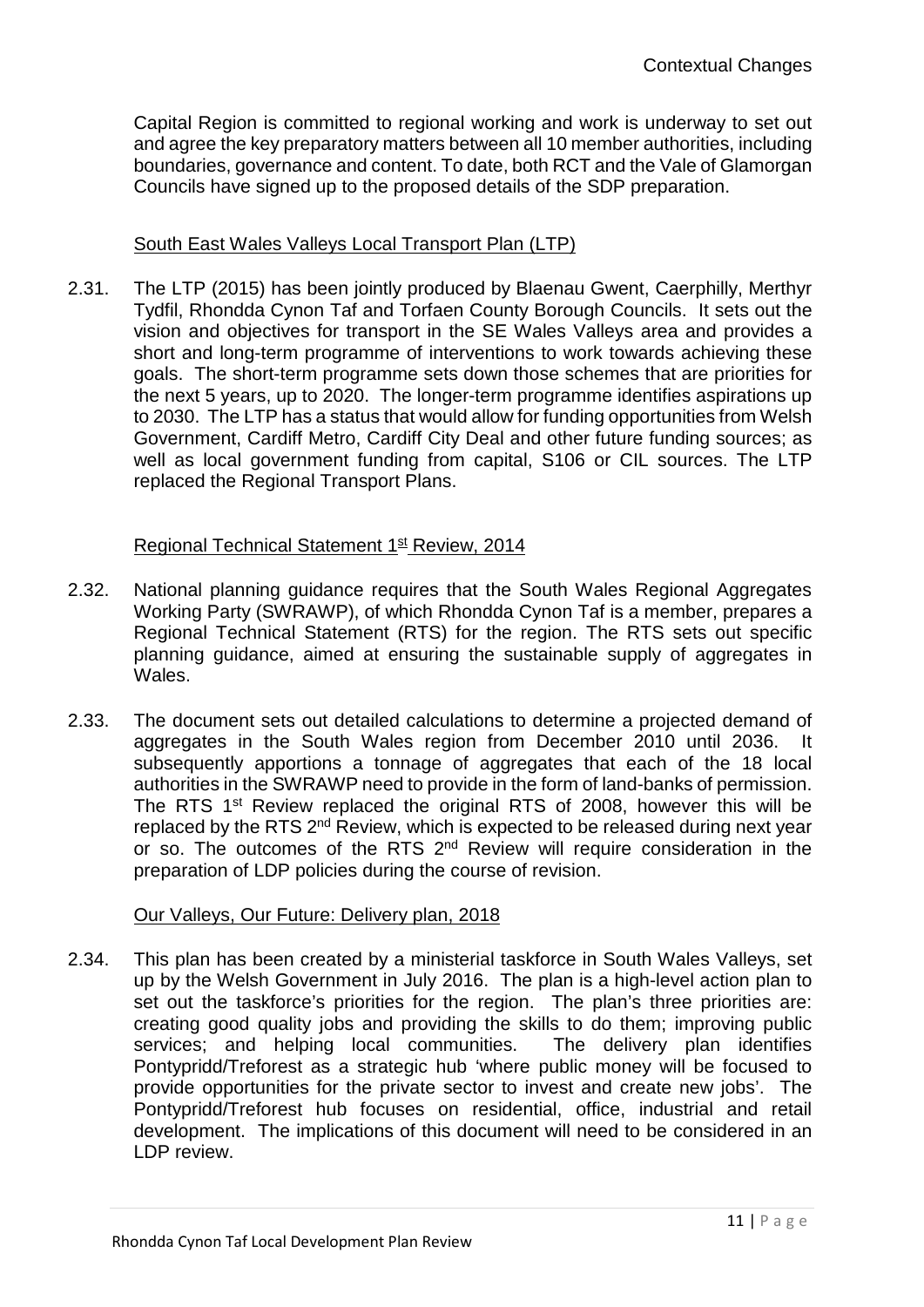Capital Region is committed to regional working and work is underway to set out and agree the key preparatory matters between all 10 member authorities, including boundaries, governance and content. To date, both RCT and the Vale of Glamorgan Councils have signed up to the proposed details of the SDP preparation.

### South East Wales Valleys Local Transport Plan (LTP)

2.31. The LTP (2015) has been jointly produced by Blaenau Gwent, Caerphilly, Merthyr Tydfil, Rhondda Cynon Taf and Torfaen County Borough Councils. It sets out the vision and objectives for transport in the SE Wales Valleys area and provides a short and long-term programme of interventions to work towards achieving these goals. The short-term programme sets down those schemes that are priorities for the next 5 years, up to 2020. The longer-term programme identifies aspirations up to 2030. The LTP has a status that would allow for funding opportunities from Welsh Government, Cardiff Metro, Cardiff City Deal and other future funding sources; as well as local government funding from capital, S106 or CIL sources. The LTP replaced the Regional Transport Plans.

### Regional Technical Statement 1st Review, 2014

2.32. National planning guidance requires that the South Wales Regional Aggregates Working Party (SWRAWP), of which Rhondda Cynon Taf is a member, prepares a Regional Technical Statement (RTS) for the region. The RTS sets out specific planning guidance, aimed at ensuring the sustainable supply of aggregates in Wales.

2.33. The document sets out detailed calculations to determine a projected demand of aggregates in the South Wales region from December 2010 until 2036. It subsequently apportions a tonnage of aggregates that each of the 18 local authorities in the SWRAWP need to provide in the form of land-banks of permission. The RTS 1st Review replaced the original RTS of 2008, however this will be replaced by the RTS 2nd Review, which is expected to be released during next year or so. The outcomes of the RTS 2nd Review will require consideration in the preparation of LDP policies during the course of revision.

### Our Valleys, Our Future: Delivery plan, 2018

2.34. This plan has been created by a ministerial taskforce in South Wales Valleys, set up by the Welsh Government in July 2016. The plan is a high-level action plan to set out the taskforce's priorities for the region. The plan's three priorities are: creating good quality jobs and providing the skills to do them; improving public services; and helping local communities. The delivery plan identifies Pontypridd/Treforest as a strategic hub 'where public money will be focused to provide opportunities for the private sector to invest and create new jobs'. The Pontypridd/Treforest hub focuses on residential, office, industrial and retail development. The implications of this document will need to be considered in an LDP review.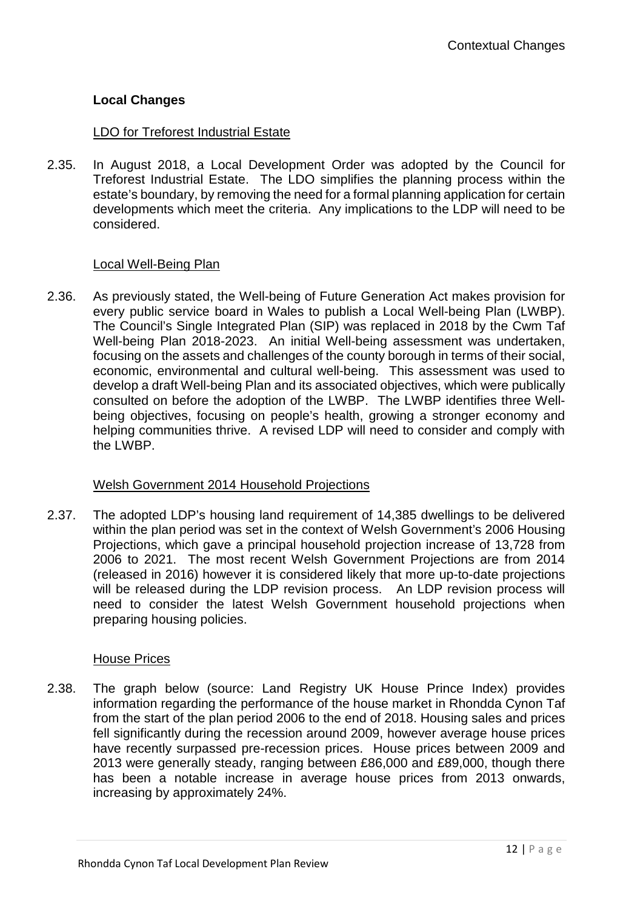## Local Changes

LDO for Treforest Industrial Estate

2.35. In August 2018, a Local Development Order was adopted by the Council for Treforest Industrial Estate. The LDO simplifies the planning process within the estate's boundary, by removing the need for a formal planning application for certain developments which meet the criteria. Any implications to the LDP will need to be considered.

Local Well-Being Plan

2.36. As previously stated, the Well-being of Future Generation Act makes provision for every public service board in Wales to publish a Local Well-being Plan (LWBP). The Council's Single Integrated Plan (SIP) was replaced in 2018 by the Cwm Taf Well-being Plan 2018-2023. An initial Well-being assessment was undertaken, focusing on the assets and challenges of the county borough in terms of their social, economic, environmental and cultural well-being. This assessment was used to develop a draft Well-being Plan and its associated objectives, which were publically consulted on before the adoption of the LWBP. The LWBP identifies three Well-being objectives, focusing on people's health, growing a stronger economy and helping communities thrive. A revised LDP will need to consider and comply with the LWBP.

Welsh Government 2014 Household Projections

2.37. The adopted LDP's housing land requirement of 14,385 dwellings to be delivered within the plan period was set in the context of Welsh Government's 2006 Housing Projections, which gave a principal household projection increase of 13,728 from 2006 to 2021. The most recent Welsh Government Projections are from 2014 (released in 2016) however it is considered likely that more up-to-date projections will be released during the LDP revision process. An LDP revision process will need to consider the latest Welsh Government household projections when preparing housing policies.

House Prices

2.38. The graph below (source: Land Registry UK House Prince Index) provides information regarding the performance of the house market in Rhondda Cynon Taf from the start of the plan period 2006 to the end of 2018. Housing sales and prices fell significantly during the recession around 2009, however average house prices have recently surpassed pre-recession prices. House prices between 2009 and 2013 were generally steady, ranging between £86,000 and £89,000, though there has been a notable increase in average house prices from 2013 onwards, increasing by approximately 24%.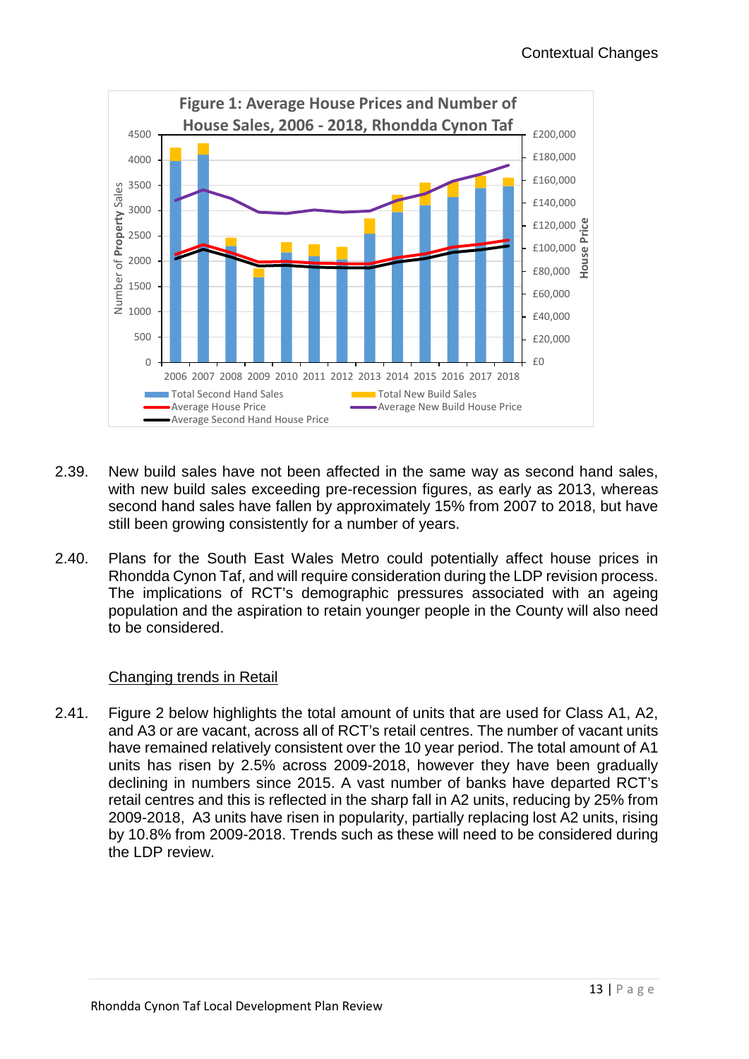**Figure 1: Average House Prices and Number of House Sales, 2006 - 2018, Rhondda Cynon Taf**

2.39. New build sales have not been affected in the same way as second hand sales, with new build sales exceeding pre-recession figures, as early as 2013, whereas second hand sales have fallen by approximately 15% from 2007 to 2018, but have still been growing consistently for a number of years.

2.40. Plans for the South East Wales Metro could potentially affect house prices in Rhondda Cynon Taf, and will require consideration during the LDP revision process. The implications of RCT's demographic pressures associated with an ageing population and the aspiration to retain younger people in the County will also need to be considered.

### Changing trends in Retail

2.41. Figure 2 below highlights the total amount of units that are used for Class A1, A2, and A3 or are vacant, across all of RCT's retail centres. The number of vacant units have remained relatively consistent over the 10 year period. The total amount of A1 units has risen by 2.5% across 2009-2018, however they have been gradually declining in numbers since 2015. A vast number of banks have departed RCT's retail centres and this is reflected in the sharp fall in A2 units, reducing by 25% from 2009-2018, A3 units have risen in popularity, partially replacing lost A2 units, rising by 10.8% from 2009-2018. Trends such as these will need to be considered during the LDP review.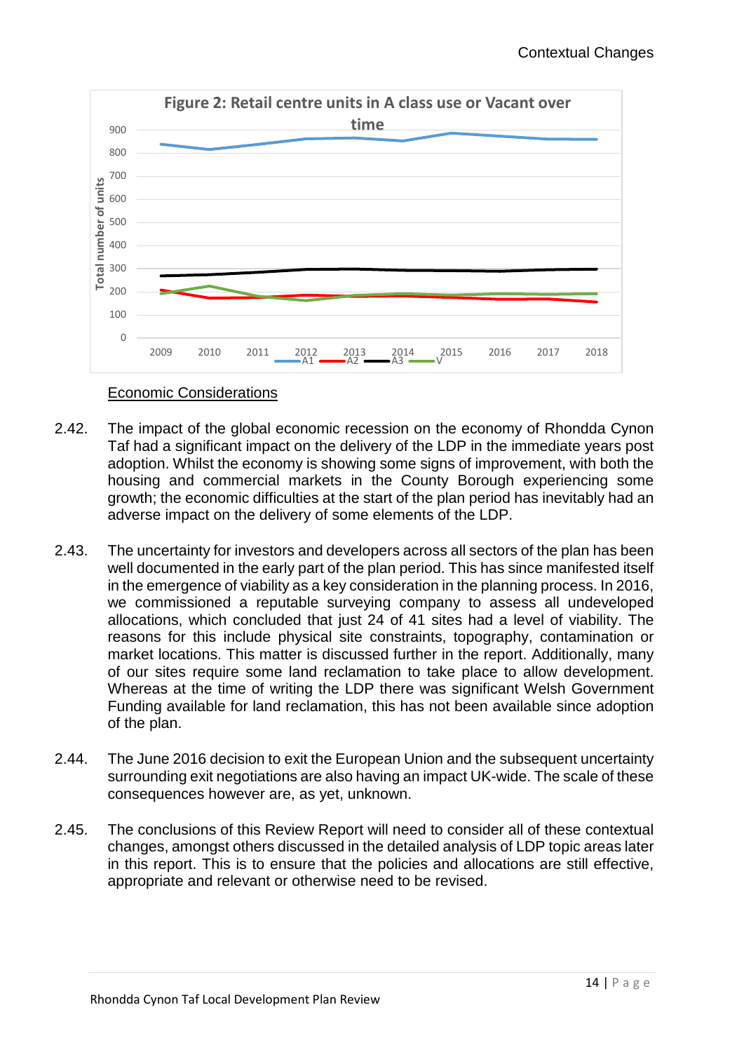**Figure 2: Retail centre units in A class use or Vacant over time**

Economic Considerations

2.42. The impact of the global economic recession on the economy of Rhondda Cynon Taf had a significant impact on the delivery of the LDP in the immediate years post adoption. Whilst the economy is showing some signs of improvement, with both the housing and commercial markets in the County Borough experiencing some growth; the economic difficulties at the start of the plan period has inevitably had an adverse impact on the delivery of some elements of the LDP.

2.43. The uncertainty for investors and developers across all sectors of the plan has been well documented in the early part of the plan period. This has since manifested itself in the emergence of viability as a key consideration in the planning process. In 2016, we commissioned a reputable surveying company to assess all undeveloped allocations, which concluded that just 24 of 41 sites had a level of viability. The reasons for this include physical site constraints, topography, contamination or market locations. This matter is discussed further in the report. Additionally, many of our sites require some land reclamation to take place to allow development. Whereas at the time of writing the LDP there was significant Welsh Government Funding available for land reclamation, this has not been available since adoption of the plan.

2.44. The June 2016 decision to exit the European Union and the subsequent uncertainty surrounding exit negotiations are also having an impact UK-wide. The scale of these consequences however are, as yet, unknown.

2.45. The conclusions of this Review Report will need to consider all of these contextual changes, amongst others discussed in the detailed analysis of LDP topic areas later in this report. This is to ensure that the policies and allocations are still effective, appropriate and relevant or otherwise need to be revised.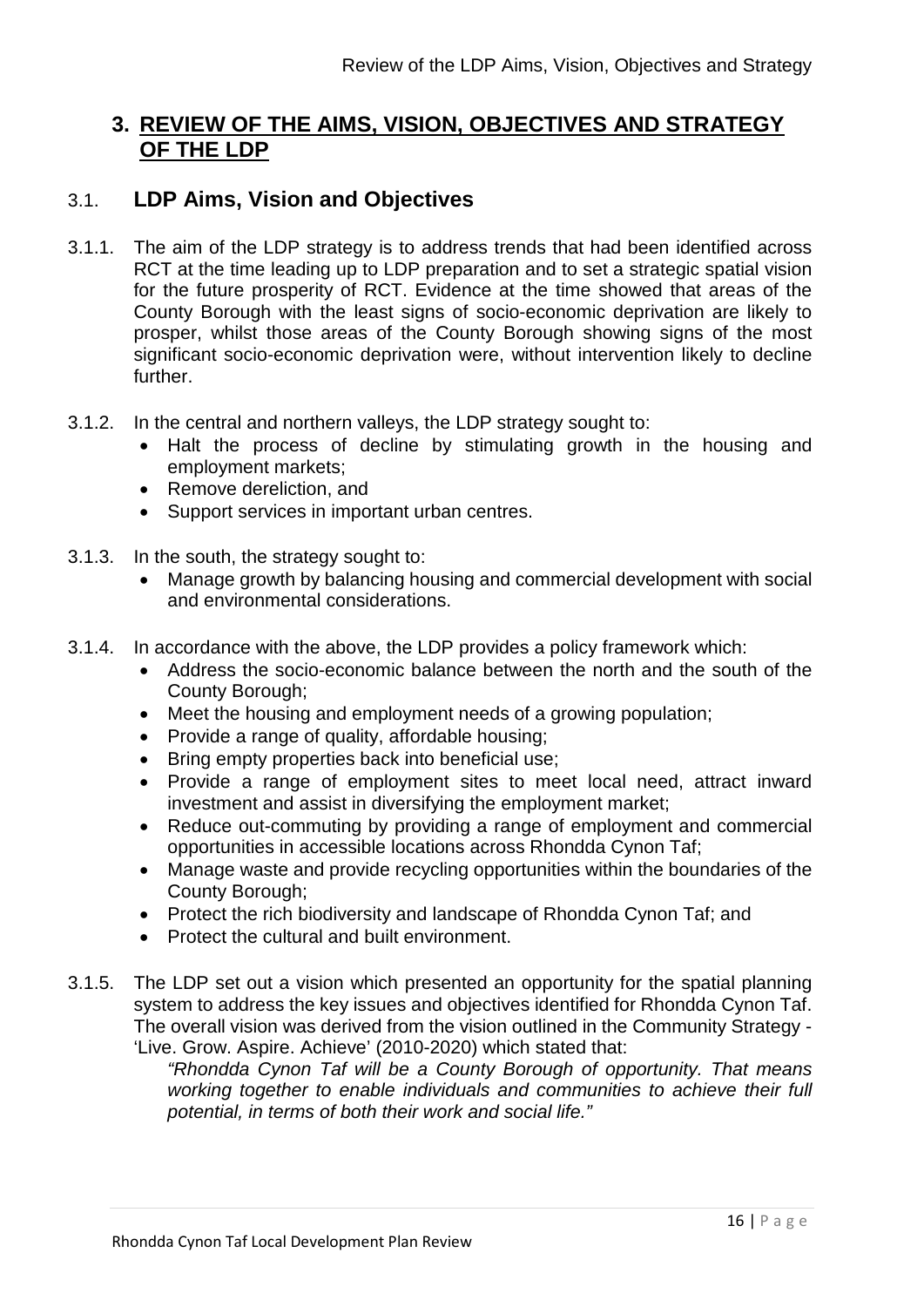# 3. REVIEW OF THE AIMS, VISION, OBJECTIVES AND STRATEGY OF THE LDP

## 3.1. LDP Aims, Vision and Objectives

3.1.1. The aim of the LDP strategy is to address trends that had been identified across RCT at the time leading up to LDP preparation and to set a strategic spatial vision for the future prosperity of RCT. Evidence at the time showed that areas of the County Borough with the least signs of socio-economic deprivation are likely to prosper, whilst those areas of the County Borough showing signs of the most significant socio-economic deprivation were, without intervention likely to decline further.

3.1.2. In the central and northern valleys, the LDP strategy sought to:

- Halt the process of decline by stimulating growth in the housing and employment markets;
- Remove dereliction, and
- Support services in important urban centres.

3.1.3. In the south, the strategy sought to:

- Manage growth by balancing housing and commercial development with social and environmental considerations.

3.1.4. In accordance with the above, the LDP provides a policy framework which:

- Address the socio-economic balance between the north and the south of the County Borough;
- Meet the housing and employment needs of a growing population;
- Provide a range of quality, affordable housing;
- Bring empty properties back into beneficial use;
- Provide a range of employment sites to meet local need, attract inward investment and assist in diversifying the employment market;
- Reduce out-commuting by providing a range of employment and commercial opportunities in accessible locations across Rhondda Cynon Taf;
- Manage waste and provide recycling opportunities within the boundaries of the County Borough;
- Protect the rich biodiversity and landscape of Rhondda Cynon Taf; and
- Protect the cultural and built environment.

3.1.5. The LDP set out a vision which presented an opportunity for the spatial planning system to address the key issues and objectives identified for Rhondda Cynon Taf. The overall vision was derived from the vision outlined in the Community Strategy - 'Live. Grow. Aspire. Achieve' (2010-2020) which stated that:

*"Rhondda Cynon Taf will be a County Borough of opportunity. That means working together to enable individuals and communities to achieve their full potential, in terms of both their work and social life."*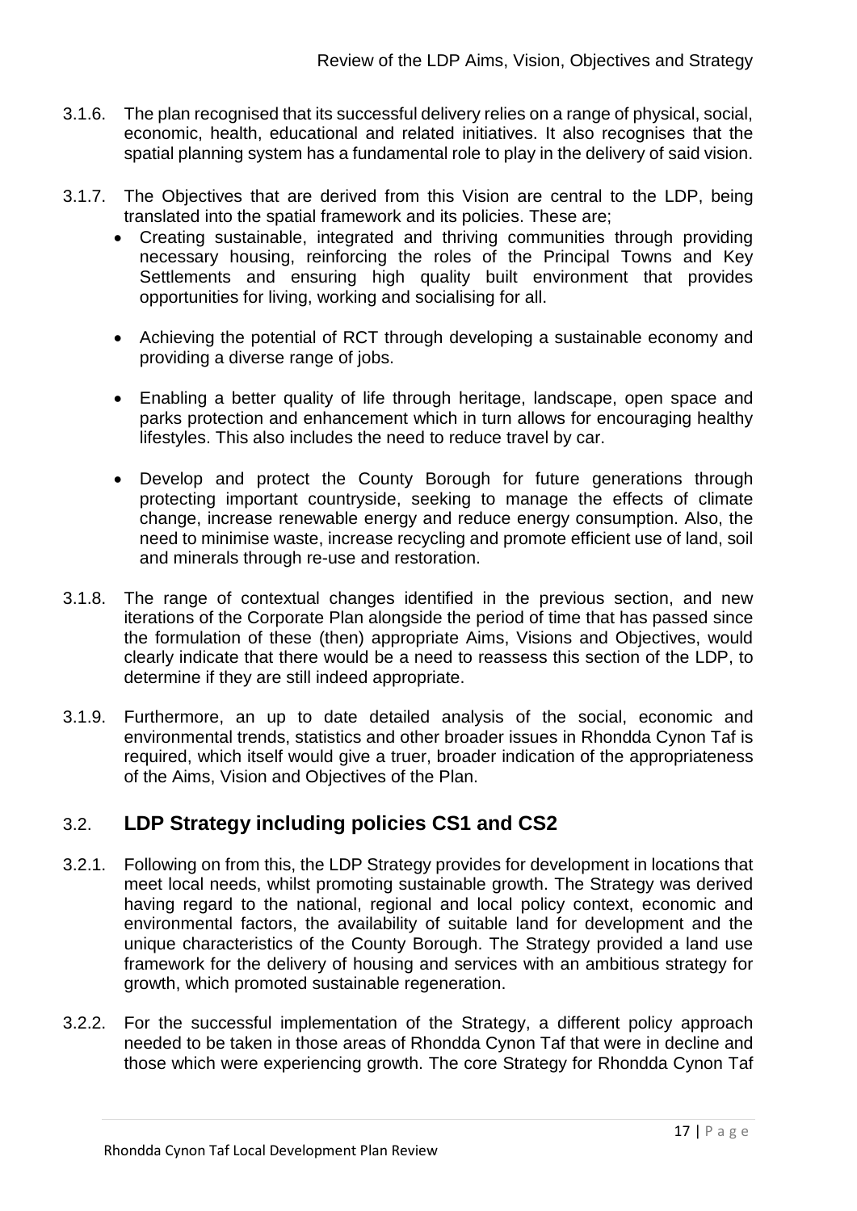3.1.6. The plan recognised that its successful delivery relies on a range of physical, social, economic, health, educational and related initiatives. It also recognises that the spatial planning system has a fundamental role to play in the delivery of said vision.

3.1.7. The Objectives that are derived from this Vision are central to the LDP, being translated into the spatial framework and its policies. These are;

- Creating sustainable, integrated and thriving communities through providing necessary housing, reinforcing the roles of the Principal Towns and Key Settlements and ensuring high quality built environment that provides opportunities for living, working and socialising for all.

- Achieving the potential of RCT through developing a sustainable economy and providing a diverse range of jobs.

- Enabling a better quality of life through heritage, landscape, open space and parks protection and enhancement which in turn allows for encouraging healthy lifestyles. This also includes the need to reduce travel by car.

- Develop and protect the County Borough for future generations through protecting important countryside, seeking to manage the effects of climate change, increase renewable energy and reduce energy consumption. Also, the need to minimise waste, increase recycling and promote efficient use of land, soil and minerals through re-use and restoration.

3.1.8. The range of contextual changes identified in the previous section, and new iterations of the Corporate Plan alongside the period of time that has passed since the formulation of these (then) appropriate Aims, Visions and Objectives, would clearly indicate that there would be a need to reassess this section of the LDP, to determine if they are still indeed appropriate.

3.1.9. Furthermore, an up to date detailed analysis of the social, economic and environmental trends, statistics and other broader issues in Rhondda Cynon Taf is required, which itself would give a truer, broader indication of the appropriateness of the Aims, Vision and Objectives of the Plan.

## 3.2. LDP Strategy including policies CS1 and CS2

3.2.1. Following on from this, the LDP Strategy provides for development in locations that meet local needs, whilst promoting sustainable growth. The Strategy was derived having regard to the national, regional and local policy context, economic and environmental factors, the availability of suitable land for development and the unique characteristics of the County Borough. The Strategy provided a land use framework for the delivery of housing and services with an ambitious strategy for growth, which promoted sustainable regeneration.

3.2.2. For the successful implementation of the Strategy, a different policy approach needed to be taken in those areas of Rhondda Cynon Taf that were in decline and those which were experiencing growth. The core Strategy for Rhondda Cynon Taf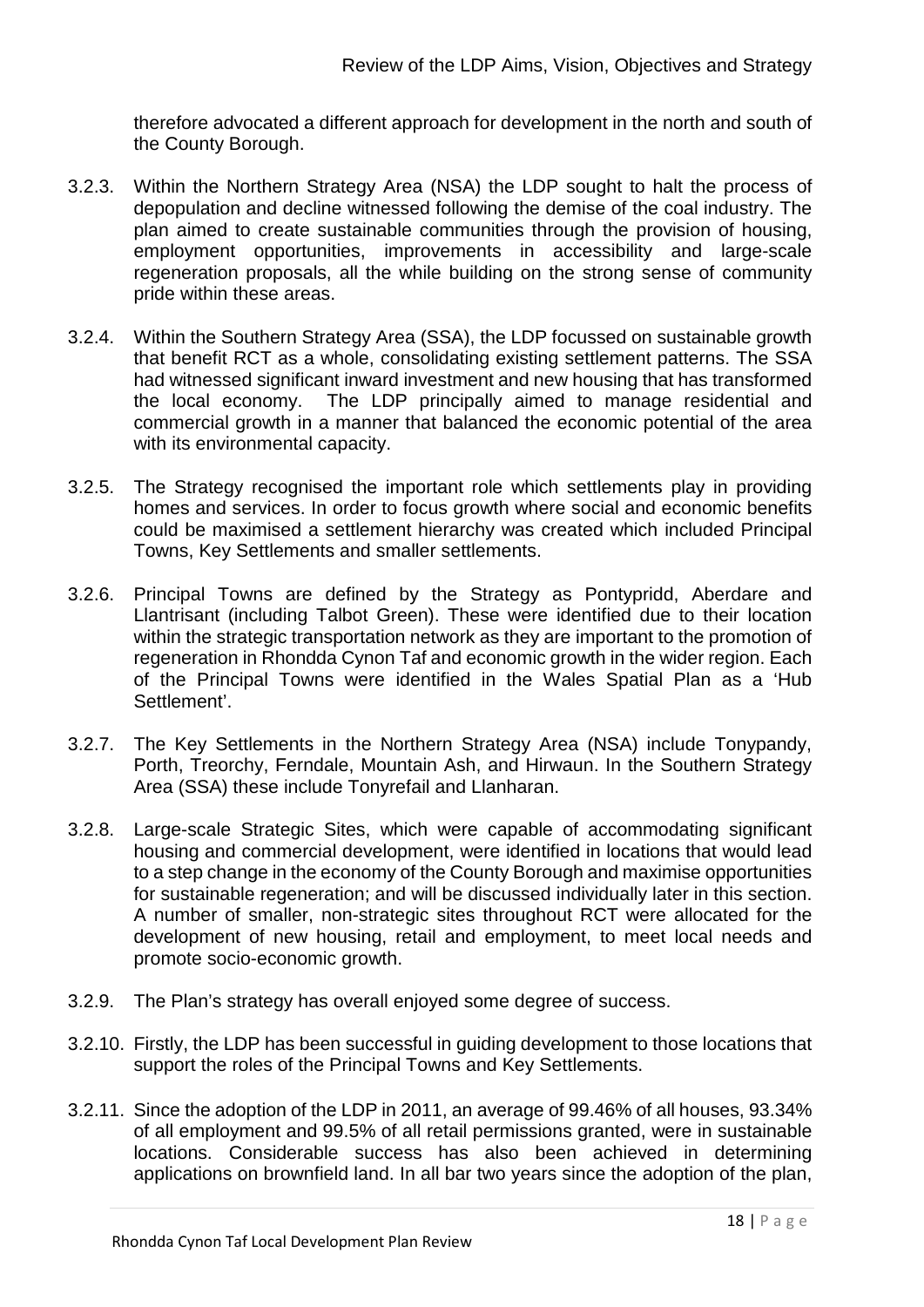therefore advocated a different approach for development in the north and south of the County Borough.

3.2.3. Within the Northern Strategy Area (NSA) the LDP sought to halt the process of depopulation and decline witnessed following the demise of the coal industry. The plan aimed to create sustainable communities through the provision of housing, employment opportunities, improvements in accessibility and large-scale regeneration proposals, all the while building on the strong sense of community pride within these areas.

3.2.4. Within the Southern Strategy Area (SSA), the LDP focussed on sustainable growth that benefit RCT as a whole, consolidating existing settlement patterns. The SSA had witnessed significant inward investment and new housing that has transformed the local economy. The LDP principally aimed to manage residential and commercial growth in a manner that balanced the economic potential of the area with its environmental capacity.

3.2.5. The Strategy recognised the important role which settlements play in providing homes and services. In order to focus growth where social and economic benefits could be maximised a settlement hierarchy was created which included Principal Towns, Key Settlements and smaller settlements.

3.2.6. Principal Towns are defined by the Strategy as Pontypridd, Aberdare and Llantrisant (including Talbot Green). These were identified due to their location within the strategic transportation network as they are important to the promotion of regeneration in Rhondda Cynon Taf and economic growth in the wider region. Each of the Principal Towns were identified in the Wales Spatial Plan as a 'Hub Settlement'.

3.2.7. The Key Settlements in the Northern Strategy Area (NSA) include Tonypandy, Porth, Treorchy, Ferndale, Mountain Ash, and Hirwaun. In the Southern Strategy Area (SSA) these include Tonyrefail and Llanharan.

3.2.8. Large-scale Strategic Sites, which were capable of accommodating significant housing and commercial development, were identified in locations that would lead to a step change in the economy of the County Borough and maximise opportunities for sustainable regeneration; and will be discussed individually later in this section. A number of smaller, non-strategic sites throughout RCT were allocated for the development of new housing, retail and employment, to meet local needs and promote socio-economic growth.

3.2.9. The Plan's strategy has overall enjoyed some degree of success.

3.2.10. Firstly, the LDP has been successful in guiding development to those locations that support the roles of the Principal Towns and Key Settlements.

3.2.11. Since the adoption of the LDP in 2011, an average of 99.46% of all houses, 93.34% of all employment and 99.5% of all retail permissions granted, were in sustainable locations. Considerable success has also been achieved in determining applications on brownfield land. In all bar two years since the adoption of the plan,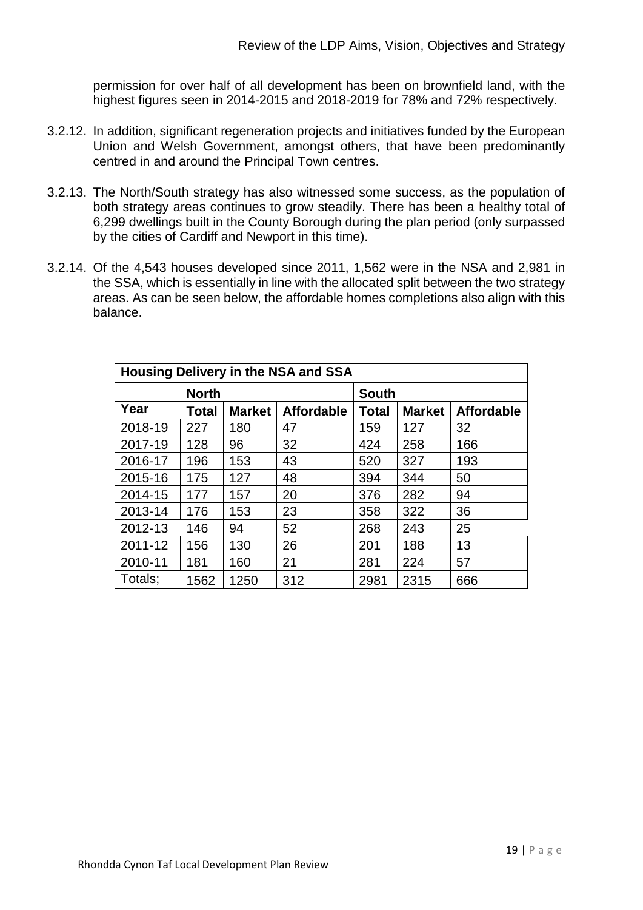permission for over half of all development has been on brownfield land, with the highest figures seen in 2014-2015 and 2018-2019 for 78% and 72% respectively.

3.2.12. In addition, significant regeneration projects and initiatives funded by the European Union and Welsh Government, amongst others, that have been predominantly centred in and around the Principal Town centres.

3.2.13. The North/South strategy has also witnessed some success, as the population of both strategy areas continues to grow steadily. There has been a healthy total of 6,299 dwellings built in the County Borough during the plan period (only surpassed by the cities of Cardiff and Newport in this time).

3.2.14. Of the 4,543 houses developed since 2011, 1,562 were in the NSA and 2,981 in the SSA, which is essentially in line with the allocated split between the two strategy areas. As can be seen below, the affordable homes completions also align with this balance.

| **Housing Delivery in the NSA and SSA** | | | | | | |
|---|---|---|---|---|---|---|
| | **North** | | | **South** | | |
| **Year** | **Total** | **Market** | **Affordable** | **Total** | **Market** | **Affordable** |
| 2018-19 | 227 | 180 | 47 | 159 | 127 | 32 |
| 2017-19 | 128 | 96 | 32 | 424 | 258 | 166 |
| 2016-17 | 196 | 153 | 43 | 520 | 327 | 193 |
| 2015-16 | 175 | 127 | 48 | 394 | 344 | 50 |
| 2014-15 | 177 | 157 | 20 | 376 | 282 | 94 |
| 2013-14 | 176 | 153 | 23 | 358 | 322 | 36 |
| 2012-13 | 146 | 94 | 52 | 268 | 243 | 25 |
| 2011-12 | 156 | 130 | 26 | 201 | 188 | 13 |
| 2010-11 | 181 | 160 | 21 | 281 | 224 | 57 |
| Totals; | 1562 | 1250 | 312 | 2981 | 2315 | 666 |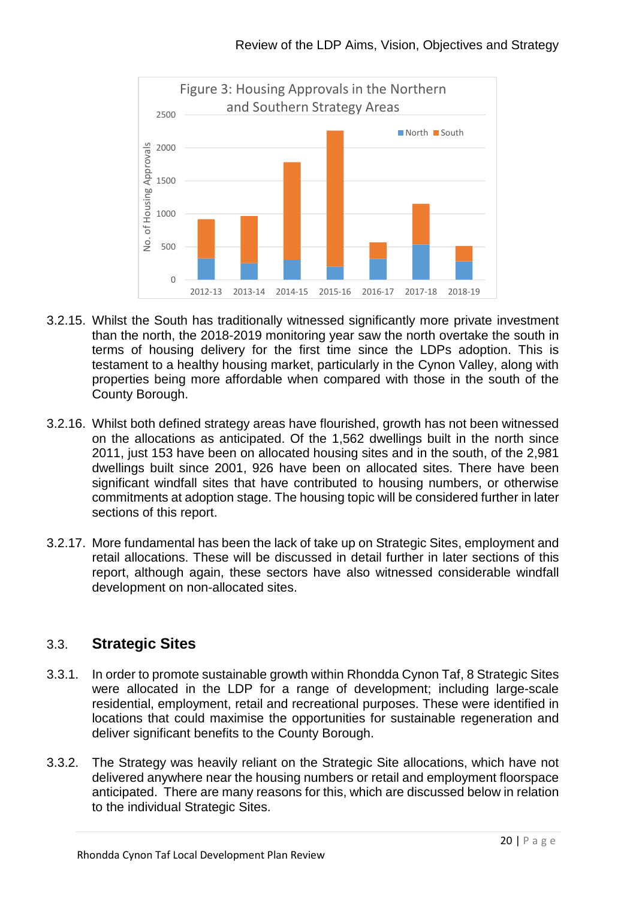Figure 3: Housing Approvals in the Northern and Southern Strategy Areas

3.2.15. Whilst the South has traditionally witnessed significantly more private investment than the north, the 2018-2019 monitoring year saw the north overtake the south in terms of housing delivery for the first time since the LDPs adoption. This is testament to a healthy housing market, particularly in the Cynon Valley, along with properties being more affordable when compared with those in the south of the County Borough.

3.2.16. Whilst both defined strategy areas have flourished, growth has not been witnessed on the allocations as anticipated. Of the 1,562 dwellings built in the north since 2011, just 153 have been on allocated housing sites and in the south, of the 2,981 dwellings built since 2001, 926 have been on allocated sites. There have been significant windfall sites that have contributed to housing numbers, or otherwise commitments at adoption stage. The housing topic will be considered further in later sections of this report.

3.2.17. More fundamental has been the lack of take up on Strategic Sites, employment and retail allocations. These will be discussed in detail further in later sections of this report, although again, these sectors have also witnessed considerable windfall development on non-allocated sites.

## 3.3. Strategic Sites

3.3.1. In order to promote sustainable growth within Rhondda Cynon Taf, 8 Strategic Sites were allocated in the LDP for a range of development; including large-scale residential, employment, retail and recreational purposes. These were identified in locations that could maximise the opportunities for sustainable regeneration and deliver significant benefits to the County Borough.

3.3.2. The Strategy was heavily reliant on the Strategic Site allocations, which have not delivered anywhere near the housing numbers or retail and employment floorspace anticipated. There are many reasons for this, which are discussed below in relation to the individual Strategic Sites.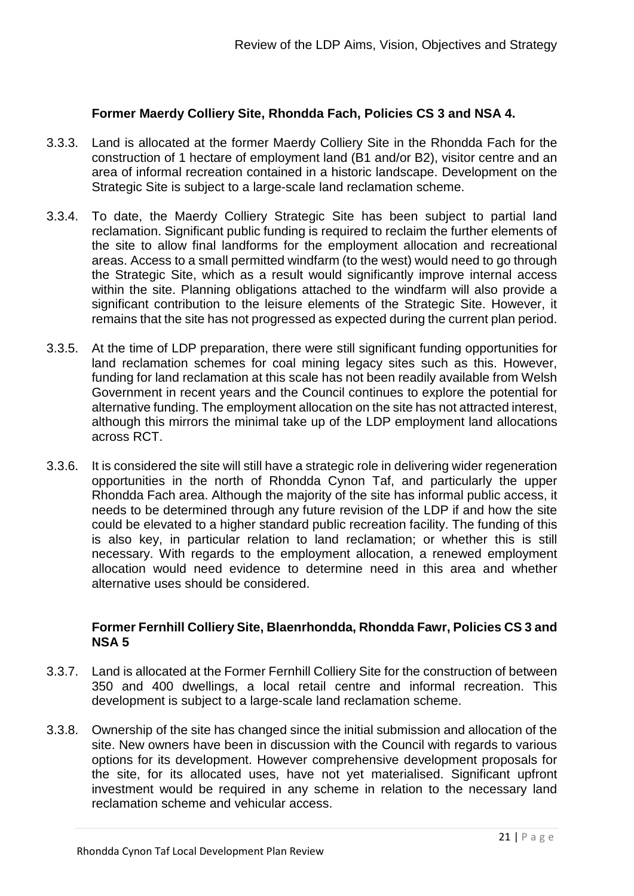### Former Maerdy Colliery Site, Rhondda Fach, Policies CS 3 and NSA 4.

3.3.3. Land is allocated at the former Maerdy Colliery Site in the Rhondda Fach for the construction of 1 hectare of employment land (B1 and/or B2), visitor centre and an area of informal recreation contained in a historic landscape. Development on the Strategic Site is subject to a large-scale land reclamation scheme.

3.3.4. To date, the Maerdy Colliery Strategic Site has been subject to partial land reclamation. Significant public funding is required to reclaim the further elements of the site to allow final landforms for the employment allocation and recreational areas. Access to a small permitted windfarm (to the west) would need to go through the Strategic Site, which as a result would significantly improve internal access within the site. Planning obligations attached to the windfarm will also provide a significant contribution to the leisure elements of the Strategic Site. However, it remains that the site has not progressed as expected during the current plan period.

3.3.5. At the time of LDP preparation, there were still significant funding opportunities for land reclamation schemes for coal mining legacy sites such as this. However, funding for land reclamation at this scale has not been readily available from Welsh Government in recent years and the Council continues to explore the potential for alternative funding. The employment allocation on the site has not attracted interest, although this mirrors the minimal take up of the LDP employment land allocations across RCT.

3.3.6. It is considered the site will still have a strategic role in delivering wider regeneration opportunities in the north of Rhondda Cynon Taf, and particularly the upper Rhondda Fach area. Although the majority of the site has informal public access, it needs to be determined through any future revision of the LDP if and how the site could be elevated to a higher standard public recreation facility. The funding of this is also key, in particular relation to land reclamation; or whether this is still necessary. With regards to the employment allocation, a renewed employment allocation would need evidence to determine need in this area and whether alternative uses should be considered.

### Former Fernhill Colliery Site, Blaenrhondda, Rhondda Fawr, Policies CS 3 and NSA 5

3.3.7. Land is allocated at the Former Fernhill Colliery Site for the construction of between 350 and 400 dwellings, a local retail centre and informal recreation. This development is subject to a large-scale land reclamation scheme.

3.3.8. Ownership of the site has changed since the initial submission and allocation of the site. New owners have been in discussion with the Council with regards to various options for its development. However comprehensive development proposals for the site, for its allocated uses, have not yet materialised. Significant upfront investment would be required in any scheme in relation to the necessary land reclamation scheme and vehicular access.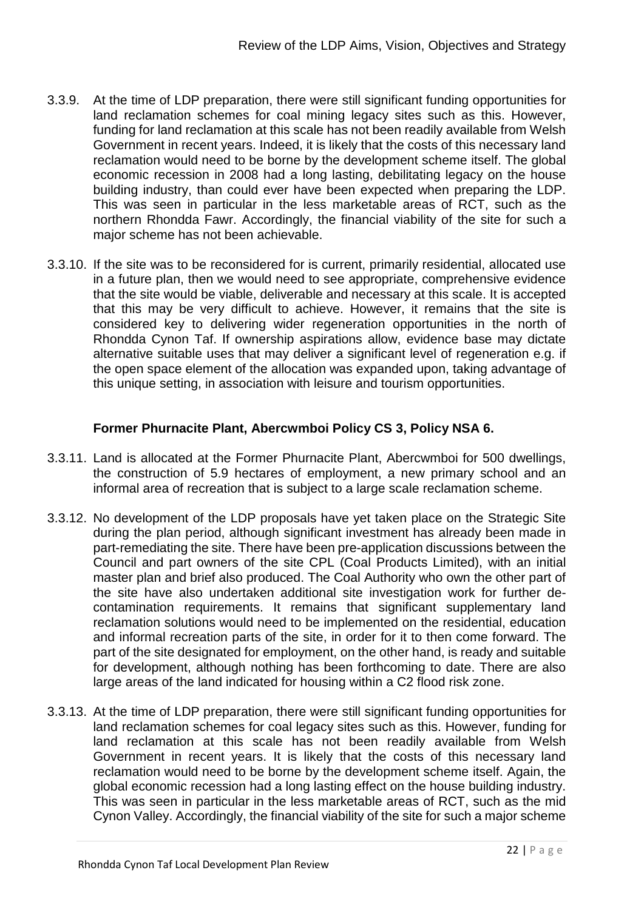3.3.9. At the time of LDP preparation, there were still significant funding opportunities for land reclamation schemes for coal mining legacy sites such as this. However, funding for land reclamation at this scale has not been readily available from Welsh Government in recent years. Indeed, it is likely that the costs of this necessary land reclamation would need to be borne by the development scheme itself. The global economic recession in 2008 had a long lasting, debilitating legacy on the house building industry, than could ever have been expected when preparing the LDP. This was seen in particular in the less marketable areas of RCT, such as the northern Rhondda Fawr. Accordingly, the financial viability of the site for such a major scheme has not been achievable.

3.3.10. If the site was to be reconsidered for is current, primarily residential, allocated use in a future plan, then we would need to see appropriate, comprehensive evidence that the site would be viable, deliverable and necessary at this scale. It is accepted that this may be very difficult to achieve. However, it remains that the site is considered key to delivering wider regeneration opportunities in the north of Rhondda Cynon Taf. If ownership aspirations allow, evidence base may dictate alternative suitable uses that may deliver a significant level of regeneration e.g. if the open space element of the allocation was expanded upon, taking advantage of this unique setting, in association with leisure and tourism opportunities.

**Former Phurnacite Plant, Abercwmboi Policy CS 3, Policy NSA 6.**

3.3.11. Land is allocated at the Former Phurnacite Plant, Abercwmboi for 500 dwellings, the construction of 5.9 hectares of employment, a new primary school and an informal area of recreation that is subject to a large scale reclamation scheme.

3.3.12. No development of the LDP proposals have yet taken place on the Strategic Site during the plan period, although significant investment has already been made in part-remediating the site. There have been pre-application discussions between the Council and part owners of the site CPL (Coal Products Limited), with an initial master plan and brief also produced. The Coal Authority who own the other part of the site have also undertaken additional site investigation work for further de-contamination requirements. It remains that significant supplementary land reclamation solutions would need to be implemented on the residential, education and informal recreation parts of the site, in order for it to then come forward. The part of the site designated for employment, on the other hand, is ready and suitable for development, although nothing has been forthcoming to date. There are also large areas of the land indicated for housing within a C2 flood risk zone.

3.3.13. At the time of LDP preparation, there were still significant funding opportunities for land reclamation schemes for coal legacy sites such as this. However, funding for land reclamation at this scale has not been readily available from Welsh Government in recent years. It is likely that the costs of this necessary land reclamation would need to be borne by the development scheme itself. Again, the global economic recession had a long lasting effect on the house building industry. This was seen in particular in the less marketable areas of RCT, such as the mid Cynon Valley. Accordingly, the financial viability of the site for such a major scheme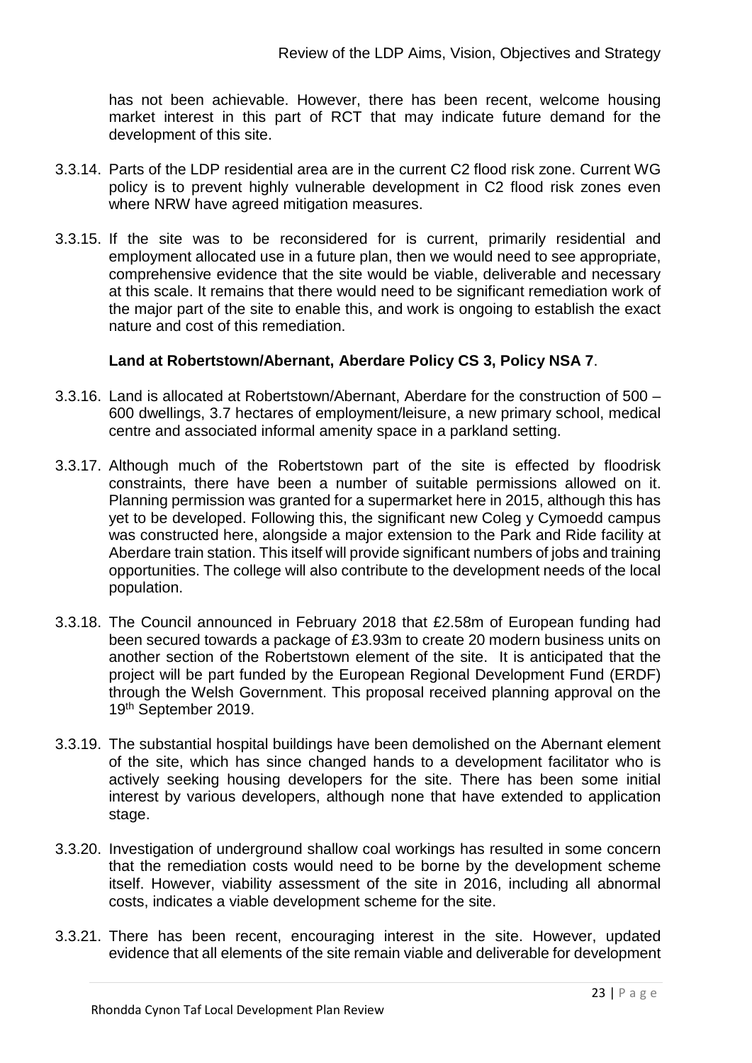has not been achievable. However, there has been recent, welcome housing market interest in this part of RCT that may indicate future demand for the development of this site.

3.3.14. Parts of the LDP residential area are in the current C2 flood risk zone. Current WG policy is to prevent highly vulnerable development in C2 flood risk zones even where NRW have agreed mitigation measures.

3.3.15. If the site was to be reconsidered for is current, primarily residential and employment allocated use in a future plan, then we would need to see appropriate, comprehensive evidence that the site would be viable, deliverable and necessary at this scale. It remains that there would need to be significant remediation work of the major part of the site to enable this, and work is ongoing to establish the exact nature and cost of this remediation.

**Land at Robertstown/Abernant, Aberdare Policy CS 3, Policy NSA 7**.

3.3.16. Land is allocated at Robertstown/Abernant, Aberdare for the construction of 500 – 600 dwellings, 3.7 hectares of employment/leisure, a new primary school, medical centre and associated informal amenity space in a parkland setting.

3.3.17. Although much of the Robertstown part of the site is effected by floodrisk constraints, there have been a number of suitable permissions allowed on it. Planning permission was granted for a supermarket here in 2015, although this has yet to be developed. Following this, the significant new Coleg y Cymoedd campus was constructed here, alongside a major extension to the Park and Ride facility at Aberdare train station. This itself will provide significant numbers of jobs and training opportunities. The college will also contribute to the development needs of the local population.

3.3.18. The Council announced in February 2018 that £2.58m of European funding had been secured towards a package of £3.93m to create 20 modern business units on another section of the Robertstown element of the site. It is anticipated that the project will be part funded by the European Regional Development Fund (ERDF) through the Welsh Government. This proposal received planning approval on the 19th September 2019.

3.3.19. The substantial hospital buildings have been demolished on the Abernant element of the site, which has since changed hands to a development facilitator who is actively seeking housing developers for the site. There has been some initial interest by various developers, although none that have extended to application stage.

3.3.20. Investigation of underground shallow coal workings has resulted in some concern that the remediation costs would need to be borne by the development scheme itself. However, viability assessment of the site in 2016, including all abnormal costs, indicates a viable development scheme for the site.

3.3.21. There has been recent, encouraging interest in the site. However, updated evidence that all elements of the site remain viable and deliverable for development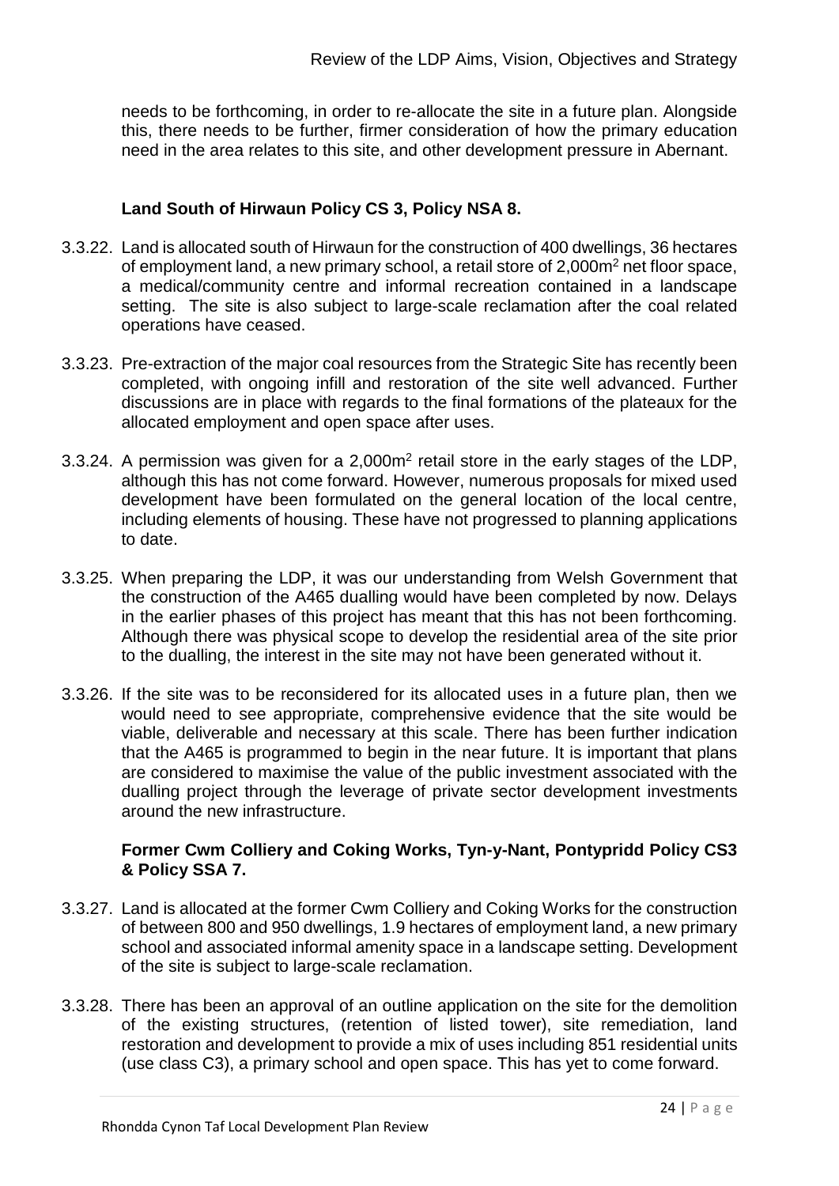needs to be forthcoming, in order to re-allocate the site in a future plan. Alongside this, there needs to be further, firmer consideration of how the primary education need in the area relates to this site, and other development pressure in Abernant.

**Land South of Hirwaun Policy CS 3, Policy NSA 8.**

3.3.22. Land is allocated south of Hirwaun for the construction of 400 dwellings, 36 hectares of employment land, a new primary school, a retail store of 2,000m$^2$ net floor space, a medical/community centre and informal recreation contained in a landscape setting. The site is also subject to large-scale reclamation after the coal related operations have ceased.

3.3.23. Pre-extraction of the major coal resources from the Strategic Site has recently been completed, with ongoing infill and restoration of the site well advanced. Further discussions are in place with regards to the final formations of the plateaux for the allocated employment and open space after uses.

3.3.24. A permission was given for a 2,000m$^2$ retail store in the early stages of the LDP, although this has not come forward. However, numerous proposals for mixed used development have been formulated on the general location of the local centre, including elements of housing. These have not progressed to planning applications to date.

3.3.25. When preparing the LDP, it was our understanding from Welsh Government that the construction of the A465 dualling would have been completed by now. Delays in the earlier phases of this project has meant that this has not been forthcoming. Although there was physical scope to develop the residential area of the site prior to the dualling, the interest in the site may not have been generated without it.

3.3.26. If the site was to be reconsidered for its allocated uses in a future plan, then we would need to see appropriate, comprehensive evidence that the site would be viable, deliverable and necessary at this scale. There has been further indication that the A465 is programmed to begin in the near future. It is important that plans are considered to maximise the value of the public investment associated with the dualling project through the leverage of private sector development investments around the new infrastructure.

**Former Cwm Colliery and Coking Works, Tyn-y-Nant, Pontypridd Policy CS3 & Policy SSA 7.**

3.3.27. Land is allocated at the former Cwm Colliery and Coking Works for the construction of between 800 and 950 dwellings, 1.9 hectares of employment land, a new primary school and associated informal amenity space in a landscape setting. Development of the site is subject to large-scale reclamation.

3.3.28. There has been an approval of an outline application on the site for the demolition of the existing structures, (retention of listed tower), site remediation, land restoration and development to provide a mix of uses including 851 residential units (use class C3), a primary school and open space. This has yet to come forward.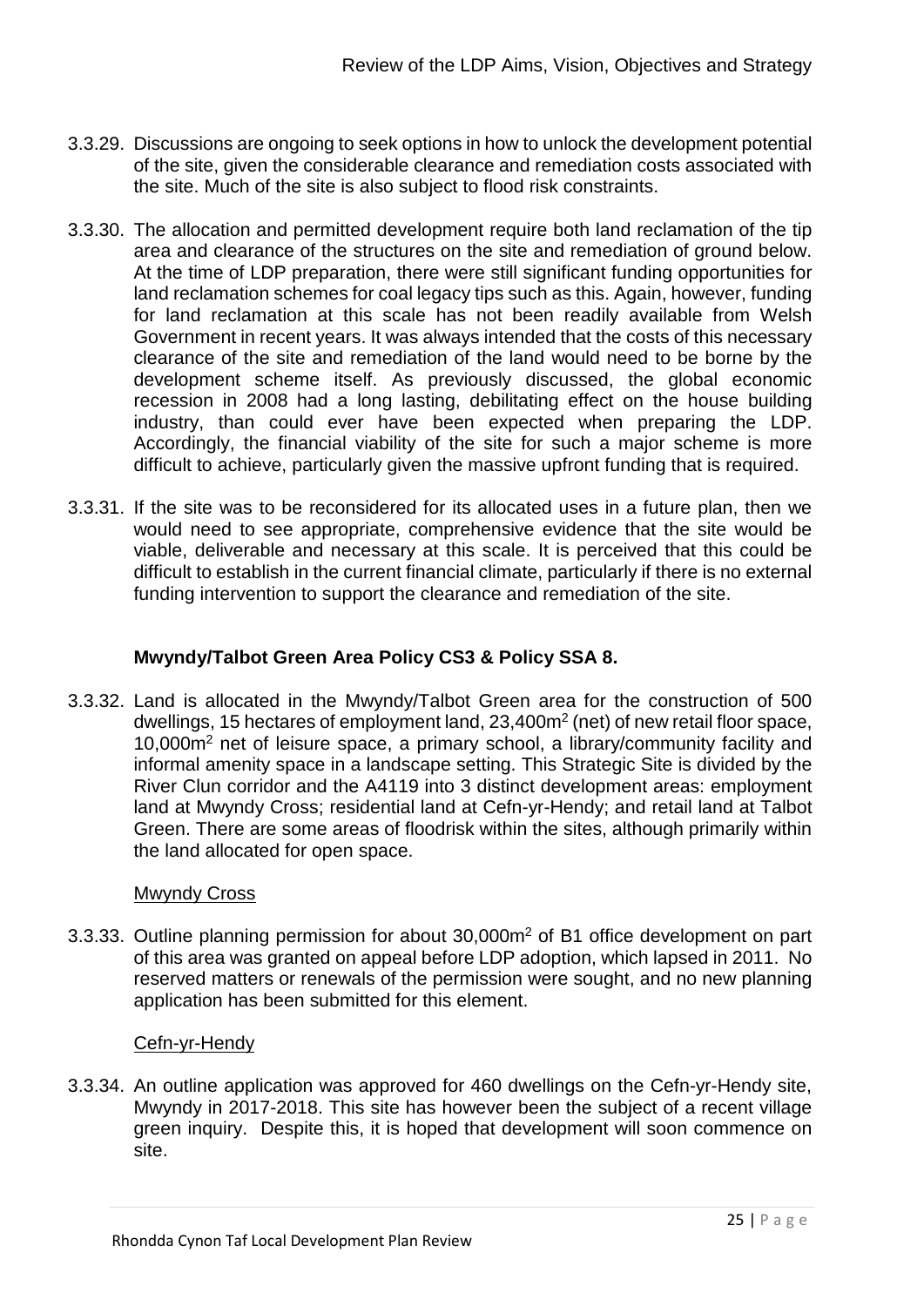3.3.29. Discussions are ongoing to seek options in how to unlock the development potential of the site, given the considerable clearance and remediation costs associated with the site. Much of the site is also subject to flood risk constraints.

3.3.30. The allocation and permitted development require both land reclamation of the tip area and clearance of the structures on the site and remediation of ground below. At the time of LDP preparation, there were still significant funding opportunities for land reclamation schemes for coal legacy tips such as this. Again, however, funding for land reclamation at this scale has not been readily available from Welsh Government in recent years. It was always intended that the costs of this necessary clearance of the site and remediation of the land would need to be borne by the development scheme itself. As previously discussed, the global economic recession in 2008 had a long lasting, debilitating effect on the house building industry, than could ever have been expected when preparing the LDP. Accordingly, the financial viability of the site for such a major scheme is more difficult to achieve, particularly given the massive upfront funding that is required.

3.3.31. If the site was to be reconsidered for its allocated uses in a future plan, then we would need to see appropriate, comprehensive evidence that the site would be viable, deliverable and necessary at this scale. It is perceived that this could be difficult to establish in the current financial climate, particularly if there is no external funding intervention to support the clearance and remediation of the site.

### Mwyndy/Talbot Green Area Policy CS3 & Policy SSA 8.

3.3.32. Land is allocated in the Mwyndy/Talbot Green area for the construction of 500 dwellings, 15 hectares of employment land, 23,400m$^2$ (net) of new retail floor space, 10,000m$^2$ net of leisure space, a primary school, a library/community facility and informal amenity space in a landscape setting. This Strategic Site is divided by the River Clun corridor and the A4119 into 3 distinct development areas: employment land at Mwyndy Cross; residential land at Cefn-yr-Hendy; and retail land at Talbot Green. There are some areas of floodrisk within the sites, although primarily within the land allocated for open space.

#### Mwyndy Cross

3.3.33. Outline planning permission for about 30,000m$^2$ of B1 office development on part of this area was granted on appeal before LDP adoption, which lapsed in 2011. No reserved matters or renewals of the permission were sought, and no new planning application has been submitted for this element.

#### Cefn-yr-Hendy

3.3.34. An outline application was approved for 460 dwellings on the Cefn-yr-Hendy site, Mwyndy in 2017-2018. This site has however been the subject of a recent village green inquiry. Despite this, it is hoped that development will soon commence on site.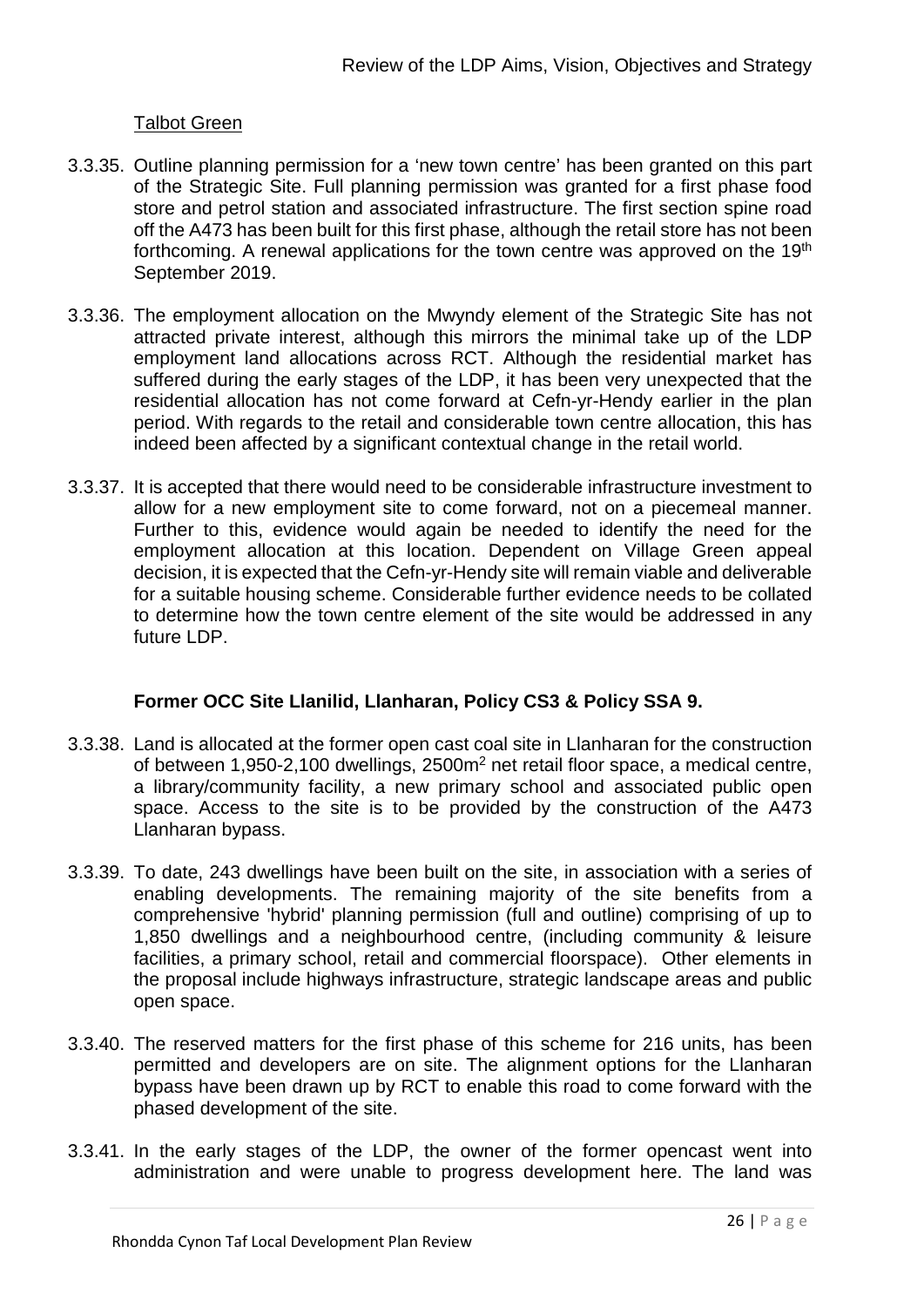Talbot Green

3.3.35. Outline planning permission for a 'new town centre' has been granted on this part of the Strategic Site. Full planning permission was granted for a first phase food store and petrol station and associated infrastructure. The first section spine road off the A473 has been built for this first phase, although the retail store has not been forthcoming. A renewal applications for the town centre was approved on the 19th September 2019.

3.3.36. The employment allocation on the Mwyndy element of the Strategic Site has not attracted private interest, although this mirrors the minimal take up of the LDP employment land allocations across RCT. Although the residential market has suffered during the early stages of the LDP, it has been very unexpected that the residential allocation has not come forward at Cefn-yr-Hendy earlier in the plan period. With regards to the retail and considerable town centre allocation, this has indeed been affected by a significant contextual change in the retail world.

3.3.37. It is accepted that there would need to be considerable infrastructure investment to allow for a new employment site to come forward, not on a piecemeal manner. Further to this, evidence would again be needed to identify the need for the employment allocation at this location. Dependent on Village Green appeal decision, it is expected that the Cefn-yr-Hendy site will remain viable and deliverable for a suitable housing scheme. Considerable further evidence needs to be collated to determine how the town centre element of the site would be addressed in any future LDP.

### Former OCC Site Llanilid, Llanharan, Policy CS3 & Policy SSA 9.

3.3.38. Land is allocated at the former open cast coal site in Llanharan for the construction of between 1,950-2,100 dwellings, 2500m$^2$ net retail floor space, a medical centre, a library/community facility, a new primary school and associated public open space. Access to the site is to be provided by the construction of the A473 Llanharan bypass.

3.3.39. To date, 243 dwellings have been built on the site, in association with a series of enabling developments. The remaining majority of the site benefits from a comprehensive 'hybrid' planning permission (full and outline) comprising of up to 1,850 dwellings and a neighbourhood centre, (including community & leisure facilities, a primary school, retail and commercial floorspace). Other elements in the proposal include highways infrastructure, strategic landscape areas and public open space.

3.3.40. The reserved matters for the first phase of this scheme for 216 units, has been permitted and developers are on site. The alignment options for the Llanharan bypass have been drawn up by RCT to enable this road to come forward with the phased development of the site.

3.3.41. In the early stages of the LDP, the owner of the former opencast went into administration and were unable to progress development here. The land was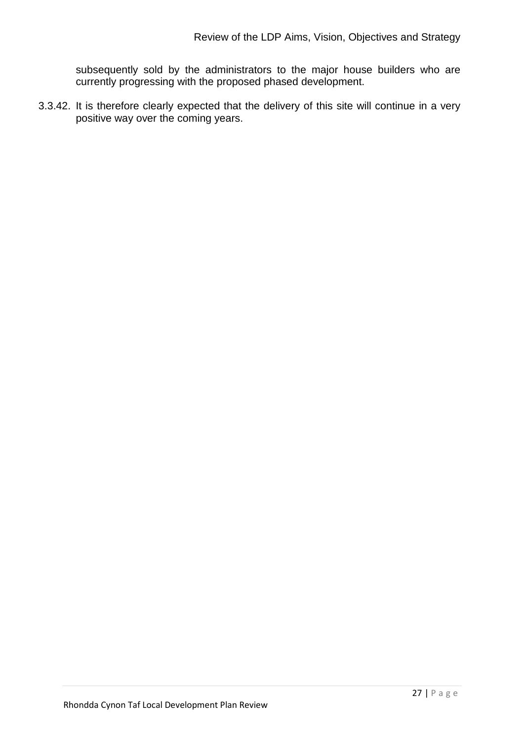subsequently sold by the administrators to the major house builders who are currently progressing with the proposed phased development.

3.3.42. It is therefore clearly expected that the delivery of this site will continue in a very positive way over the coming years.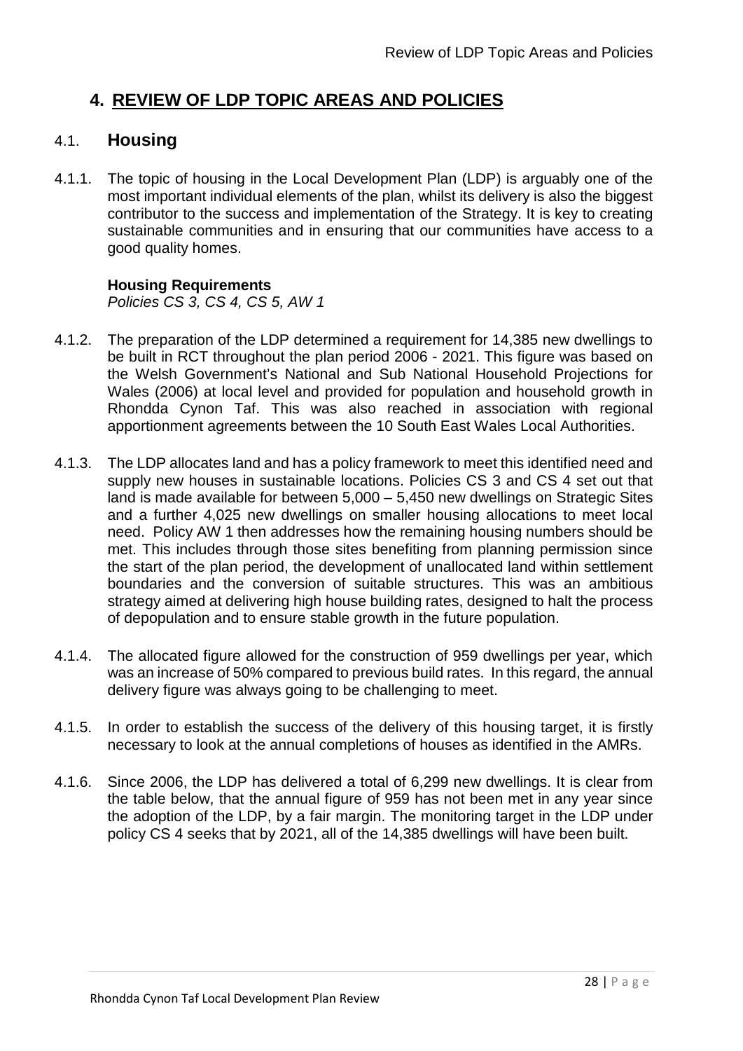# 4. REVIEW OF LDP TOPIC AREAS AND POLICIES

## 4.1. Housing

4.1.1. The topic of housing in the Local Development Plan (LDP) is arguably one of the most important individual elements of the plan, whilst its delivery is also the biggest contributor to the success and implementation of the Strategy. It is key to creating sustainable communities and in ensuring that our communities have access to a good quality homes.

**Housing Requirements**

*Policies CS 3, CS 4, CS 5, AW 1*

4.1.2. The preparation of the LDP determined a requirement for 14,385 new dwellings to be built in RCT throughout the plan period 2006 - 2021. This figure was based on the Welsh Government's National and Sub National Household Projections for Wales (2006) at local level and provided for population and household growth in Rhondda Cynon Taf. This was also reached in association with regional apportionment agreements between the 10 South East Wales Local Authorities.

4.1.3. The LDP allocates land and has a policy framework to meet this identified need and supply new houses in sustainable locations. Policies CS 3 and CS 4 set out that land is made available for between 5,000 – 5,450 new dwellings on Strategic Sites and a further 4,025 new dwellings on smaller housing allocations to meet local need. Policy AW 1 then addresses how the remaining housing numbers should be met. This includes through those sites benefiting from planning permission since the start of the plan period, the development of unallocated land within settlement boundaries and the conversion of suitable structures. This was an ambitious strategy aimed at delivering high house building rates, designed to halt the process of depopulation and to ensure stable growth in the future population.

4.1.4. The allocated figure allowed for the construction of 959 dwellings per year, which was an increase of 50% compared to previous build rates. In this regard, the annual delivery figure was always going to be challenging to meet.

4.1.5. In order to establish the success of the delivery of this housing target, it is firstly necessary to look at the annual completions of houses as identified in the AMRs.

4.1.6. Since 2006, the LDP has delivered a total of 6,299 new dwellings. It is clear from the table below, that the annual figure of 959 has not been met in any year since the adoption of the LDP, by a fair margin. The monitoring target in the LDP under policy CS 4 seeks that by 2021, all of the 14,385 dwellings will have been built.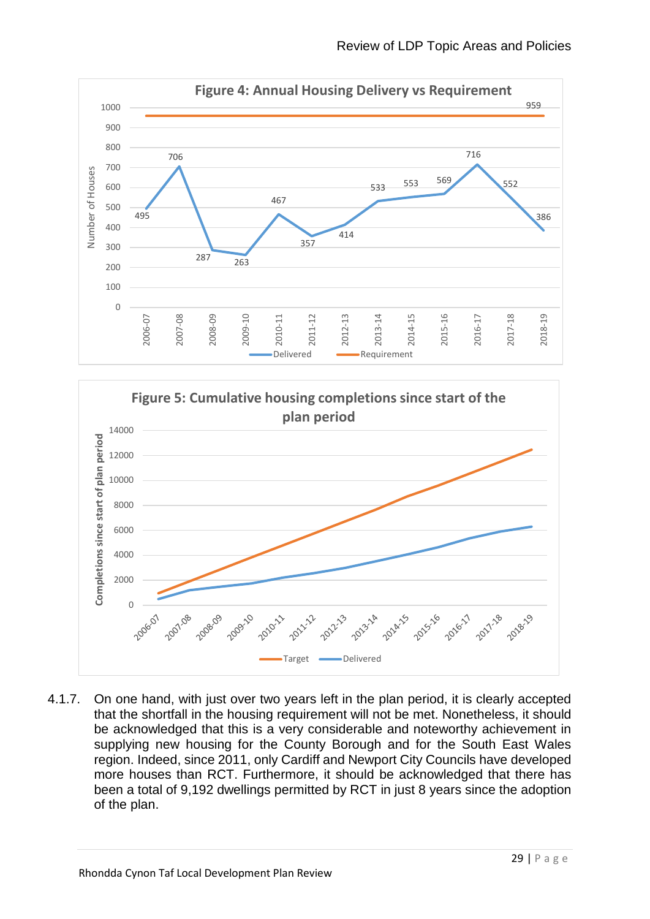**Figure 4: Annual Housing Delivery vs Requirement**

| Year | Delivered | Requirement |
|---|---|---|
| 2006-07 | 495 | 959 |
| 2007-08 | 706 | 959 |
| 2008-09 | 287 | 959 |
| 2009-10 | 263 | 959 |
| 2010-11 | 467 | 959 |
| 2011-12 | 357 | 959 |
| 2012-13 | 414 | 959 |
| 2013-14 | 533 | 959 |
| 2014-15 | 553 | 959 |
| 2015-16 | 569 | 959 |
| 2016-17 | 716 | 959 |
| 2017-18 | 552 | 959 |
| 2018-19 | 386 | 959 |

**Figure 5: Cumulative housing completions since start of the plan period**

4.1.7. On one hand, with just over two years left in the plan period, it is clearly accepted that the shortfall in the housing requirement will not be met. Nonetheless, it should be acknowledged that this is a very considerable and noteworthy achievement in supplying new housing for the County Borough and for the South East Wales region. Indeed, since 2011, only Cardiff and Newport City Councils have developed more houses than RCT. Furthermore, it should be acknowledged that there has been a total of 9,192 dwellings permitted by RCT in just 8 years since the adoption of the plan.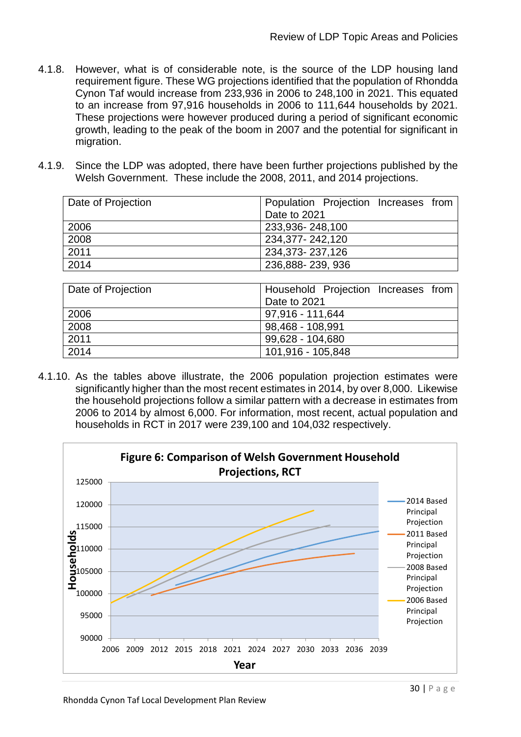4.1.8. However, what is of considerable note, is the source of the LDP housing land requirement figure. These WG projections identified that the population of Rhondda Cynon Taf would increase from 233,936 in 2006 to 248,100 in 2021. This equated to an increase from 97,916 households in 2006 to 111,644 households by 2021. These projections were however produced during a period of significant economic growth, leading to the peak of the boom in 2007 and the potential for significant in migration.

4.1.9. Since the LDP was adopted, there have been further projections published by the Welsh Government. These include the 2008, 2011, and 2014 projections.

| Date of Projection | Population Projection Increases from Date to 2021 |
| --- | --- |
| 2006 | 233,936- 248,100 |
| 2008 | 234,377- 242,120 |
| 2011 | 234,373- 237,126 |
| 2014 | 236,888- 239, 936 |

| Date of Projection | Household Projection Increases from Date to 2021 |
| --- | --- |
| 2006 | 97,916 - 111,644 |
| 2008 | 98,468 - 108,991 |
| 2011 | 99,628 - 104,680 |
| 2014 | 101,916 - 105,848 |

4.1.10. As the tables above illustrate, the 2006 population projection estimates were significantly higher than the most recent estimates in 2014, by over 8,000. Likewise the household projections follow a similar pattern with a decrease in estimates from 2006 to 2014 by almost 6,000. For information, most recent, actual population and households in RCT in 2017 were 239,100 and 104,032 respectively.

**Figure 6: Comparison of Welsh Government Household Projections, RCT**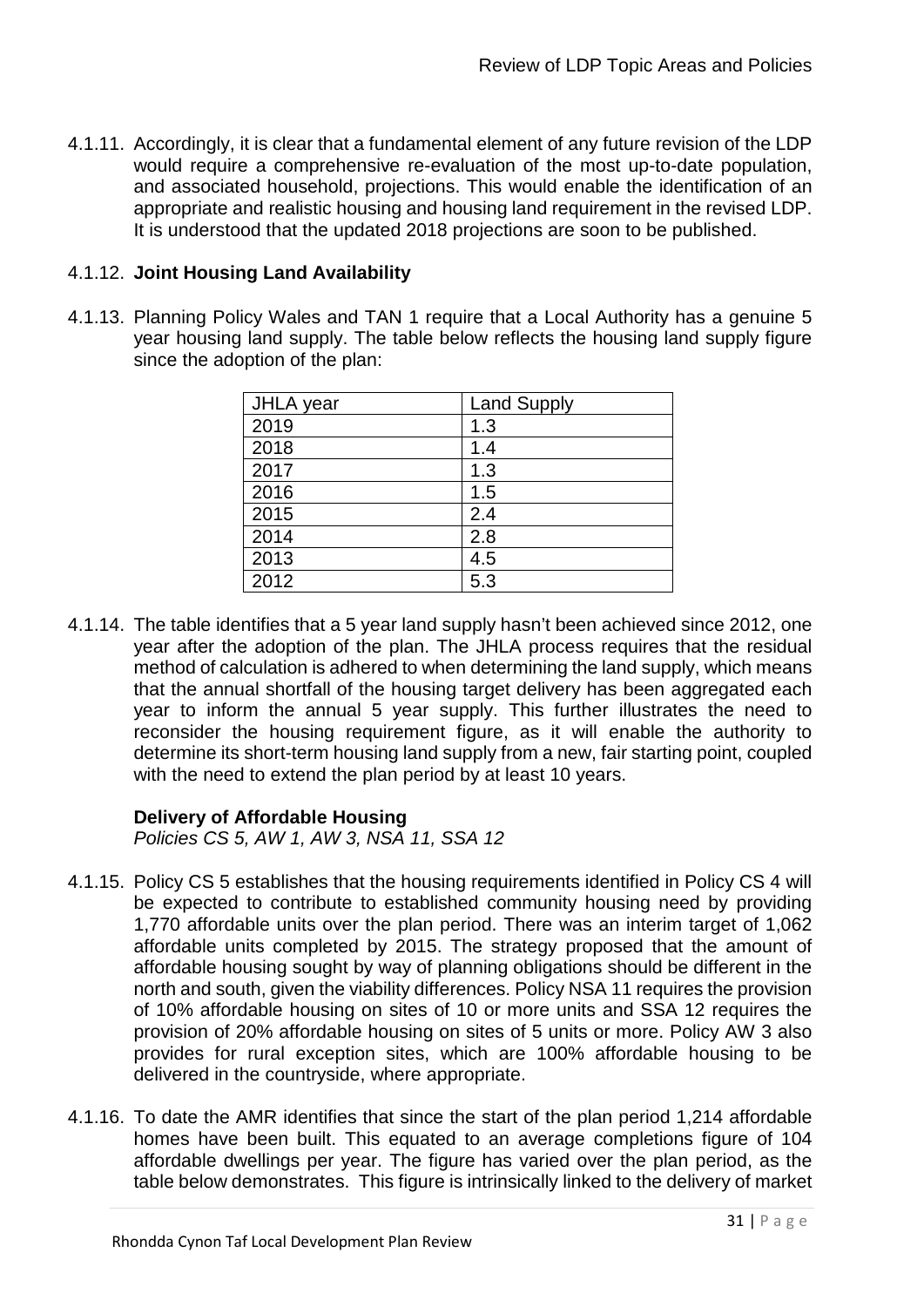4.1.11. Accordingly, it is clear that a fundamental element of any future revision of the LDP would require a comprehensive re-evaluation of the most up-to-date population, and associated household, projections. This would enable the identification of an appropriate and realistic housing and housing land requirement in the revised LDP. It is understood that the updated 2018 projections are soon to be published.

4.1.12. **Joint Housing Land Availability**

4.1.13. Planning Policy Wales and TAN 1 require that a Local Authority has a genuine 5 year housing land supply. The table below reflects the housing land supply figure since the adoption of the plan:

| JHLA year | Land Supply |
|---|---|
| 2019 | 1.3 |
| 2018 | 1.4 |
| 2017 | 1.3 |
| 2016 | 1.5 |
| 2015 | 2.4 |
| 2014 | 2.8 |
| 2013 | 4.5 |
| 2012 | 5.3 |

4.1.14. The table identifies that a 5 year land supply hasn't been achieved since 2012, one year after the adoption of the plan. The JHLA process requires that the residual method of calculation is adhered to when determining the land supply, which means that the annual shortfall of the housing target delivery has been aggregated each year to inform the annual 5 year supply. This further illustrates the need to reconsider the housing requirement figure, as it will enable the authority to determine its short-term housing land supply from a new, fair starting point, coupled with the need to extend the plan period by at least 10 years.

**Delivery of Affordable Housing**

*Policies CS 5, AW 1, AW 3, NSA 11, SSA 12*

4.1.15. Policy CS 5 establishes that the housing requirements identified in Policy CS 4 will be expected to contribute to established community housing need by providing 1,770 affordable units over the plan period. There was an interim target of 1,062 affordable units completed by 2015. The strategy proposed that the amount of affordable housing sought by way of planning obligations should be different in the north and south, given the viability differences. Policy NSA 11 requires the provision of 10% affordable housing on sites of 10 or more units and SSA 12 requires the provision of 20% affordable housing on sites of 5 units or more. Policy AW 3 also provides for rural exception sites, which are 100% affordable housing to be delivered in the countryside, where appropriate.

4.1.16. To date the AMR identifies that since the start of the plan period 1,214 affordable homes have been built. This equated to an average completions figure of 104 affordable dwellings per year. The figure has varied over the plan period, as the table below demonstrates. This figure is intrinsically linked to the delivery of market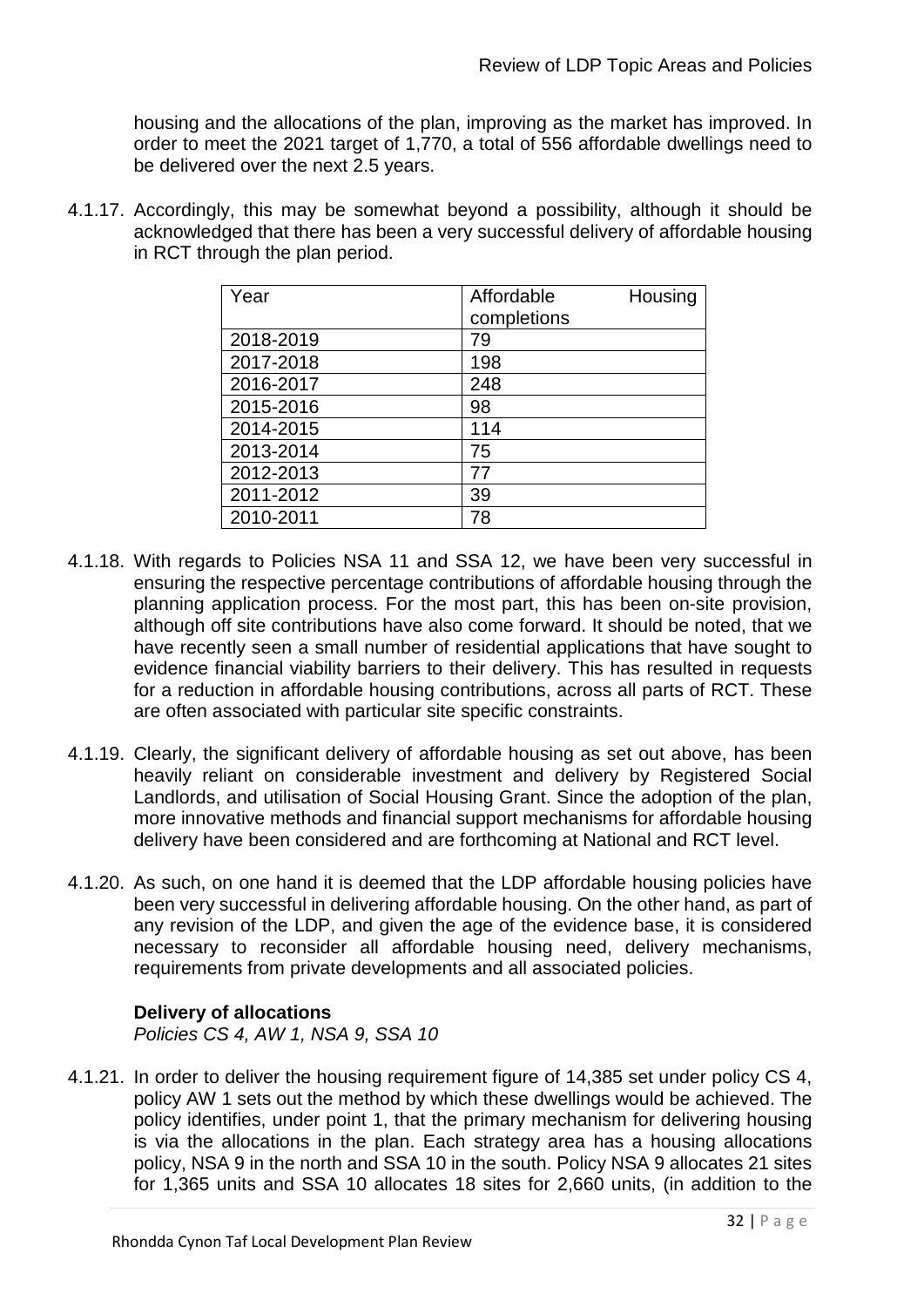housing and the allocations of the plan, improving as the market has improved. In order to meet the 2021 target of 1,770, a total of 556 affordable dwellings need to be delivered over the next 2.5 years.

4.1.17. Accordingly, this may be somewhat beyond a possibility, although it should be acknowledged that there has been a very successful delivery of affordable housing in RCT through the plan period.

| Year | Affordable Housing completions |
|---|---|
| 2018-2019 | 79 |
| 2017-2018 | 198 |
| 2016-2017 | 248 |
| 2015-2016 | 98 |
| 2014-2015 | 114 |
| 2013-2014 | 75 |
| 2012-2013 | 77 |
| 2011-2012 | 39 |
| 2010-2011 | 78 |

4.1.18. With regards to Policies NSA 11 and SSA 12, we have been very successful in ensuring the respective percentage contributions of affordable housing through the planning application process. For the most part, this has been on-site provision, although off site contributions have also come forward. It should be noted, that we have recently seen a small number of residential applications that have sought to evidence financial viability barriers to their delivery. This has resulted in requests for a reduction in affordable housing contributions, across all parts of RCT. These are often associated with particular site specific constraints.

4.1.19. Clearly, the significant delivery of affordable housing as set out above, has been heavily reliant on considerable investment and delivery by Registered Social Landlords, and utilisation of Social Housing Grant. Since the adoption of the plan, more innovative methods and financial support mechanisms for affordable housing delivery have been considered and are forthcoming at National and RCT level.

4.1.20. As such, on one hand it is deemed that the LDP affordable housing policies have been very successful in delivering affordable housing. On the other hand, as part of any revision of the LDP, and given the age of the evidence base, it is considered necessary to reconsider all affordable housing need, delivery mechanisms, requirements from private developments and all associated policies.

**Delivery of allocations**

*Policies CS 4, AW 1, NSA 9, SSA 10*

4.1.21. In order to deliver the housing requirement figure of 14,385 set under policy CS 4, policy AW 1 sets out the method by which these dwellings would be achieved. The policy identifies, under point 1, that the primary mechanism for delivering housing is via the allocations in the plan. Each strategy area has a housing allocations policy, NSA 9 in the north and SSA 10 in the south. Policy NSA 9 allocates 21 sites for 1,365 units and SSA 10 allocates 18 sites for 2,660 units, (in addition to the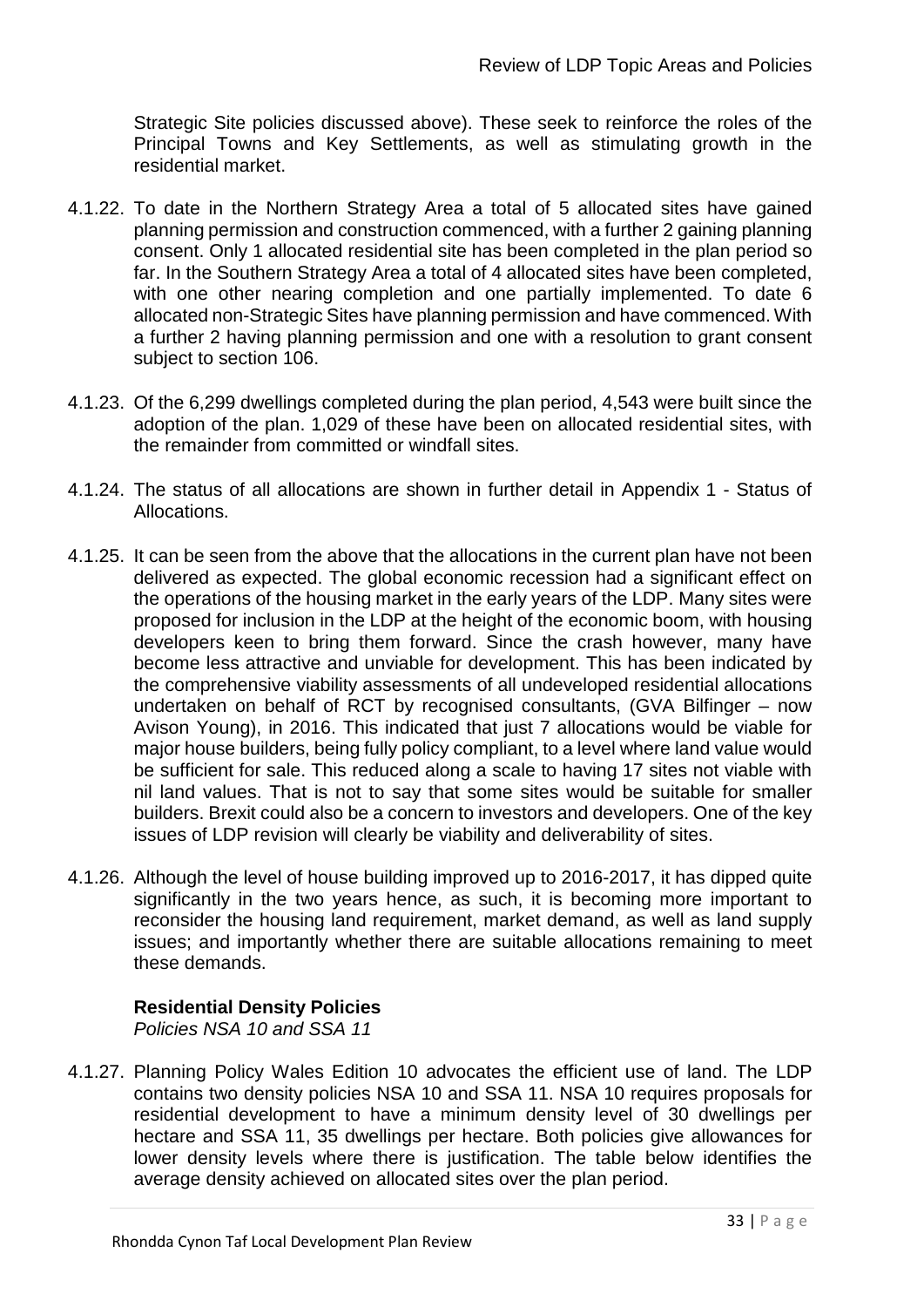Strategic Site policies discussed above). These seek to reinforce the roles of the Principal Towns and Key Settlements, as well as stimulating growth in the residential market.

4.1.22. To date in the Northern Strategy Area a total of 5 allocated sites have gained planning permission and construction commenced, with a further 2 gaining planning consent. Only 1 allocated residential site has been completed in the plan period so far. In the Southern Strategy Area a total of 4 allocated sites have been completed, with one other nearing completion and one partially implemented. To date 6 allocated non-Strategic Sites have planning permission and have commenced. With a further 2 having planning permission and one with a resolution to grant consent subject to section 106.

4.1.23. Of the 6,299 dwellings completed during the plan period, 4,543 were built since the adoption of the plan. 1,029 of these have been on allocated residential sites, with the remainder from committed or windfall sites.

4.1.24. The status of all allocations are shown in further detail in Appendix 1 - Status of Allocations.

4.1.25. It can be seen from the above that the allocations in the current plan have not been delivered as expected. The global economic recession had a significant effect on the operations of the housing market in the early years of the LDP. Many sites were proposed for inclusion in the LDP at the height of the economic boom, with housing developers keen to bring them forward. Since the crash however, many have become less attractive and unviable for development. This has been indicated by the comprehensive viability assessments of all undeveloped residential allocations undertaken on behalf of RCT by recognised consultants, (GVA Bilfinger – now Avison Young), in 2016. This indicated that just 7 allocations would be viable for major house builders, being fully policy compliant, to a level where land value would be sufficient for sale. This reduced along a scale to having 17 sites not viable with nil land values. That is not to say that some sites would be suitable for smaller builders. Brexit could also be a concern to investors and developers. One of the key issues of LDP revision will clearly be viability and deliverability of sites.

4.1.26. Although the level of house building improved up to 2016-2017, it has dipped quite significantly in the two years hence, as such, it is becoming more important to reconsider the housing land requirement, market demand, as well as land supply issues; and importantly whether there are suitable allocations remaining to meet these demands.

**Residential Density Policies**

*Policies NSA 10 and SSA 11*

4.1.27. Planning Policy Wales Edition 10 advocates the efficient use of land. The LDP contains two density policies NSA 10 and SSA 11. NSA 10 requires proposals for residential development to have a minimum density level of 30 dwellings per hectare and SSA 11, 35 dwellings per hectare. Both policies give allowances for lower density levels where there is justification. The table below identifies the average density achieved on allocated sites over the plan period.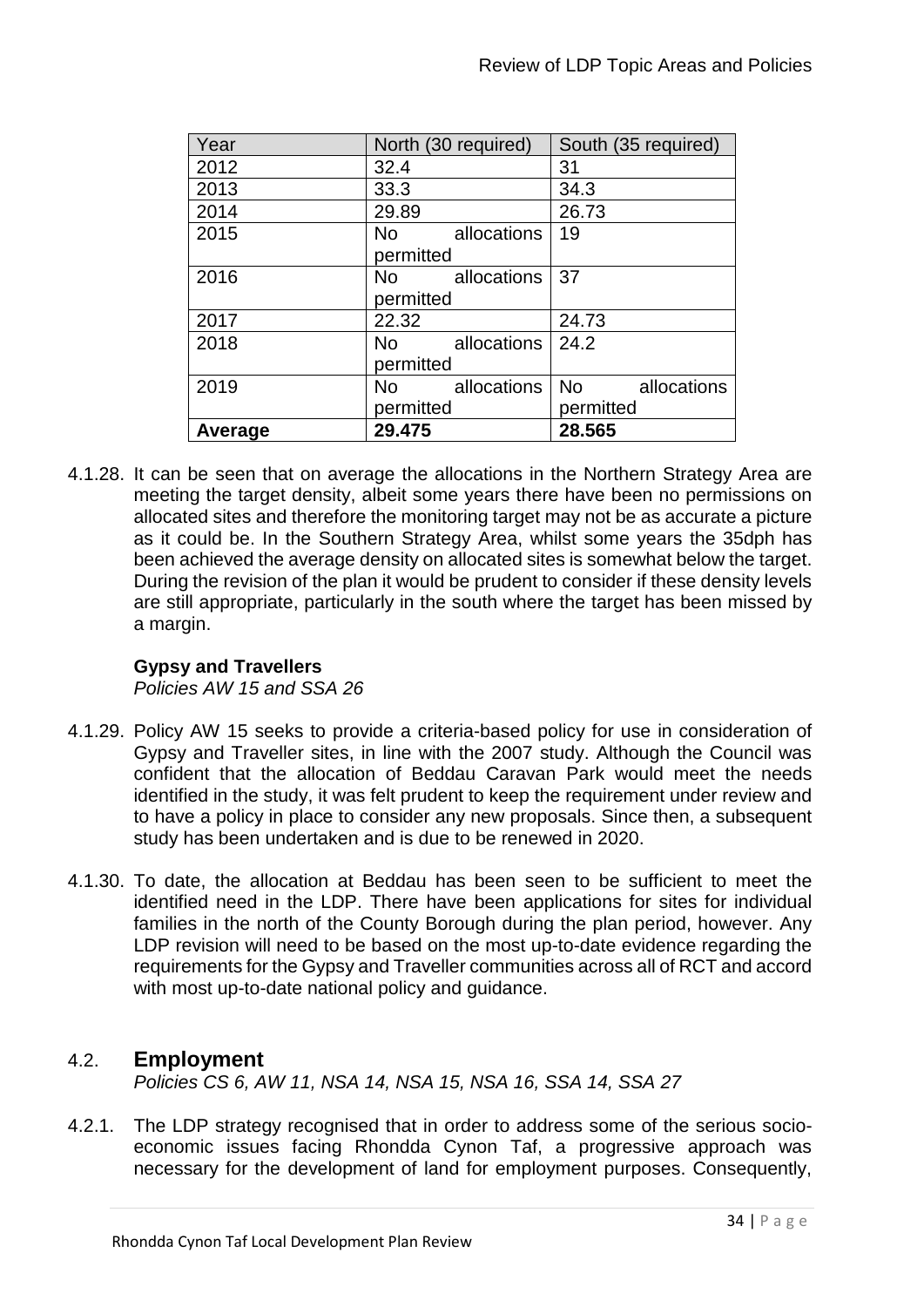| Year | North (30 required) | South (35 required) |
|---|---|---|
| 2012 | 32.4 | 31 |
| 2013 | 33.3 | 34.3 |
| 2014 | 29.89 | 26.73 |
| 2015 | No allocations permitted | 19 |
| 2016 | No allocations permitted | 37 |
| 2017 | 22.32 | 24.73 |
| 2018 | No allocations permitted | 24.2 |
| 2019 | No allocations permitted | No allocations permitted |
| **Average** | **29.475** | **28.565** |

4.1.28. It can be seen that on average the allocations in the Northern Strategy Area are meeting the target density, albeit some years there have been no permissions on allocated sites and therefore the monitoring target may not be as accurate a picture as it could be. In the Southern Strategy Area, whilst some years the 35dph has been achieved the average density on allocated sites is somewhat below the target. During the revision of the plan it would be prudent to consider if these density levels are still appropriate, particularly in the south where the target has been missed by a margin.

**Gypsy and Travellers**

*Policies AW 15 and SSA 26*

4.1.29. Policy AW 15 seeks to provide a criteria-based policy for use in consideration of Gypsy and Traveller sites, in line with the 2007 study. Although the Council was confident that the allocation of Beddau Caravan Park would meet the needs identified in the study, it was felt prudent to keep the requirement under review and to have a policy in place to consider any new proposals. Since then, a subsequent study has been undertaken and is due to be renewed in 2020.

4.1.30. To date, the allocation at Beddau has been seen to be sufficient to meet the identified need in the LDP. There have been applications for sites for individual families in the north of the County Borough during the plan period, however. Any LDP revision will need to be based on the most up-to-date evidence regarding the requirements for the Gypsy and Traveller communities across all of RCT and accord with most up-to-date national policy and guidance.

## 4.2. Employment

*Policies CS 6, AW 11, NSA 14, NSA 15, NSA 16, SSA 14, SSA 27*

4.2.1. The LDP strategy recognised that in order to address some of the serious socio-economic issues facing Rhondda Cynon Taf, a progressive approach was necessary for the development of land for employment purposes. Consequently,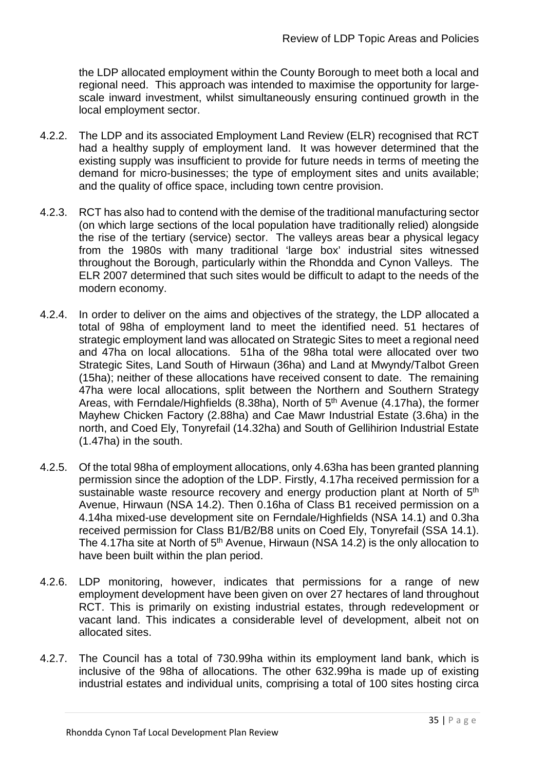the LDP allocated employment within the County Borough to meet both a local and regional need. This approach was intended to maximise the opportunity for large-scale inward investment, whilst simultaneously ensuring continued growth in the local employment sector.

4.2.2. The LDP and its associated Employment Land Review (ELR) recognised that RCT had a healthy supply of employment land. It was however determined that the existing supply was insufficient to provide for future needs in terms of meeting the demand for micro-businesses; the type of employment sites and units available; and the quality of office space, including town centre provision.

4.2.3. RCT has also had to contend with the demise of the traditional manufacturing sector (on which large sections of the local population have traditionally relied) alongside the rise of the tertiary (service) sector. The valleys areas bear a physical legacy from the 1980s with many traditional 'large box' industrial sites witnessed throughout the Borough, particularly within the Rhondda and Cynon Valleys. The ELR 2007 determined that such sites would be difficult to adapt to the needs of the modern economy.

4.2.4. In order to deliver on the aims and objectives of the strategy, the LDP allocated a total of 98ha of employment land to meet the identified need. 51 hectares of strategic employment land was allocated on Strategic Sites to meet a regional need and 47ha on local allocations. 51ha of the 98ha total were allocated over two Strategic Sites, Land South of Hirwaun (36ha) and Land at Mwyndy/Talbot Green (15ha); neither of these allocations have received consent to date. The remaining 47ha were local allocations, split between the Northern and Southern Strategy Areas, with Ferndale/Highfields (8.38ha), North of 5th Avenue (4.17ha), the former Mayhew Chicken Factory (2.88ha) and Cae Mawr Industrial Estate (3.6ha) in the north, and Coed Ely, Tonyrefail (14.32ha) and South of Gellihirion Industrial Estate (1.47ha) in the south.

4.2.5. Of the total 98ha of employment allocations, only 4.63ha has been granted planning permission since the adoption of the LDP. Firstly, 4.17ha received permission for a sustainable waste resource recovery and energy production plant at North of 5th Avenue, Hirwaun (NSA 14.2). Then 0.16ha of Class B1 received permission on a 4.14ha mixed-use development site on Ferndale/Highfields (NSA 14.1) and 0.3ha received permission for Class B1/B2/B8 units on Coed Ely, Tonyrefail (SSA 14.1). The 4.17ha site at North of 5th Avenue, Hirwaun (NSA 14.2) is the only allocation to have been built within the plan period.

4.2.6. LDP monitoring, however, indicates that permissions for a range of new employment development have been given on over 27 hectares of land throughout RCT. This is primarily on existing industrial estates, through redevelopment or vacant land. This indicates a considerable level of development, albeit not on allocated sites.

4.2.7. The Council has a total of 730.99ha within its employment land bank, which is inclusive of the 98ha of allocations. The other 632.99ha is made up of existing industrial estates and individual units, comprising a total of 100 sites hosting circa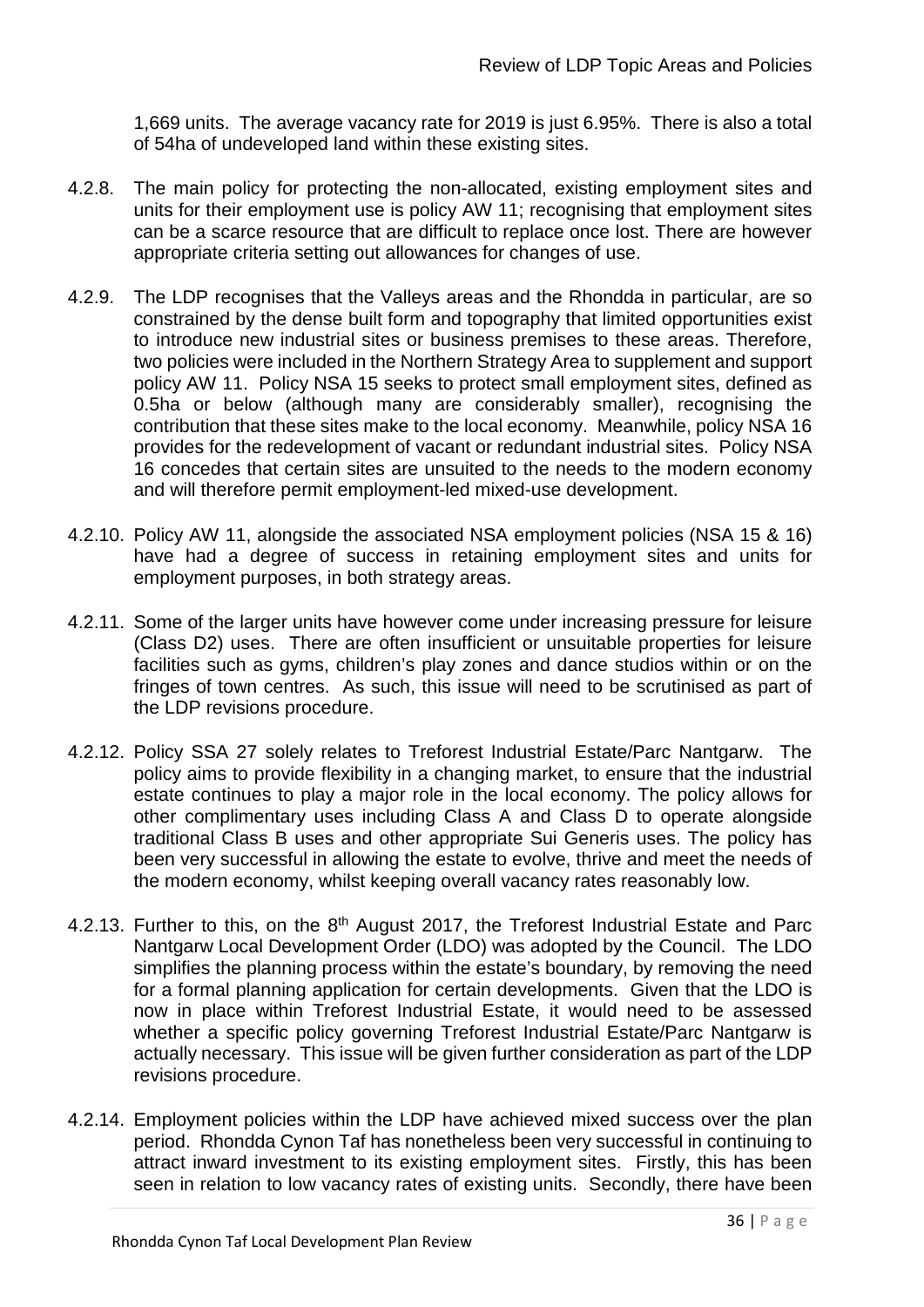1,669 units. The average vacancy rate for 2019 is just 6.95%. There is also a total of 54ha of undeveloped land within these existing sites.

4.2.8. The main policy for protecting the non-allocated, existing employment sites and units for their employment use is policy AW 11; recognising that employment sites can be a scarce resource that are difficult to replace once lost. There are however appropriate criteria setting out allowances for changes of use.

4.2.9. The LDP recognises that the Valleys areas and the Rhondda in particular, are so constrained by the dense built form and topography that limited opportunities exist to introduce new industrial sites or business premises to these areas. Therefore, two policies were included in the Northern Strategy Area to supplement and support policy AW 11. Policy NSA 15 seeks to protect small employment sites, defined as 0.5ha or below (although many are considerably smaller), recognising the contribution that these sites make to the local economy. Meanwhile, policy NSA 16 provides for the redevelopment of vacant or redundant industrial sites. Policy NSA 16 concedes that certain sites are unsuited to the needs to the modern economy and will therefore permit employment-led mixed-use development.

4.2.10. Policy AW 11, alongside the associated NSA employment policies (NSA 15 & 16) have had a degree of success in retaining employment sites and units for employment purposes, in both strategy areas.

4.2.11. Some of the larger units have however come under increasing pressure for leisure (Class D2) uses. There are often insufficient or unsuitable properties for leisure facilities such as gyms, children's play zones and dance studios within or on the fringes of town centres. As such, this issue will need to be scrutinised as part of the LDP revisions procedure.

4.2.12. Policy SSA 27 solely relates to Treforest Industrial Estate/Parc Nantgarw. The policy aims to provide flexibility in a changing market, to ensure that the industrial estate continues to play a major role in the local economy. The policy allows for other complimentary uses including Class A and Class D to operate alongside traditional Class B uses and other appropriate Sui Generis uses. The policy has been very successful in allowing the estate to evolve, thrive and meet the needs of the modern economy, whilst keeping overall vacancy rates reasonably low.

4.2.13. Further to this, on the 8th August 2017, the Treforest Industrial Estate and Parc Nantgarw Local Development Order (LDO) was adopted by the Council. The LDO simplifies the planning process within the estate's boundary, by removing the need for a formal planning application for certain developments. Given that the LDO is now in place within Treforest Industrial Estate, it would need to be assessed whether a specific policy governing Treforest Industrial Estate/Parc Nantgarw is actually necessary. This issue will be given further consideration as part of the LDP revisions procedure.

4.2.14. Employment policies within the LDP have achieved mixed success over the plan period. Rhondda Cynon Taf has nonetheless been very successful in continuing to attract inward investment to its existing employment sites. Firstly, this has been seen in relation to low vacancy rates of existing units. Secondly, there have been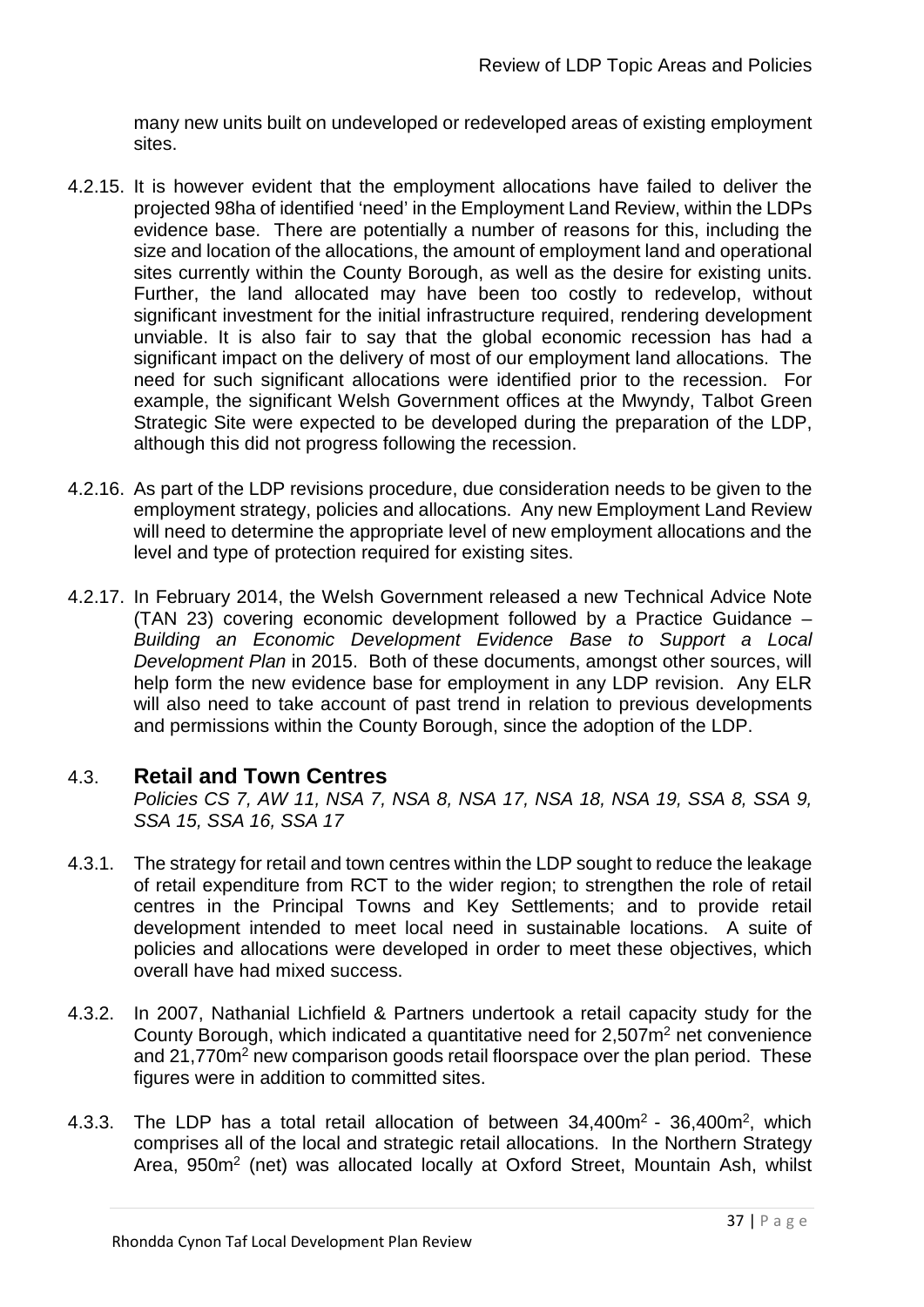many new units built on undeveloped or redeveloped areas of existing employment sites.

4.2.15. It is however evident that the employment allocations have failed to deliver the projected 98ha of identified 'need' in the Employment Land Review, within the LDPs evidence base. There are potentially a number of reasons for this, including the size and location of the allocations, the amount of employment land and operational sites currently within the County Borough, as well as the desire for existing units. Further, the land allocated may have been too costly to redevelop, without significant investment for the initial infrastructure required, rendering development unviable. It is also fair to say that the global economic recession has had a significant impact on the delivery of most of our employment land allocations. The need for such significant allocations were identified prior to the recession. For example, the significant Welsh Government offices at the Mwyndy, Talbot Green Strategic Site were expected to be developed during the preparation of the LDP, although this did not progress following the recession.

4.2.16. As part of the LDP revisions procedure, due consideration needs to be given to the employment strategy, policies and allocations. Any new Employment Land Review will need to determine the appropriate level of new employment allocations and the level and type of protection required for existing sites.

4.2.17. In February 2014, the Welsh Government released a new Technical Advice Note (TAN 23) covering economic development followed by a Practice Guidance – *Building an Economic Development Evidence Base to Support a Local Development Plan* in 2015. Both of these documents, amongst other sources, will help form the new evidence base for employment in any LDP revision. Any ELR will also need to take account of past trend in relation to previous developments and permissions within the County Borough, since the adoption of the LDP.

## 4.3. Retail and Town Centres

*Policies CS 7, AW 11, NSA 7, NSA 8, NSA 17, NSA 18, NSA 19, SSA 8, SSA 9, SSA 15, SSA 16, SSA 17*

4.3.1. The strategy for retail and town centres within the LDP sought to reduce the leakage of retail expenditure from RCT to the wider region; to strengthen the role of retail centres in the Principal Towns and Key Settlements; and to provide retail development intended to meet local need in sustainable locations. A suite of policies and allocations were developed in order to meet these objectives, which overall have had mixed success.

4.3.2. In 2007, Nathanial Lichfield & Partners undertook a retail capacity study for the County Borough, which indicated a quantitative need for 2,507m$^2$ net convenience and 21,770m$^2$ new comparison goods retail floorspace over the plan period. These figures were in addition to committed sites.

4.3.3. The LDP has a total retail allocation of between 34,400m$^2$ - 36,400m$^2$, which comprises all of the local and strategic retail allocations. In the Northern Strategy Area, 950m$^2$ (net) was allocated locally at Oxford Street, Mountain Ash, whilst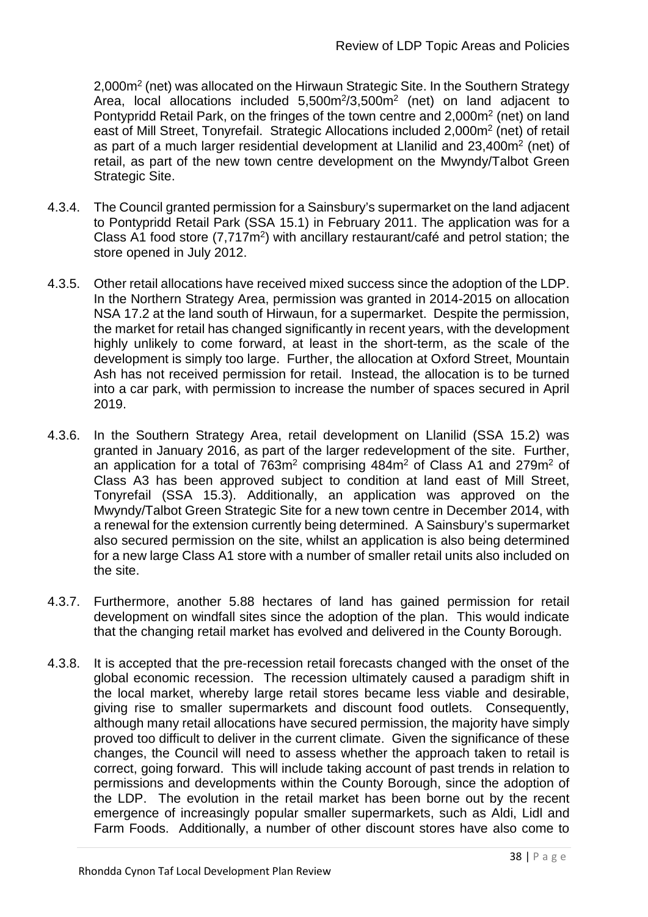2,000m$^2$ (net) was allocated on the Hirwaun Strategic Site. In the Southern Strategy Area, local allocations included 5,500m$^2$/3,500m$^2$ (net) on land adjacent to Pontypridd Retail Park, on the fringes of the town centre and 2,000m$^2$ (net) on land east of Mill Street, Tonyrefail. Strategic Allocations included 2,000m$^2$ (net) of retail as part of a much larger residential development at Llanilid and 23,400m$^2$ (net) of retail, as part of the new town centre development on the Mwyndy/Talbot Green Strategic Site.

4.3.4. The Council granted permission for a Sainsbury's supermarket on the land adjacent to Pontypridd Retail Park (SSA 15.1) in February 2011. The application was for a Class A1 food store (7,717m$^2$) with ancillary restaurant/café and petrol station; the store opened in July 2012.

4.3.5. Other retail allocations have received mixed success since the adoption of the LDP. In the Northern Strategy Area, permission was granted in 2014-2015 on allocation NSA 17.2 at the land south of Hirwaun, for a supermarket. Despite the permission, the market for retail has changed significantly in recent years, with the development highly unlikely to come forward, at least in the short-term, as the scale of the development is simply too large. Further, the allocation at Oxford Street, Mountain Ash has not received permission for retail. Instead, the allocation is to be turned into a car park, with permission to increase the number of spaces secured in April 2019.

4.3.6. In the Southern Strategy Area, retail development on Llanilid (SSA 15.2) was granted in January 2016, as part of the larger redevelopment of the site. Further, an application for a total of 763m$^2$ comprising 484m$^2$ of Class A1 and 279m$^2$ of Class A3 has been approved subject to condition at land east of Mill Street, Tonyrefail (SSA 15.3). Additionally, an application was approved on the Mwyndy/Talbot Green Strategic Site for a new town centre in December 2014, with a renewal for the extension currently being determined. A Sainsbury's supermarket also secured permission on the site, whilst an application is also being determined for a new large Class A1 store with a number of smaller retail units also included on the site.

4.3.7. Furthermore, another 5.88 hectares of land has gained permission for retail development on windfall sites since the adoption of the plan. This would indicate that the changing retail market has evolved and delivered in the County Borough.

4.3.8. It is accepted that the pre-recession retail forecasts changed with the onset of the global economic recession. The recession ultimately caused a paradigm shift in the local market, whereby large retail stores became less viable and desirable, giving rise to smaller supermarkets and discount food outlets. Consequently, although many retail allocations have secured permission, the majority have simply proved too difficult to deliver in the current climate. Given the significance of these changes, the Council will need to assess whether the approach taken to retail is correct, going forward. This will include taking account of past trends in relation to permissions and developments within the County Borough, since the adoption of the LDP. The evolution in the retail market has been borne out by the recent emergence of increasingly popular smaller supermarkets, such as Aldi, Lidl and Farm Foods. Additionally, a number of other discount stores have also come to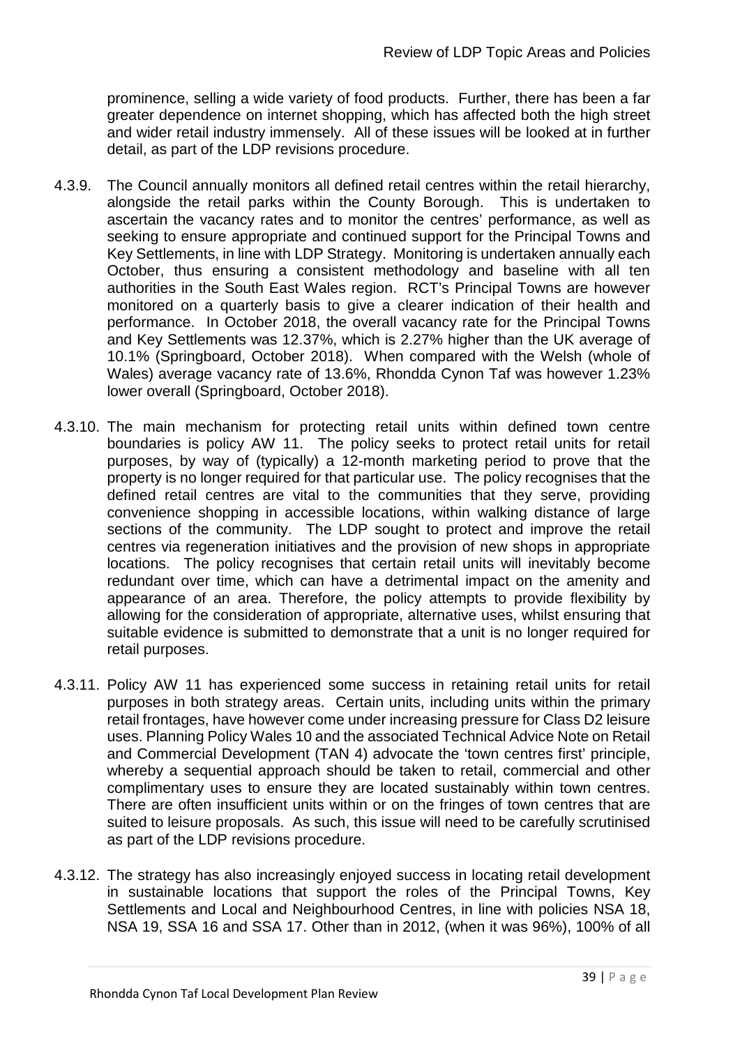prominence, selling a wide variety of food products. Further, there has been a far greater dependence on internet shopping, which has affected both the high street and wider retail industry immensely. All of these issues will be looked at in further detail, as part of the LDP revisions procedure.

4.3.9. The Council annually monitors all defined retail centres within the retail hierarchy, alongside the retail parks within the County Borough. This is undertaken to ascertain the vacancy rates and to monitor the centres' performance, as well as seeking to ensure appropriate and continued support for the Principal Towns and Key Settlements, in line with LDP Strategy. Monitoring is undertaken annually each October, thus ensuring a consistent methodology and baseline with all ten authorities in the South East Wales region. RCT's Principal Towns are however monitored on a quarterly basis to give a clearer indication of their health and performance. In October 2018, the overall vacancy rate for the Principal Towns and Key Settlements was 12.37%, which is 2.27% higher than the UK average of 10.1% (Springboard, October 2018). When compared with the Welsh (whole of Wales) average vacancy rate of 13.6%, Rhondda Cynon Taf was however 1.23% lower overall (Springboard, October 2018).

4.3.10. The main mechanism for protecting retail units within defined town centre boundaries is policy AW 11. The policy seeks to protect retail units for retail purposes, by way of (typically) a 12-month marketing period to prove that the property is no longer required for that particular use. The policy recognises that the defined retail centres are vital to the communities that they serve, providing convenience shopping in accessible locations, within walking distance of large sections of the community. The LDP sought to protect and improve the retail centres via regeneration initiatives and the provision of new shops in appropriate locations. The policy recognises that certain retail units will inevitably become redundant over time, which can have a detrimental impact on the amenity and appearance of an area. Therefore, the policy attempts to provide flexibility by allowing for the consideration of appropriate, alternative uses, whilst ensuring that suitable evidence is submitted to demonstrate that a unit is no longer required for retail purposes.

4.3.11. Policy AW 11 has experienced some success in retaining retail units for retail purposes in both strategy areas. Certain units, including units within the primary retail frontages, have however come under increasing pressure for Class D2 leisure uses. Planning Policy Wales 10 and the associated Technical Advice Note on Retail and Commercial Development (TAN 4) advocate the 'town centres first' principle, whereby a sequential approach should be taken to retail, commercial and other complimentary uses to ensure they are located sustainably within town centres. There are often insufficient units within or on the fringes of town centres that are suited to leisure proposals. As such, this issue will need to be carefully scrutinised as part of the LDP revisions procedure.

4.3.12. The strategy has also increasingly enjoyed success in locating retail development in sustainable locations that support the roles of the Principal Towns, Key Settlements and Local and Neighbourhood Centres, in line with policies NSA 18, NSA 19, SSA 16 and SSA 17. Other than in 2012, (when it was 96%), 100% of all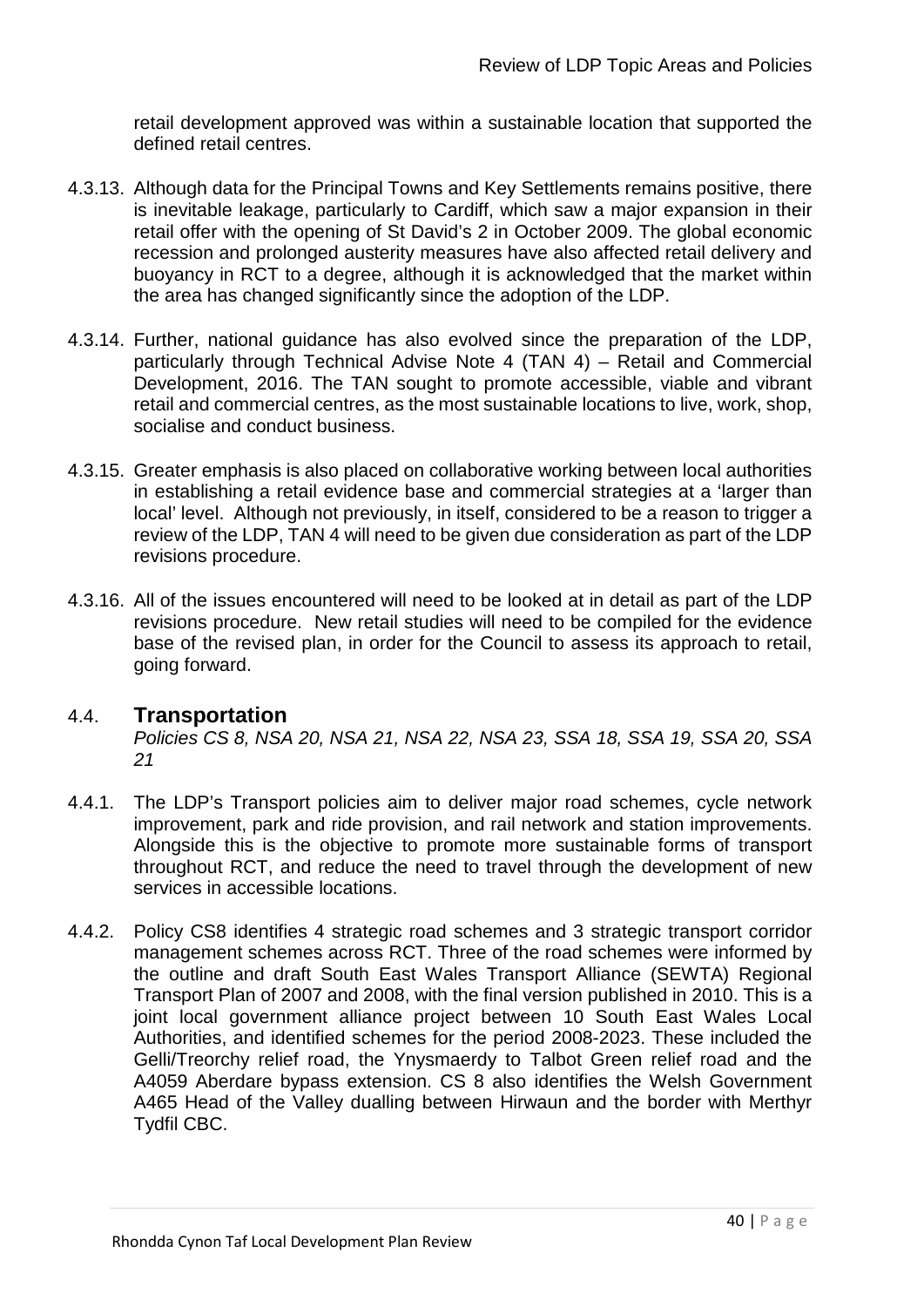retail development approved was within a sustainable location that supported the defined retail centres.

4.3.13. Although data for the Principal Towns and Key Settlements remains positive, there is inevitable leakage, particularly to Cardiff, which saw a major expansion in their retail offer with the opening of St David's 2 in October 2009. The global economic recession and prolonged austerity measures have also affected retail delivery and buoyancy in RCT to a degree, although it is acknowledged that the market within the area has changed significantly since the adoption of the LDP.

4.3.14. Further, national guidance has also evolved since the preparation of the LDP, particularly through Technical Advise Note 4 (TAN 4) – Retail and Commercial Development, 2016. The TAN sought to promote accessible, viable and vibrant retail and commercial centres, as the most sustainable locations to live, work, shop, socialise and conduct business.

4.3.15. Greater emphasis is also placed on collaborative working between local authorities in establishing a retail evidence base and commercial strategies at a 'larger than local' level. Although not previously, in itself, considered to be a reason to trigger a review of the LDP, TAN 4 will need to be given due consideration as part of the LDP revisions procedure.

4.3.16. All of the issues encountered will need to be looked at in detail as part of the LDP revisions procedure. New retail studies will need to be compiled for the evidence base of the revised plan, in order for the Council to assess its approach to retail, going forward.

## 4.4. Transportation

*Policies CS 8, NSA 20, NSA 21, NSA 22, NSA 23, SSA 18, SSA 19, SSA 20, SSA 21*

4.4.1. The LDP's Transport policies aim to deliver major road schemes, cycle network improvement, park and ride provision, and rail network and station improvements. Alongside this is the objective to promote more sustainable forms of transport throughout RCT, and reduce the need to travel through the development of new services in accessible locations.

4.4.2. Policy CS8 identifies 4 strategic road schemes and 3 strategic transport corridor management schemes across RCT. Three of the road schemes were informed by the outline and draft South East Wales Transport Alliance (SEWTA) Regional Transport Plan of 2007 and 2008, with the final version published in 2010. This is a joint local government alliance project between 10 South East Wales Local Authorities, and identified schemes for the period 2008-2023. These included the Gelli/Treorchy relief road, the Ynysmaerdy to Talbot Green relief road and the A4059 Aberdare bypass extension. CS 8 also identifies the Welsh Government A465 Head of the Valley dualling between Hirwaun and the border with Merthyr Tydfil CBC.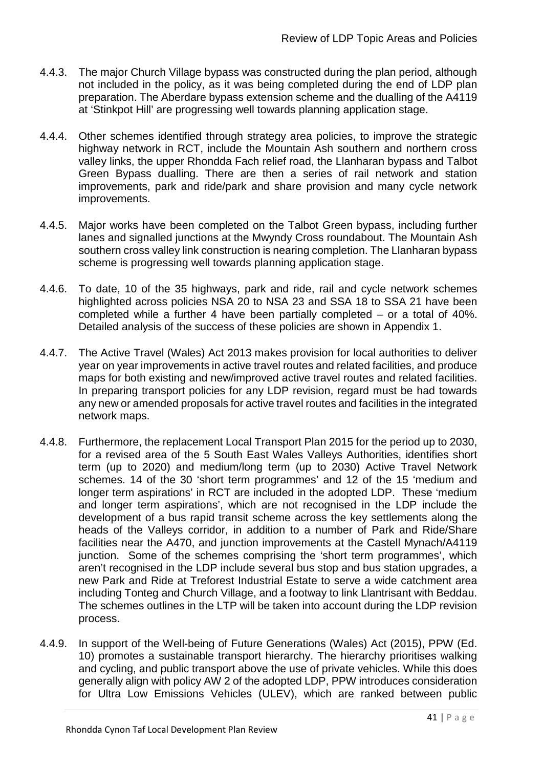4.4.3. The major Church Village bypass was constructed during the plan period, although not included in the policy, as it was being completed during the end of LDP plan preparation. The Aberdare bypass extension scheme and the dualling of the A4119 at 'Stinkpot Hill' are progressing well towards planning application stage.

4.4.4. Other schemes identified through strategy area policies, to improve the strategic highway network in RCT, include the Mountain Ash southern and northern cross valley links, the upper Rhondda Fach relief road, the Llanharan bypass and Talbot Green Bypass dualling. There are then a series of rail network and station improvements, park and ride/park and share provision and many cycle network improvements.

4.4.5. Major works have been completed on the Talbot Green bypass, including further lanes and signalled junctions at the Mwyndy Cross roundabout. The Mountain Ash southern cross valley link construction is nearing completion. The Llanharan bypass scheme is progressing well towards planning application stage.

4.4.6. To date, 10 of the 35 highways, park and ride, rail and cycle network schemes highlighted across policies NSA 20 to NSA 23 and SSA 18 to SSA 21 have been completed while a further 4 have been partially completed – or a total of 40%. Detailed analysis of the success of these policies are shown in Appendix 1.

4.4.7. The Active Travel (Wales) Act 2013 makes provision for local authorities to deliver year on year improvements in active travel routes and related facilities, and produce maps for both existing and new/improved active travel routes and related facilities. In preparing transport policies for any LDP revision, regard must be had towards any new or amended proposals for active travel routes and facilities in the integrated network maps.

4.4.8. Furthermore, the replacement Local Transport Plan 2015 for the period up to 2030, for a revised area of the 5 South East Wales Valleys Authorities, identifies short term (up to 2020) and medium/long term (up to 2030) Active Travel Network schemes. 14 of the 30 'short term programmes' and 12 of the 15 'medium and longer term aspirations' in RCT are included in the adopted LDP. These 'medium and longer term aspirations', which are not recognised in the LDP include the development of a bus rapid transit scheme across the key settlements along the heads of the Valleys corridor, in addition to a number of Park and Ride/Share facilities near the A470, and junction improvements at the Castell Mynach/A4119 junction. Some of the schemes comprising the 'short term programmes', which aren't recognised in the LDP include several bus stop and bus station upgrades, a new Park and Ride at Treforest Industrial Estate to serve a wide catchment area including Tonteg and Church Village, and a footway to link Llantrisant with Beddau. The schemes outlines in the LTP will be taken into account during the LDP revision process.

4.4.9. In support of the Well-being of Future Generations (Wales) Act (2015), PPW (Ed. 10) promotes a sustainable transport hierarchy. The hierarchy prioritises walking and cycling, and public transport above the use of private vehicles. While this does generally align with policy AW 2 of the adopted LDP, PPW introduces consideration for Ultra Low Emissions Vehicles (ULEV), which are ranked between public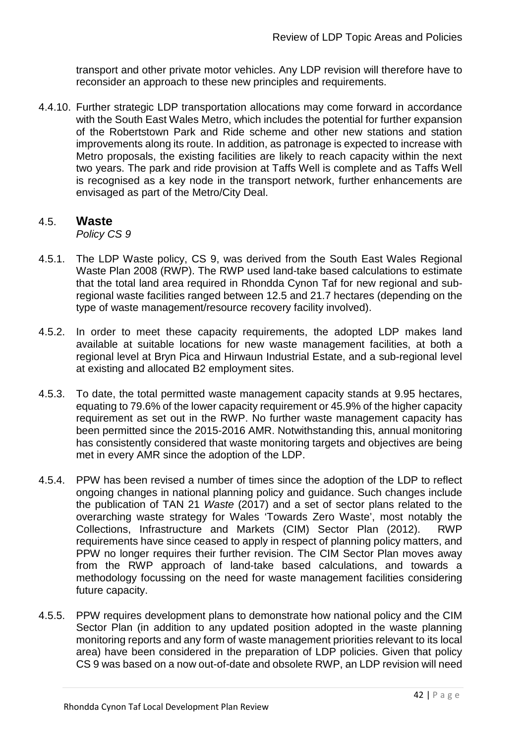transport and other private motor vehicles. Any LDP revision will therefore have to reconsider an approach to these new principles and requirements.

4.4.10. Further strategic LDP transportation allocations may come forward in accordance with the South East Wales Metro, which includes the potential for further expansion of the Robertstown Park and Ride scheme and other new stations and station improvements along its route. In addition, as patronage is expected to increase with Metro proposals, the existing facilities are likely to reach capacity within the next two years. The park and ride provision at Taffs Well is complete and as Taffs Well is recognised as a key node in the transport network, further enhancements are envisaged as part of the Metro/City Deal.

## 4.5. Waste

*Policy CS 9*

4.5.1. The LDP Waste policy, CS 9, was derived from the South East Wales Regional Waste Plan 2008 (RWP). The RWP used land-take based calculations to estimate that the total land area required in Rhondda Cynon Taf for new regional and sub-regional waste facilities ranged between 12.5 and 21.7 hectares (depending on the type of waste management/resource recovery facility involved).

4.5.2. In order to meet these capacity requirements, the adopted LDP makes land available at suitable locations for new waste management facilities, at both a regional level at Bryn Pica and Hirwaun Industrial Estate, and a sub-regional level at existing and allocated B2 employment sites.

4.5.3. To date, the total permitted waste management capacity stands at 9.95 hectares, equating to 79.6% of the lower capacity requirement or 45.9% of the higher capacity requirement as set out in the RWP. No further waste management capacity has been permitted since the 2015-2016 AMR. Notwithstanding this, annual monitoring has consistently considered that waste monitoring targets and objectives are being met in every AMR since the adoption of the LDP.

4.5.4. PPW has been revised a number of times since the adoption of the LDP to reflect ongoing changes in national planning policy and guidance. Such changes include the publication of TAN 21 *Waste* (2017) and a set of sector plans related to the overarching waste strategy for Wales 'Towards Zero Waste', most notably the Collections, Infrastructure and Markets (CIM) Sector Plan (2012). RWP requirements have since ceased to apply in respect of planning policy matters, and PPW no longer requires their further revision. The CIM Sector Plan moves away from the RWP approach of land-take based calculations, and towards a methodology focussing on the need for waste management facilities considering future capacity.

4.5.5. PPW requires development plans to demonstrate how national policy and the CIM Sector Plan (in addition to any updated position adopted in the waste planning monitoring reports and any form of waste management priorities relevant to its local area) have been considered in the preparation of LDP policies. Given that policy CS 9 was based on a now out-of-date and obsolete RWP, an LDP revision will need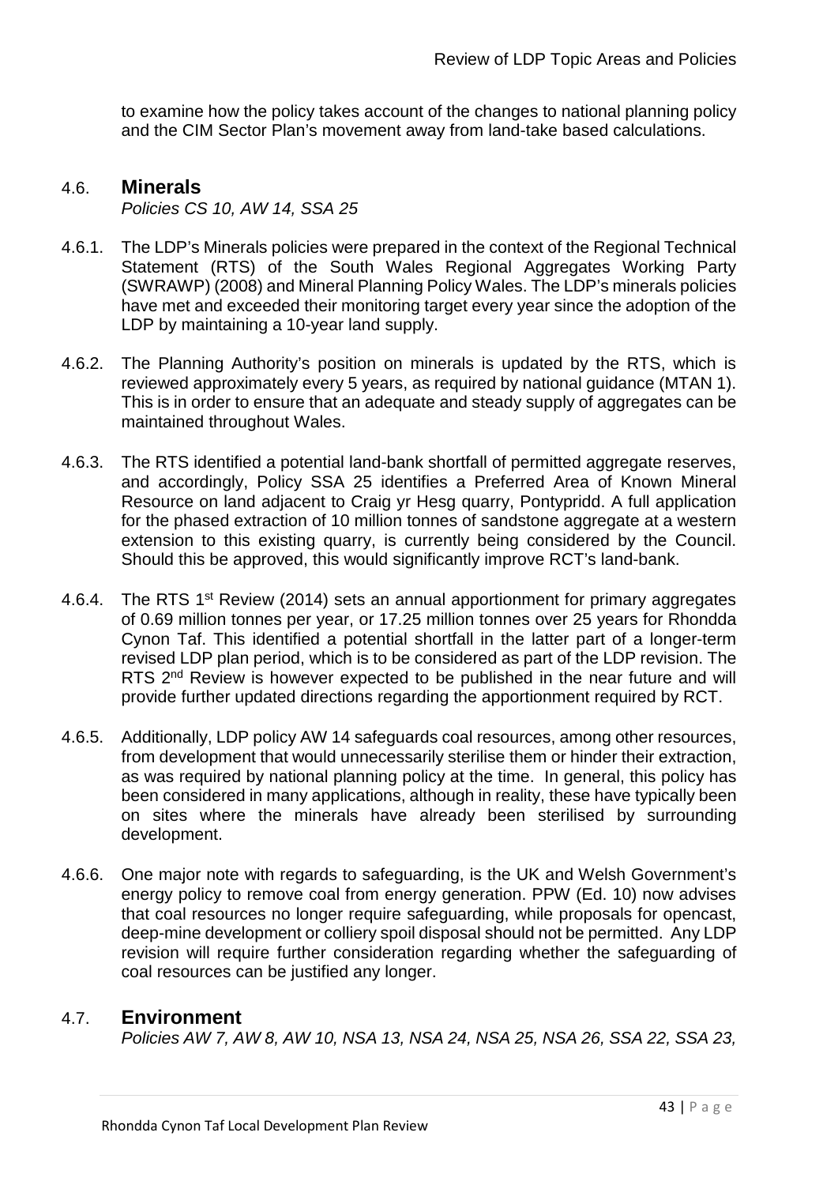to examine how the policy takes account of the changes to national planning policy and the CIM Sector Plan's movement away from land-take based calculations.

## 4.6. Minerals

*Policies CS 10, AW 14, SSA 25*

4.6.1. The LDP's Minerals policies were prepared in the context of the Regional Technical Statement (RTS) of the South Wales Regional Aggregates Working Party (SWRAWP) (2008) and Mineral Planning Policy Wales. The LDP's minerals policies have met and exceeded their monitoring target every year since the adoption of the LDP by maintaining a 10-year land supply.

4.6.2. The Planning Authority's position on minerals is updated by the RTS, which is reviewed approximately every 5 years, as required by national guidance (MTAN 1). This is in order to ensure that an adequate and steady supply of aggregates can be maintained throughout Wales.

4.6.3. The RTS identified a potential land-bank shortfall of permitted aggregate reserves, and accordingly, Policy SSA 25 identifies a Preferred Area of Known Mineral Resource on land adjacent to Craig yr Hesg quarry, Pontypridd. A full application for the phased extraction of 10 million tonnes of sandstone aggregate at a western extension to this existing quarry, is currently being considered by the Council. Should this be approved, this would significantly improve RCT's land-bank.

4.6.4. The RTS 1st Review (2014) sets an annual apportionment for primary aggregates of 0.69 million tonnes per year, or 17.25 million tonnes over 25 years for Rhondda Cynon Taf. This identified a potential shortfall in the latter part of a longer-term revised LDP plan period, which is to be considered as part of the LDP revision. The RTS 2nd Review is however expected to be published in the near future and will provide further updated directions regarding the apportionment required by RCT.

4.6.5. Additionally, LDP policy AW 14 safeguards coal resources, among other resources, from development that would unnecessarily sterilise them or hinder their extraction, as was required by national planning policy at the time. In general, this policy has been considered in many applications, although in reality, these have typically been on sites where the minerals have already been sterilised by surrounding development.

4.6.6. One major note with regards to safeguarding, is the UK and Welsh Government's energy policy to remove coal from energy generation. PPW (Ed. 10) now advises that coal resources no longer require safeguarding, while proposals for opencast, deep-mine development or colliery spoil disposal should not be permitted. Any LDP revision will require further consideration regarding whether the safeguarding of coal resources can be justified any longer.

## 4.7. Environment

*Policies AW 7, AW 8, AW 10, NSA 13, NSA 24, NSA 25, NSA 26, SSA 22, SSA 23,*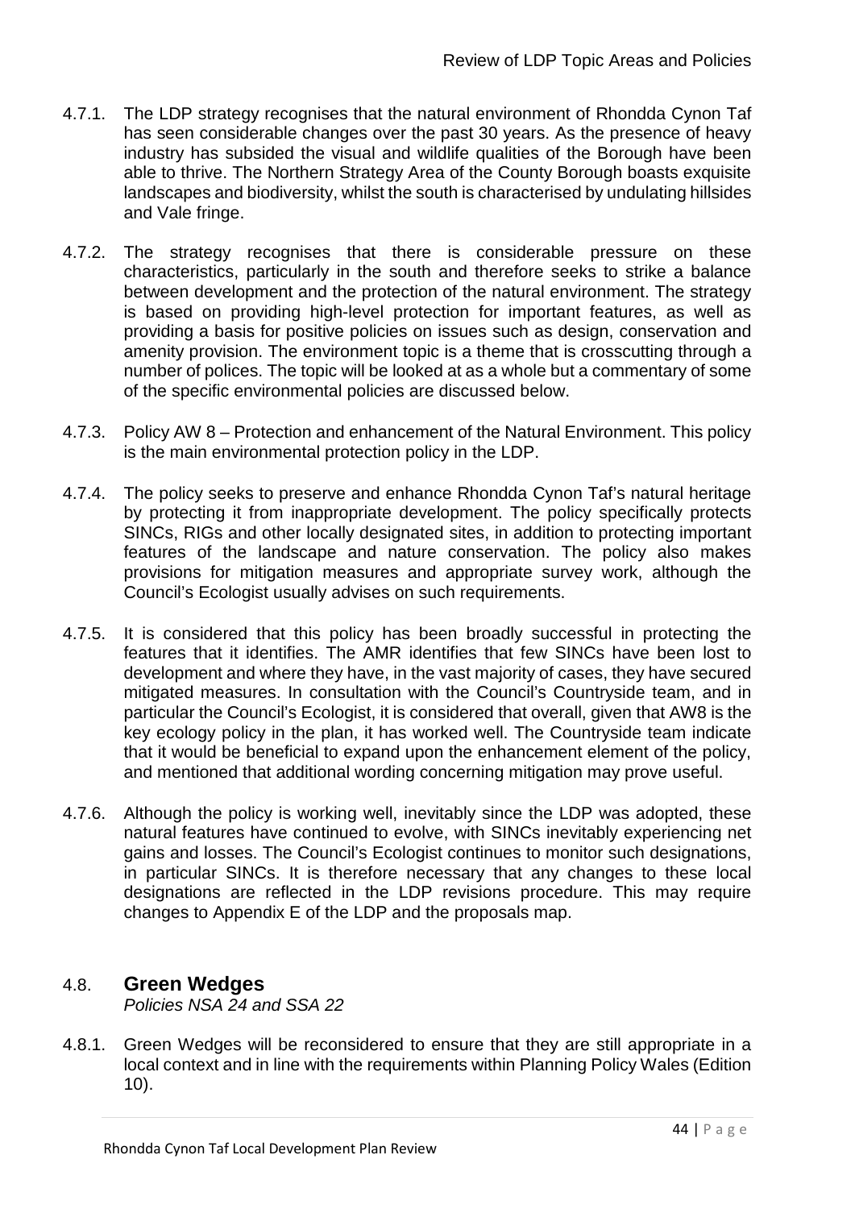4.7.1. The LDP strategy recognises that the natural environment of Rhondda Cynon Taf has seen considerable changes over the past 30 years. As the presence of heavy industry has subsided the visual and wildlife qualities of the Borough have been able to thrive. The Northern Strategy Area of the County Borough boasts exquisite landscapes and biodiversity, whilst the south is characterised by undulating hillsides and Vale fringe.

4.7.2. The strategy recognises that there is considerable pressure on these characteristics, particularly in the south and therefore seeks to strike a balance between development and the protection of the natural environment. The strategy is based on providing high-level protection for important features, as well as providing a basis for positive policies on issues such as design, conservation and amenity provision. The environment topic is a theme that is crosscutting through a number of polices. The topic will be looked at as a whole but a commentary of some of the specific environmental policies are discussed below.

4.7.3. Policy AW 8 – Protection and enhancement of the Natural Environment. This policy is the main environmental protection policy in the LDP.

4.7.4. The policy seeks to preserve and enhance Rhondda Cynon Taf's natural heritage by protecting it from inappropriate development. The policy specifically protects SINCs, RIGs and other locally designated sites, in addition to protecting important features of the landscape and nature conservation. The policy also makes provisions for mitigation measures and appropriate survey work, although the Council's Ecologist usually advises on such requirements.

4.7.5. It is considered that this policy has been broadly successful in protecting the features that it identifies. The AMR identifies that few SINCs have been lost to development and where they have, in the vast majority of cases, they have secured mitigated measures. In consultation with the Council's Countryside team, and in particular the Council's Ecologist, it is considered that overall, given that AW8 is the key ecology policy in the plan, it has worked well. The Countryside team indicate that it would be beneficial to expand upon the enhancement element of the policy, and mentioned that additional wording concerning mitigation may prove useful.

4.7.6. Although the policy is working well, inevitably since the LDP was adopted, these natural features have continued to evolve, with SINCs inevitably experiencing net gains and losses. The Council's Ecologist continues to monitor such designations, in particular SINCs. It is therefore necessary that any changes to these local designations are reflected in the LDP revisions procedure. This may require changes to Appendix E of the LDP and the proposals map.

## 4.8. Green Wedges

*Policies NSA 24 and SSA 22*

4.8.1. Green Wedges will be reconsidered to ensure that they are still appropriate in a local context and in line with the requirements within Planning Policy Wales (Edition 10).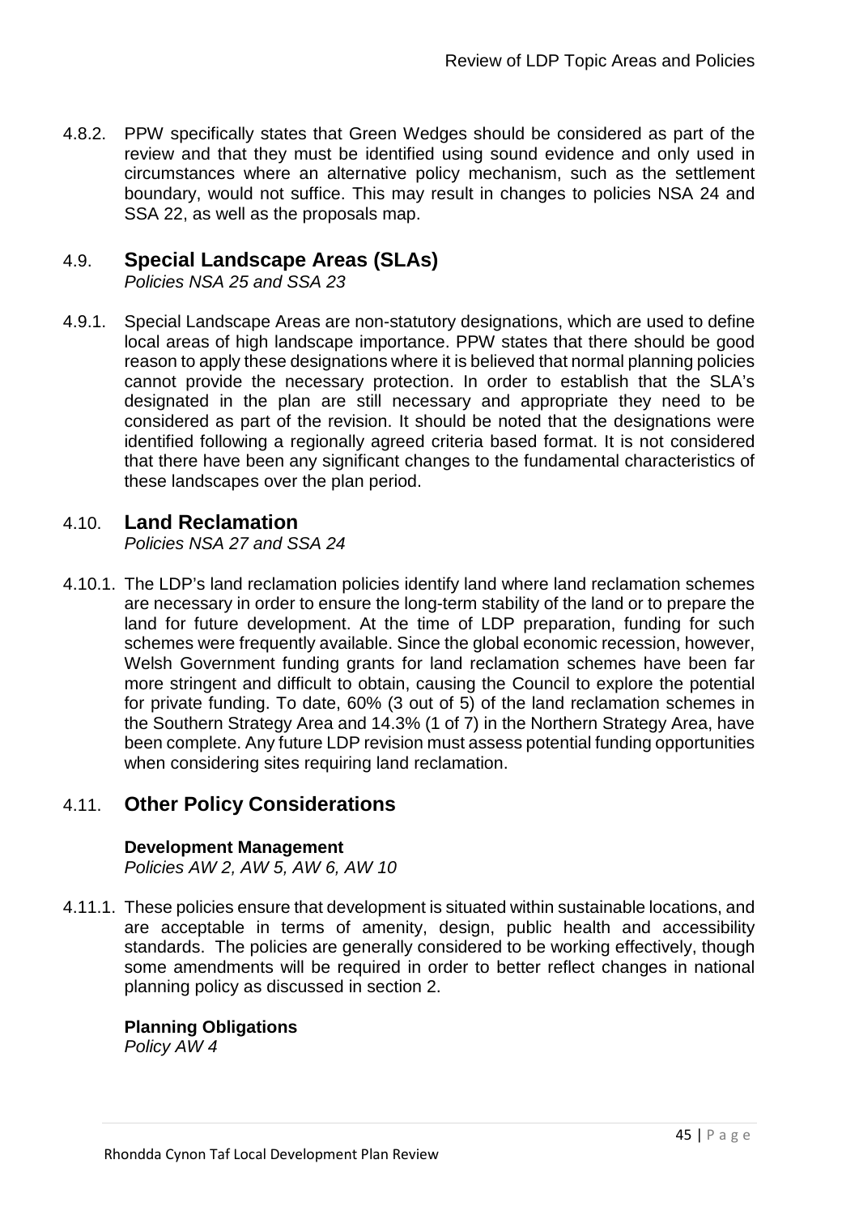4.8.2. PPW specifically states that Green Wedges should be considered as part of the review and that they must be identified using sound evidence and only used in circumstances where an alternative policy mechanism, such as the settlement boundary, would not suffice. This may result in changes to policies NSA 24 and SSA 22, as well as the proposals map.

## 4.9. Special Landscape Areas (SLAs)

*Policies NSA 25 and SSA 23*

4.9.1. Special Landscape Areas are non-statutory designations, which are used to define local areas of high landscape importance. PPW states that there should be good reason to apply these designations where it is believed that normal planning policies cannot provide the necessary protection. In order to establish that the SLA's designated in the plan are still necessary and appropriate they need to be considered as part of the revision. It should be noted that the designations were identified following a regionally agreed criteria based format. It is not considered that there have been any significant changes to the fundamental characteristics of these landscapes over the plan period.

## 4.10. Land Reclamation

*Policies NSA 27 and SSA 24*

4.10.1. The LDP's land reclamation policies identify land where land reclamation schemes are necessary in order to ensure the long-term stability of the land or to prepare the land for future development. At the time of LDP preparation, funding for such schemes were frequently available. Since the global economic recession, however, Welsh Government funding grants for land reclamation schemes have been far more stringent and difficult to obtain, causing the Council to explore the potential for private funding. To date, 60% (3 out of 5) of the land reclamation schemes in the Southern Strategy Area and 14.3% (1 of 7) in the Northern Strategy Area, have been complete. Any future LDP revision must assess potential funding opportunities when considering sites requiring land reclamation.

## 4.11. Other Policy Considerations

**Development Management**

*Policies AW 2, AW 5, AW 6, AW 10*

4.11.1. These policies ensure that development is situated within sustainable locations, and are acceptable in terms of amenity, design, public health and accessibility standards. The policies are generally considered to be working effectively, though some amendments will be required in order to better reflect changes in national planning policy as discussed in section 2.

**Planning Obligations**

*Policy AW 4*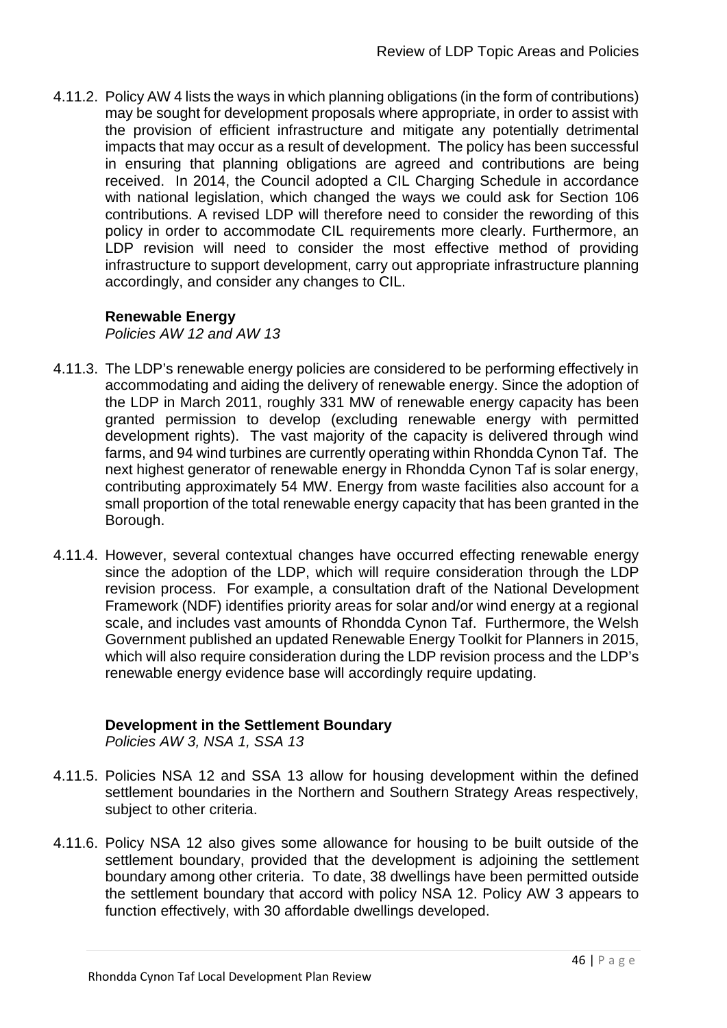4.11.2. Policy AW 4 lists the ways in which planning obligations (in the form of contributions) may be sought for development proposals where appropriate, in order to assist with the provision of efficient infrastructure and mitigate any potentially detrimental impacts that may occur as a result of development. The policy has been successful in ensuring that planning obligations are agreed and contributions are being received. In 2014, the Council adopted a CIL Charging Schedule in accordance with national legislation, which changed the ways we could ask for Section 106 contributions. A revised LDP will therefore need to consider the rewording of this policy in order to accommodate CIL requirements more clearly. Furthermore, an LDP revision will need to consider the most effective method of providing infrastructure to support development, carry out appropriate infrastructure planning accordingly, and consider any changes to CIL.

### Renewable Energy

*Policies AW 12 and AW 13*

4.11.3. The LDP's renewable energy policies are considered to be performing effectively in accommodating and aiding the delivery of renewable energy. Since the adoption of the LDP in March 2011, roughly 331 MW of renewable energy capacity has been granted permission to develop (excluding renewable energy with permitted development rights). The vast majority of the capacity is delivered through wind farms, and 94 wind turbines are currently operating within Rhondda Cynon Taf. The next highest generator of renewable energy in Rhondda Cynon Taf is solar energy, contributing approximately 54 MW. Energy from waste facilities also account for a small proportion of the total renewable energy capacity that has been granted in the Borough.

4.11.4. However, several contextual changes have occurred effecting renewable energy since the adoption of the LDP, which will require consideration through the LDP revision process. For example, a consultation draft of the National Development Framework (NDF) identifies priority areas for solar and/or wind energy at a regional scale, and includes vast amounts of Rhondda Cynon Taf. Furthermore, the Welsh Government published an updated Renewable Energy Toolkit for Planners in 2015, which will also require consideration during the LDP revision process and the LDP's renewable energy evidence base will accordingly require updating.

### Development in the Settlement Boundary

*Policies AW 3, NSA 1, SSA 13*

4.11.5. Policies NSA 12 and SSA 13 allow for housing development within the defined settlement boundaries in the Northern and Southern Strategy Areas respectively, subject to other criteria.

4.11.6. Policy NSA 12 also gives some allowance for housing to be built outside of the settlement boundary, provided that the development is adjoining the settlement boundary among other criteria. To date, 38 dwellings have been permitted outside the settlement boundary that accord with policy NSA 12. Policy AW 3 appears to function effectively, with 30 affordable dwellings developed.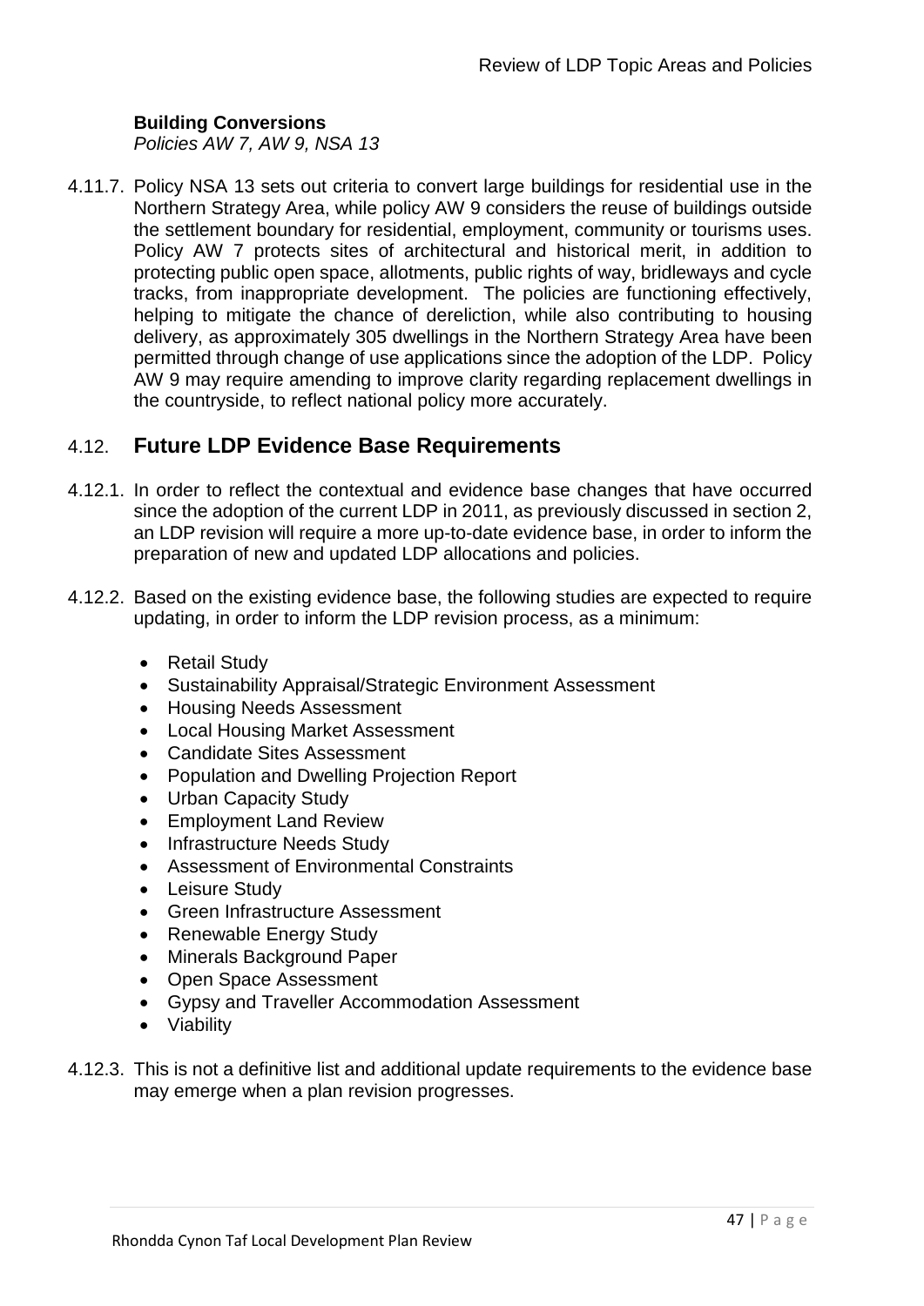**Building Conversions**
*Policies AW 7, AW 9, NSA 13*

4.11.7. Policy NSA 13 sets out criteria to convert large buildings for residential use in the Northern Strategy Area, while policy AW 9 considers the reuse of buildings outside the settlement boundary for residential, employment, community or tourisms uses. Policy AW 7 protects sites of architectural and historical merit, in addition to protecting public open space, allotments, public rights of way, bridleways and cycle tracks, from inappropriate development. The policies are functioning effectively, helping to mitigate the chance of dereliction, while also contributing to housing delivery, as approximately 305 dwellings in the Northern Strategy Area have been permitted through change of use applications since the adoption of the LDP. Policy AW 9 may require amending to improve clarity regarding replacement dwellings in the countryside, to reflect national policy more accurately.

## 4.12. Future LDP Evidence Base Requirements

4.12.1. In order to reflect the contextual and evidence base changes that have occurred since the adoption of the current LDP in 2011, as previously discussed in section 2, an LDP revision will require a more up-to-date evidence base, in order to inform the preparation of new and updated LDP allocations and policies.

4.12.2. Based on the existing evidence base, the following studies are expected to require updating, in order to inform the LDP revision process, as a minimum:

- Retail Study
- Sustainability Appraisal/Strategic Environment Assessment
- Housing Needs Assessment
- Local Housing Market Assessment
- Candidate Sites Assessment
- Population and Dwelling Projection Report
- Urban Capacity Study
- Employment Land Review
- Infrastructure Needs Study
- Assessment of Environmental Constraints
- Leisure Study
- Green Infrastructure Assessment
- Renewable Energy Study
- Minerals Background Paper
- Open Space Assessment
- Gypsy and Traveller Accommodation Assessment
- Viability

4.12.3. This is not a definitive list and additional update requirements to the evidence base may emerge when a plan revision progresses.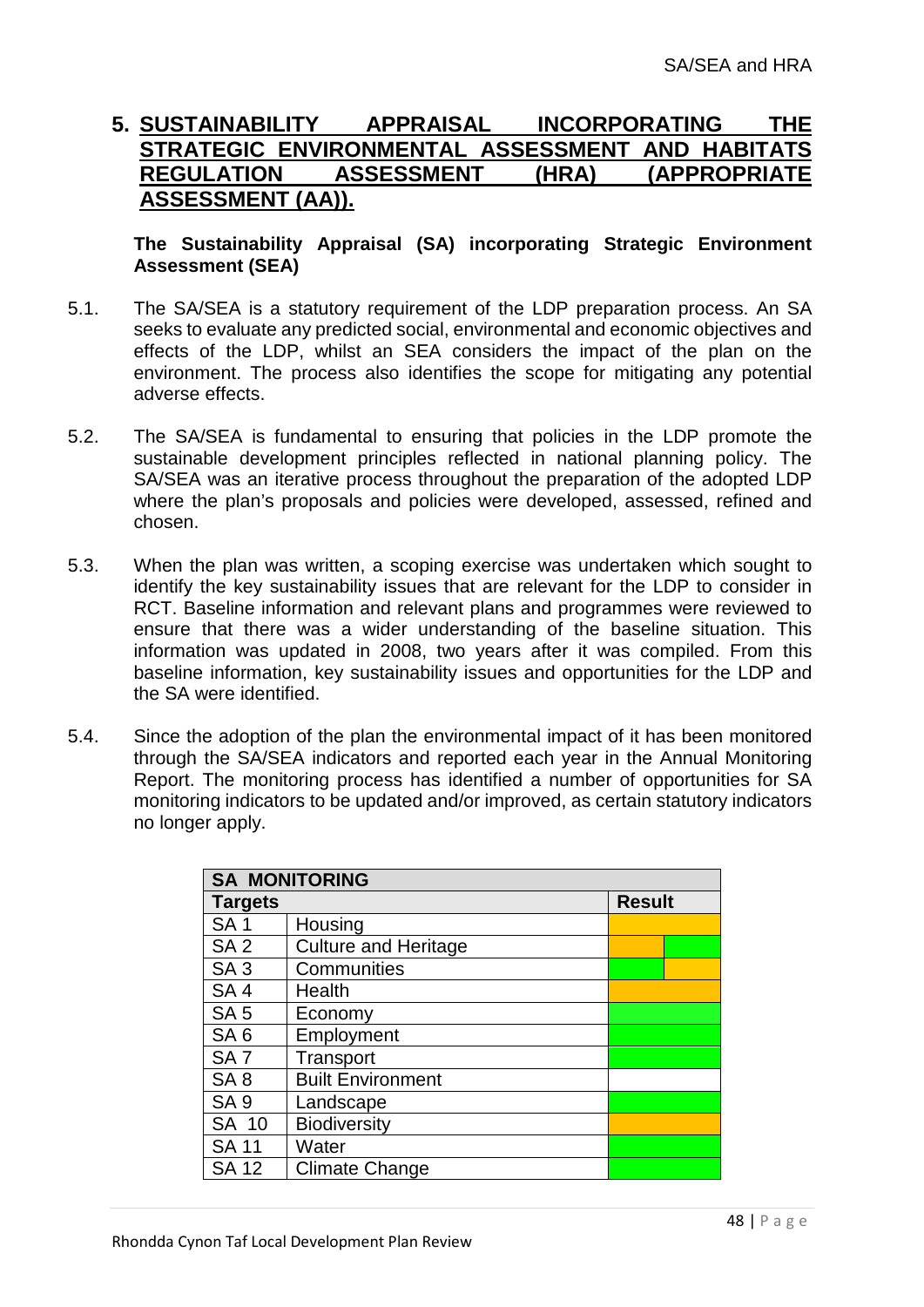## 5. SUSTAINABILITY APPRAISAL INCORPORATING THE STRATEGIC ENVIRONMENTAL ASSESSMENT AND HABITATS REGULATION ASSESSMENT (HRA) (APPROPRIATE ASSESSMENT (AA)).

**The Sustainability Appraisal (SA) incorporating Strategic Environment Assessment (SEA)**

5.1. The SA/SEA is a statutory requirement of the LDP preparation process. An SA seeks to evaluate any predicted social, environmental and economic objectives and effects of the LDP, whilst an SEA considers the impact of the plan on the environment. The process also identifies the scope for mitigating any potential adverse effects.

5.2. The SA/SEA is fundamental to ensuring that policies in the LDP promote the sustainable development principles reflected in national planning policy. The SA/SEA was an iterative process throughout the preparation of the adopted LDP where the plan's proposals and policies were developed, assessed, refined and chosen.

5.3. When the plan was written, a scoping exercise was undertaken which sought to identify the key sustainability issues that are relevant for the LDP to consider in RCT. Baseline information and relevant plans and programmes were reviewed to ensure that there was a wider understanding of the baseline situation. This information was updated in 2008, two years after it was compiled. From this baseline information, key sustainability issues and opportunities for the LDP and the SA were identified.

5.4. Since the adoption of the plan the environmental impact of it has been monitored through the SA/SEA indicators and reported each year in the Annual Monitoring Report. The monitoring process has identified a number of opportunities for SA monitoring indicators to be updated and/or improved, as certain statutory indicators no longer apply.

| SA MONITORING | | |
|---|---|---|
| **Targets** | | **Result** |
| SA 1 | Housing | |
| SA 2 | Culture and Heritage | |
| SA 3 | Communities | |
| SA 4 | Health | |
| SA 5 | Economy | |
| SA 6 | Employment | |
| SA 7 | Transport | |
| SA 8 | Built Environment | |
| SA 9 | Landscape | |
| SA 10 | Biodiversity | |
| SA 11 | Water | |
| SA 12 | Climate Change | |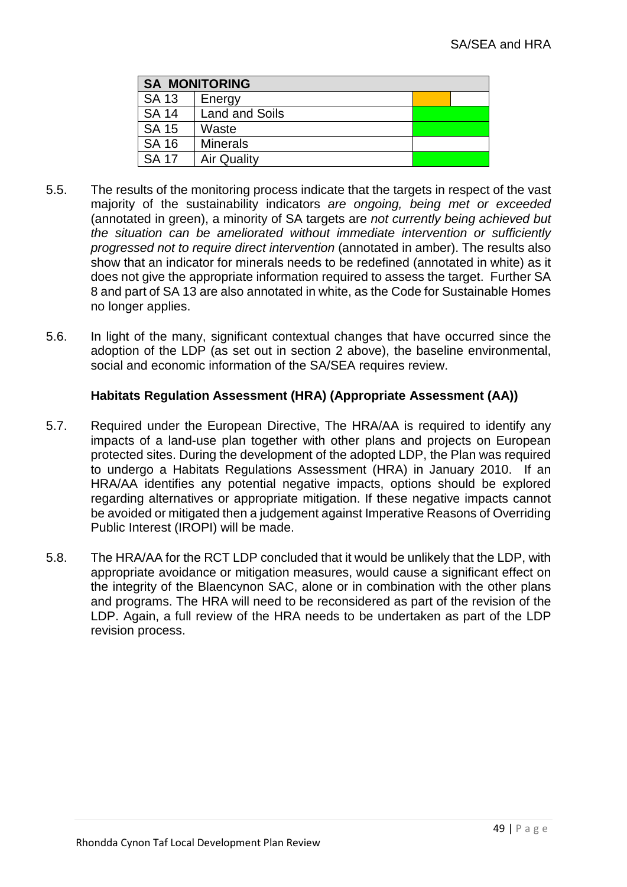| SA MONITORING | | |
|---|---|---|
| SA 13 | Energy | |
| SA 14 | Land and Soils | |
| SA 15 | Waste | |
| SA 16 | Minerals | |
| SA 17 | Air Quality | |

5.5. The results of the monitoring process indicate that the targets in respect of the vast majority of the sustainability indicators *are ongoing, being met or exceeded* (annotated in green), a minority of SA targets are *not currently being achieved but the situation can be ameliorated without immediate intervention or sufficiently progressed not to require direct intervention* (annotated in amber). The results also show that an indicator for minerals needs to be redefined (annotated in white) as it does not give the appropriate information required to assess the target. Further SA 8 and part of SA 13 are also annotated in white, as the Code for Sustainable Homes no longer applies.

5.6. In light of the many, significant contextual changes that have occurred since the adoption of the LDP (as set out in section 2 above), the baseline environmental, social and economic information of the SA/SEA requires review.

### Habitats Regulation Assessment (HRA) (Appropriate Assessment (AA))

5.7. Required under the European Directive, The HRA/AA is required to identify any impacts of a land-use plan together with other plans and projects on European protected sites. During the development of the adopted LDP, the Plan was required to undergo a Habitats Regulations Assessment (HRA) in January 2010. If an HRA/AA identifies any potential negative impacts, options should be explored regarding alternatives or appropriate mitigation. If these negative impacts cannot be avoided or mitigated then a judgement against Imperative Reasons of Overriding Public Interest (IROPI) will be made.

5.8. The HRA/AA for the RCT LDP concluded that it would be unlikely that the LDP, with appropriate avoidance or mitigation measures, would cause a significant effect on the integrity of the Blaencynon SAC, alone or in combination with the other plans and programs. The HRA will need to be reconsidered as part of the revision of the LDP. Again, a full review of the HRA needs to be undertaken as part of the LDP revision process.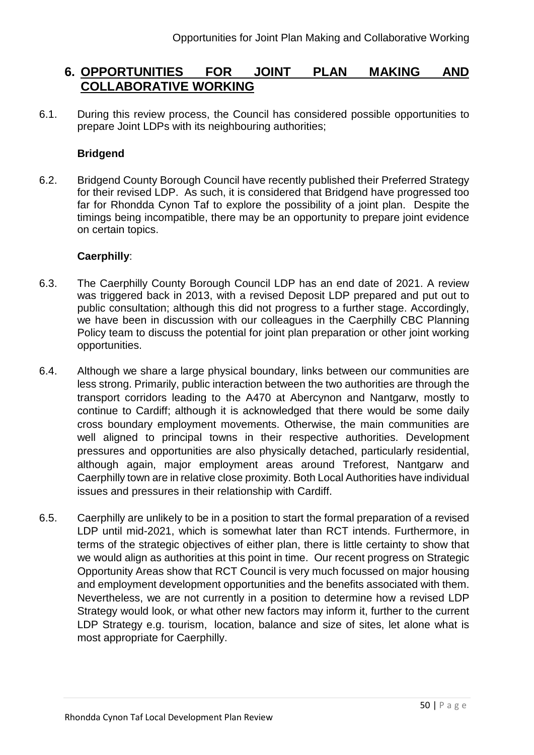## 6. OPPORTUNITIES FOR JOINT PLAN MAKING AND COLLABORATIVE WORKING

6.1. During this review process, the Council has considered possible opportunities to prepare Joint LDPs with its neighbouring authorities;

**Bridgend**

6.2. Bridgend County Borough Council have recently published their Preferred Strategy for their revised LDP. As such, it is considered that Bridgend have progressed too far for Rhondda Cynon Taf to explore the possibility of a joint plan. Despite the timings being incompatible, there may be an opportunity to prepare joint evidence on certain topics.

**Caerphilly**:

6.3. The Caerphilly County Borough Council LDP has an end date of 2021. A review was triggered back in 2013, with a revised Deposit LDP prepared and put out to public consultation; although this did not progress to a further stage. Accordingly, we have been in discussion with our colleagues in the Caerphilly CBC Planning Policy team to discuss the potential for joint plan preparation or other joint working opportunities.

6.4. Although we share a large physical boundary, links between our communities are less strong. Primarily, public interaction between the two authorities are through the transport corridors leading to the A470 at Abercynon and Nantgarw, mostly to continue to Cardiff; although it is acknowledged that there would be some daily cross boundary employment movements. Otherwise, the main communities are well aligned to principal towns in their respective authorities. Development pressures and opportunities are also physically detached, particularly residential, although again, major employment areas around Treforest, Nantgarw and Caerphilly town are in relative close proximity. Both Local Authorities have individual issues and pressures in their relationship with Cardiff.

6.5. Caerphilly are unlikely to be in a position to start the formal preparation of a revised LDP until mid-2021, which is somewhat later than RCT intends. Furthermore, in terms of the strategic objectives of either plan, there is little certainty to show that we would align as authorities at this point in time. Our recent progress on Strategic Opportunity Areas show that RCT Council is very much focussed on major housing and employment development opportunities and the benefits associated with them. Nevertheless, we are not currently in a position to determine how a revised LDP Strategy would look, or what other new factors may inform it, further to the current LDP Strategy e.g. tourism, location, balance and size of sites, let alone what is most appropriate for Caerphilly.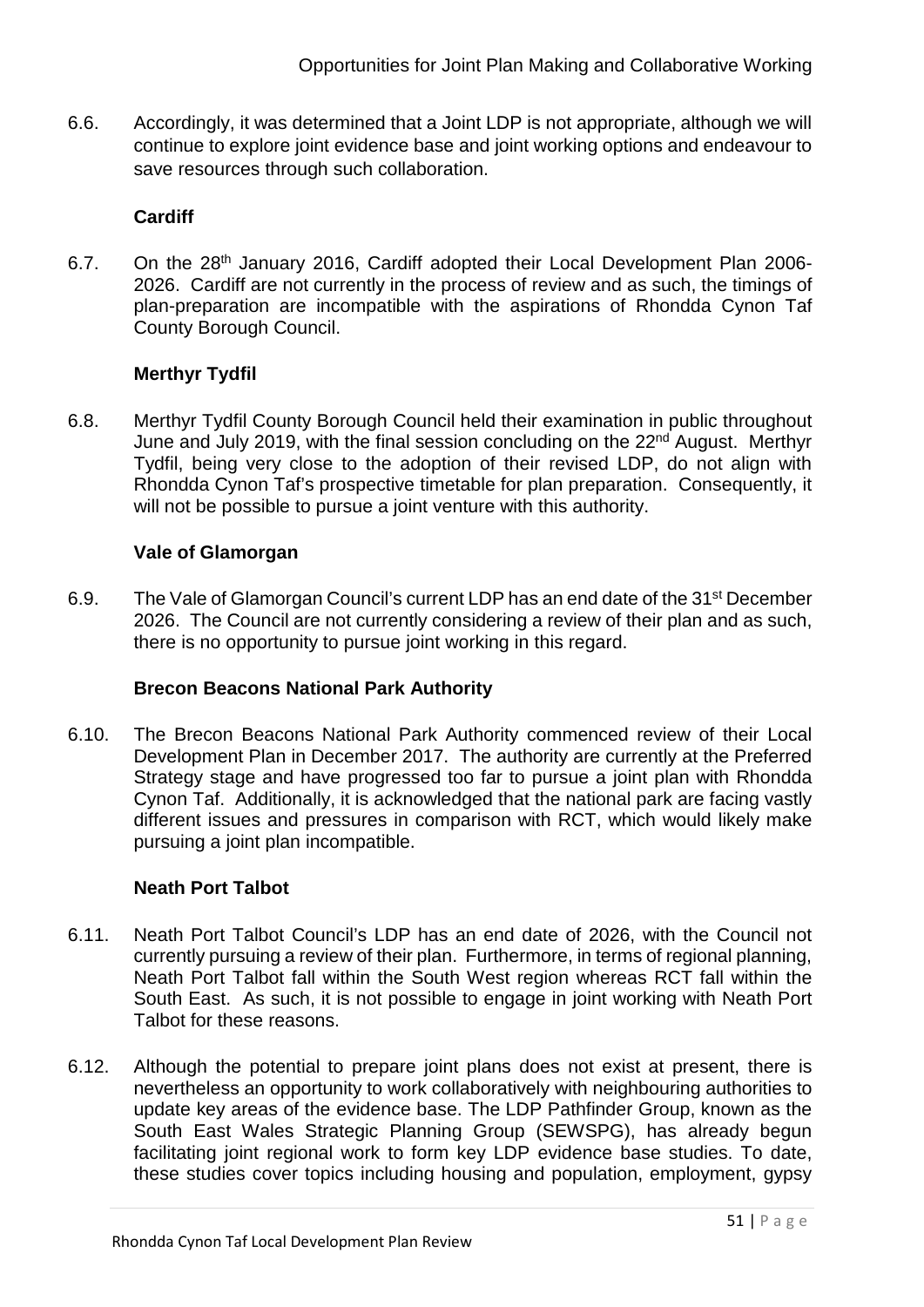6.6. Accordingly, it was determined that a Joint LDP is not appropriate, although we will continue to explore joint evidence base and joint working options and endeavour to save resources through such collaboration.

**Cardiff**

6.7. On the 28th January 2016, Cardiff adopted their Local Development Plan 2006-2026. Cardiff are not currently in the process of review and as such, the timings of plan-preparation are incompatible with the aspirations of Rhondda Cynon Taf County Borough Council.

**Merthyr Tydfil**

6.8. Merthyr Tydfil County Borough Council held their examination in public throughout June and July 2019, with the final session concluding on the 22nd August. Merthyr Tydfil, being very close to the adoption of their revised LDP, do not align with Rhondda Cynon Taf's prospective timetable for plan preparation. Consequently, it will not be possible to pursue a joint venture with this authority.

**Vale of Glamorgan**

6.9. The Vale of Glamorgan Council's current LDP has an end date of the 31st December 2026. The Council are not currently considering a review of their plan and as such, there is no opportunity to pursue joint working in this regard.

**Brecon Beacons National Park Authority**

6.10. The Brecon Beacons National Park Authority commenced review of their Local Development Plan in December 2017. The authority are currently at the Preferred Strategy stage and have progressed too far to pursue a joint plan with Rhondda Cynon Taf. Additionally, it is acknowledged that the national park are facing vastly different issues and pressures in comparison with RCT, which would likely make pursuing a joint plan incompatible.

**Neath Port Talbot**

6.11. Neath Port Talbot Council's LDP has an end date of 2026, with the Council not currently pursuing a review of their plan. Furthermore, in terms of regional planning, Neath Port Talbot fall within the South West region whereas RCT fall within the South East. As such, it is not possible to engage in joint working with Neath Port Talbot for these reasons.

6.12. Although the potential to prepare joint plans does not exist at present, there is nevertheless an opportunity to work collaboratively with neighbouring authorities to update key areas of the evidence base. The LDP Pathfinder Group, known as the South East Wales Strategic Planning Group (SEWSPG), has already begun facilitating joint regional work to form key LDP evidence base studies. To date, these studies cover topics including housing and population, employment, gypsy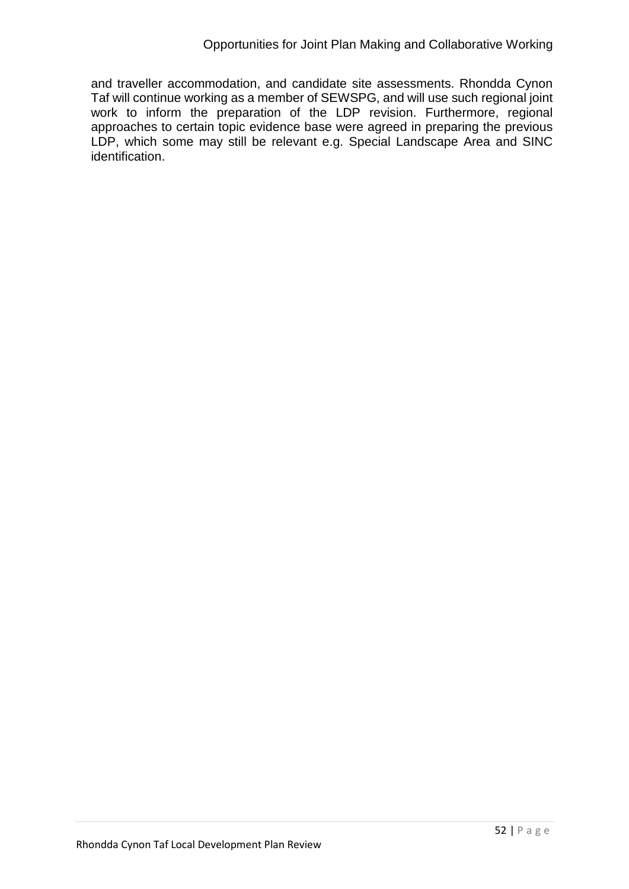and traveller accommodation, and candidate site assessments. Rhondda Cynon Taf will continue working as a member of SEWSPG, and will use such regional joint work to inform the preparation of the LDP revision. Furthermore, regional approaches to certain topic evidence base were agreed in preparing the previous LDP, which some may still be relevant e.g. Special Landscape Area and SINC identification.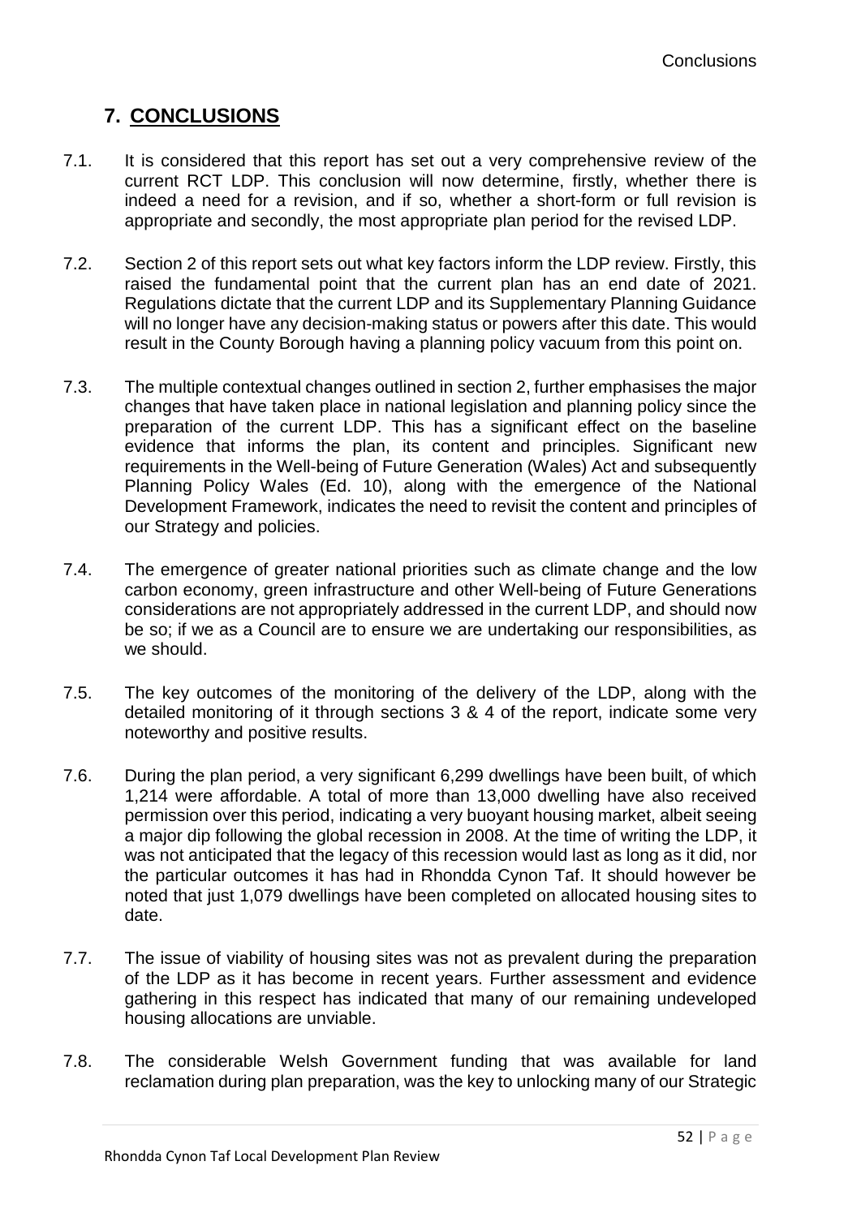## 7. CONCLUSIONS

7.1. It is considered that this report has set out a very comprehensive review of the current RCT LDP. This conclusion will now determine, firstly, whether there is indeed a need for a revision, and if so, whether a short-form or full revision is appropriate and secondly, the most appropriate plan period for the revised LDP.

7.2. Section 2 of this report sets out what key factors inform the LDP review. Firstly, this raised the fundamental point that the current plan has an end date of 2021. Regulations dictate that the current LDP and its Supplementary Planning Guidance will no longer have any decision-making status or powers after this date. This would result in the County Borough having a planning policy vacuum from this point on.

7.3. The multiple contextual changes outlined in section 2, further emphasises the major changes that have taken place in national legislation and planning policy since the preparation of the current LDP. This has a significant effect on the baseline evidence that informs the plan, its content and principles. Significant new requirements in the Well-being of Future Generation (Wales) Act and subsequently Planning Policy Wales (Ed. 10), along with the emergence of the National Development Framework, indicates the need to revisit the content and principles of our Strategy and policies.

7.4. The emergence of greater national priorities such as climate change and the low carbon economy, green infrastructure and other Well-being of Future Generations considerations are not appropriately addressed in the current LDP, and should now be so; if we as a Council are to ensure we are undertaking our responsibilities, as we should.

7.5. The key outcomes of the monitoring of the delivery of the LDP, along with the detailed monitoring of it through sections 3 & 4 of the report, indicate some very noteworthy and positive results.

7.6. During the plan period, a very significant 6,299 dwellings have been built, of which 1,214 were affordable. A total of more than 13,000 dwelling have also received permission over this period, indicating a very buoyant housing market, albeit seeing a major dip following the global recession in 2008. At the time of writing the LDP, it was not anticipated that the legacy of this recession would last as long as it did, nor the particular outcomes it has had in Rhondda Cynon Taf. It should however be noted that just 1,079 dwellings have been completed on allocated housing sites to date.

7.7. The issue of viability of housing sites was not as prevalent during the preparation of the LDP as it has become in recent years. Further assessment and evidence gathering in this respect has indicated that many of our remaining undeveloped housing allocations are unviable.

7.8. The considerable Welsh Government funding that was available for land reclamation during plan preparation, was the key to unlocking many of our Strategic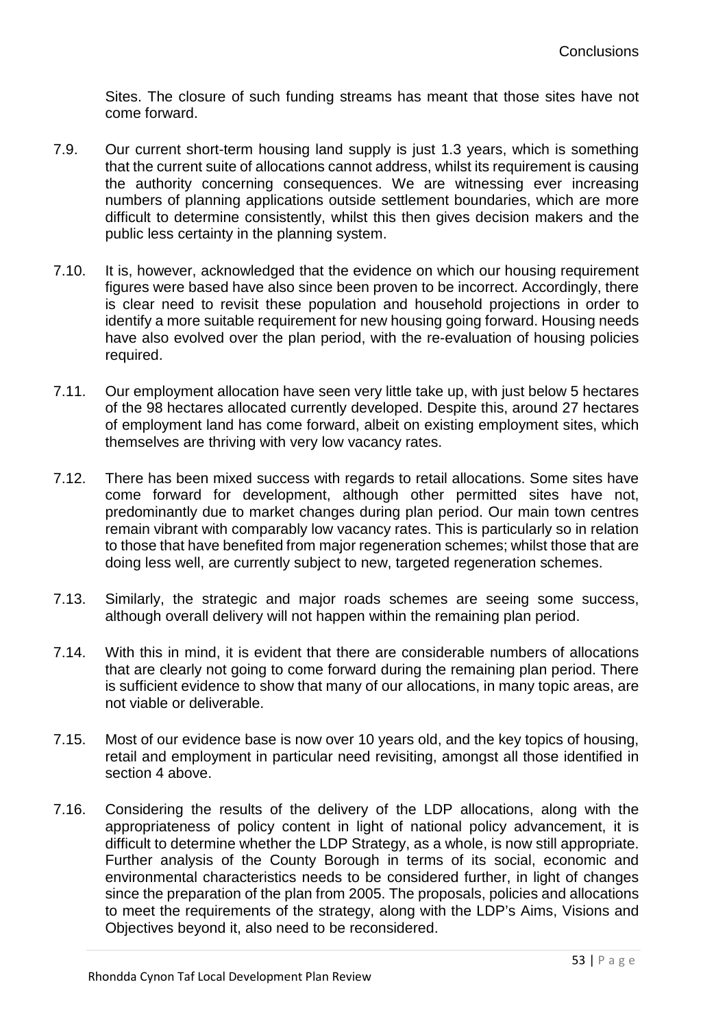Sites. The closure of such funding streams has meant that those sites have not come forward.

7.9. Our current short-term housing land supply is just 1.3 years, which is something that the current suite of allocations cannot address, whilst its requirement is causing the authority concerning consequences. We are witnessing ever increasing numbers of planning applications outside settlement boundaries, which are more difficult to determine consistently, whilst this then gives decision makers and the public less certainty in the planning system.

7.10. It is, however, acknowledged that the evidence on which our housing requirement figures were based have also since been proven to be incorrect. Accordingly, there is clear need to revisit these population and household projections in order to identify a more suitable requirement for new housing going forward. Housing needs have also evolved over the plan period, with the re-evaluation of housing policies required.

7.11. Our employment allocation have seen very little take up, with just below 5 hectares of the 98 hectares allocated currently developed. Despite this, around 27 hectares of employment land has come forward, albeit on existing employment sites, which themselves are thriving with very low vacancy rates.

7.12. There has been mixed success with regards to retail allocations. Some sites have come forward for development, although other permitted sites have not, predominantly due to market changes during plan period. Our main town centres remain vibrant with comparably low vacancy rates. This is particularly so in relation to those that have benefited from major regeneration schemes; whilst those that are doing less well, are currently subject to new, targeted regeneration schemes.

7.13. Similarly, the strategic and major roads schemes are seeing some success, although overall delivery will not happen within the remaining plan period.

7.14. With this in mind, it is evident that there are considerable numbers of allocations that are clearly not going to come forward during the remaining plan period. There is sufficient evidence to show that many of our allocations, in many topic areas, are not viable or deliverable.

7.15. Most of our evidence base is now over 10 years old, and the key topics of housing, retail and employment in particular need revisiting, amongst all those identified in section 4 above.

7.16. Considering the results of the delivery of the LDP allocations, along with the appropriateness of policy content in light of national policy advancement, it is difficult to determine whether the LDP Strategy, as a whole, is now still appropriate. Further analysis of the County Borough in terms of its social, economic and environmental characteristics needs to be considered further, in light of changes since the preparation of the plan from 2005. The proposals, policies and allocations to meet the requirements of the strategy, along with the LDP's Aims, Visions and Objectives beyond it, also need to be reconsidered.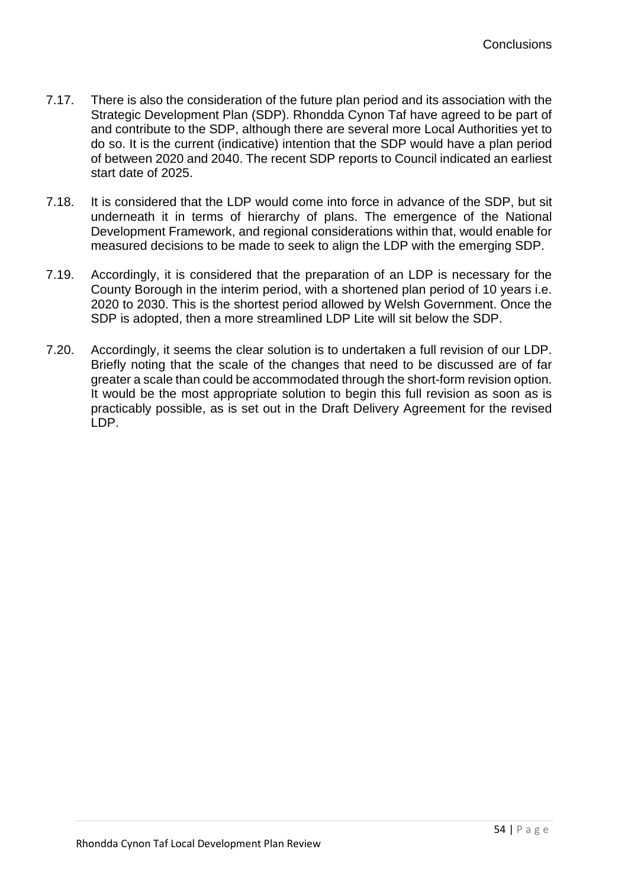7.17. There is also the consideration of the future plan period and its association with the Strategic Development Plan (SDP). Rhondda Cynon Taf have agreed to be part of and contribute to the SDP, although there are several more Local Authorities yet to do so. It is the current (indicative) intention that the SDP would have a plan period of between 2020 and 2040. The recent SDP reports to Council indicated an earliest start date of 2025.

7.18. It is considered that the LDP would come into force in advance of the SDP, but sit underneath it in terms of hierarchy of plans. The emergence of the National Development Framework, and regional considerations within that, would enable for measured decisions to be made to seek to align the LDP with the emerging SDP.

7.19. Accordingly, it is considered that the preparation of an LDP is necessary for the County Borough in the interim period, with a shortened plan period of 10 years i.e. 2020 to 2030. This is the shortest period allowed by Welsh Government. Once the SDP is adopted, then a more streamlined LDP Lite will sit below the SDP.

7.20. Accordingly, it seems the clear solution is to undertaken a full revision of our LDP. Briefly noting that the scale of the changes that need to be discussed are of far greater a scale than could be accommodated through the short-form revision option. It would be the most appropriate solution to begin this full revision as soon as is practicably possible, as is set out in the Draft Delivery Agreement for the revised LDP.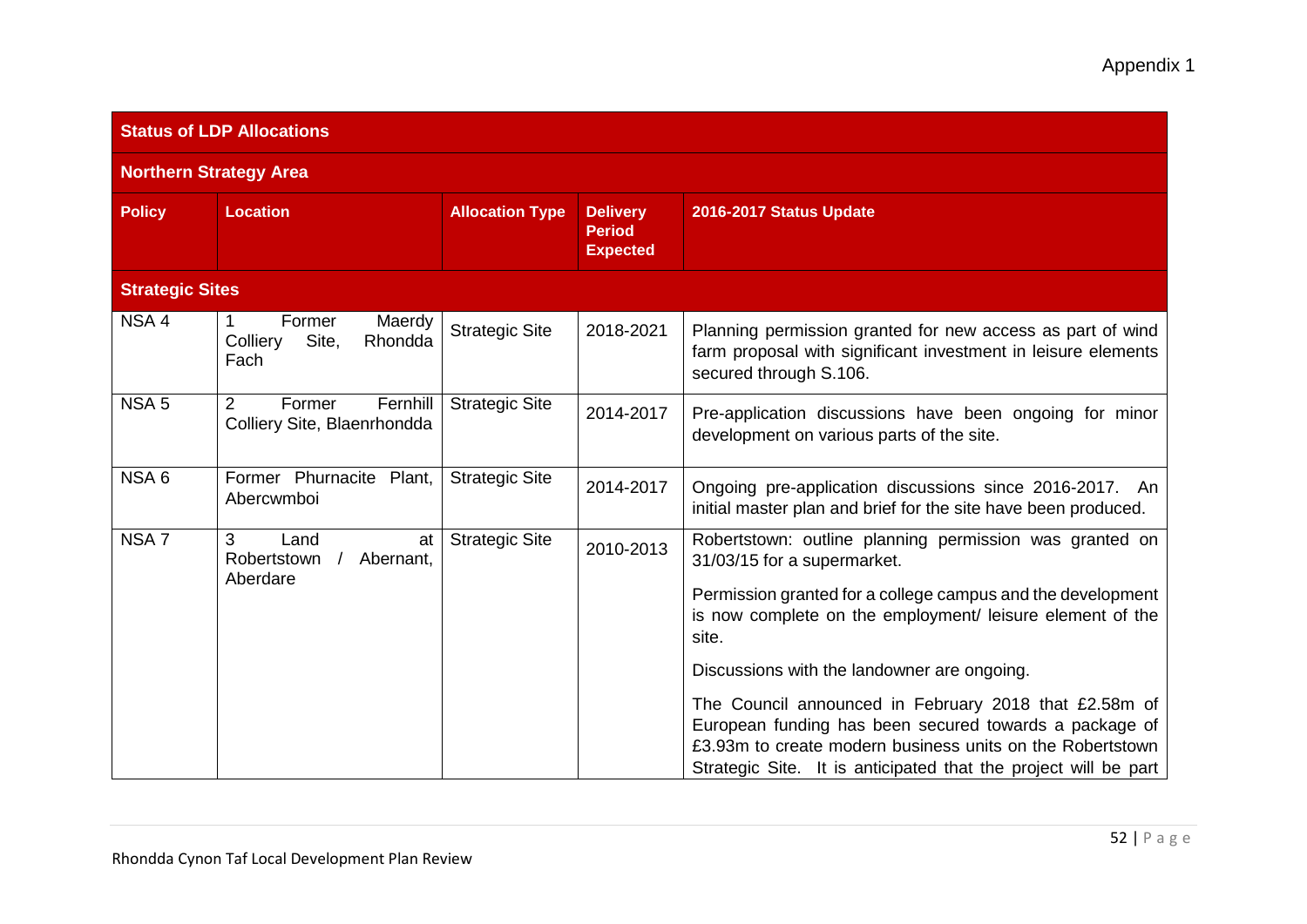Appendix 1

| Status of LDP Allocations | | | | |
|---|---|---|---|---|
| **Northern Strategy Area** | | | | |
| **Policy** | **Location** | **Allocation Type** | **Delivery Period Expected** | **2016-2017 Status Update** |
| **Strategic Sites** | | | | |
| NSA 4 | 1 Former Maerdy Colliery Site, Rhondda Fach | Strategic Site | 2018-2021 | Planning permission granted for new access as part of wind farm proposal with significant investment in leisure elements secured through S.106. |
| NSA 5 | 2 Former Fernhill Colliery Site, Blaenrhondda | Strategic Site | 2014-2017 | Pre-application discussions have been ongoing for minor development on various parts of the site. |
| NSA 6 | Former Phurnacite Plant, Abercwmboi | Strategic Site | 2014-2017 | Ongoing pre-application discussions since 2016-2017. An initial master plan and brief for the site have been produced. |
| NSA 7 | 3 Land at Robertstown / Abernant, Aberdare | Strategic Site | 2010-2013 | Robertstown: outline planning permission was granted on 31/03/15 for a supermarket.<br><br>Permission granted for a college campus and the development is now complete on the employment/ leisure element of the site.<br><br>Discussions with the landowner are ongoing.<br><br>The Council announced in February 2018 that £2.58m of European funding has been secured towards a package of £3.93m to create modern business units on the Robertstown Strategic Site. It is anticipated that the project will be part |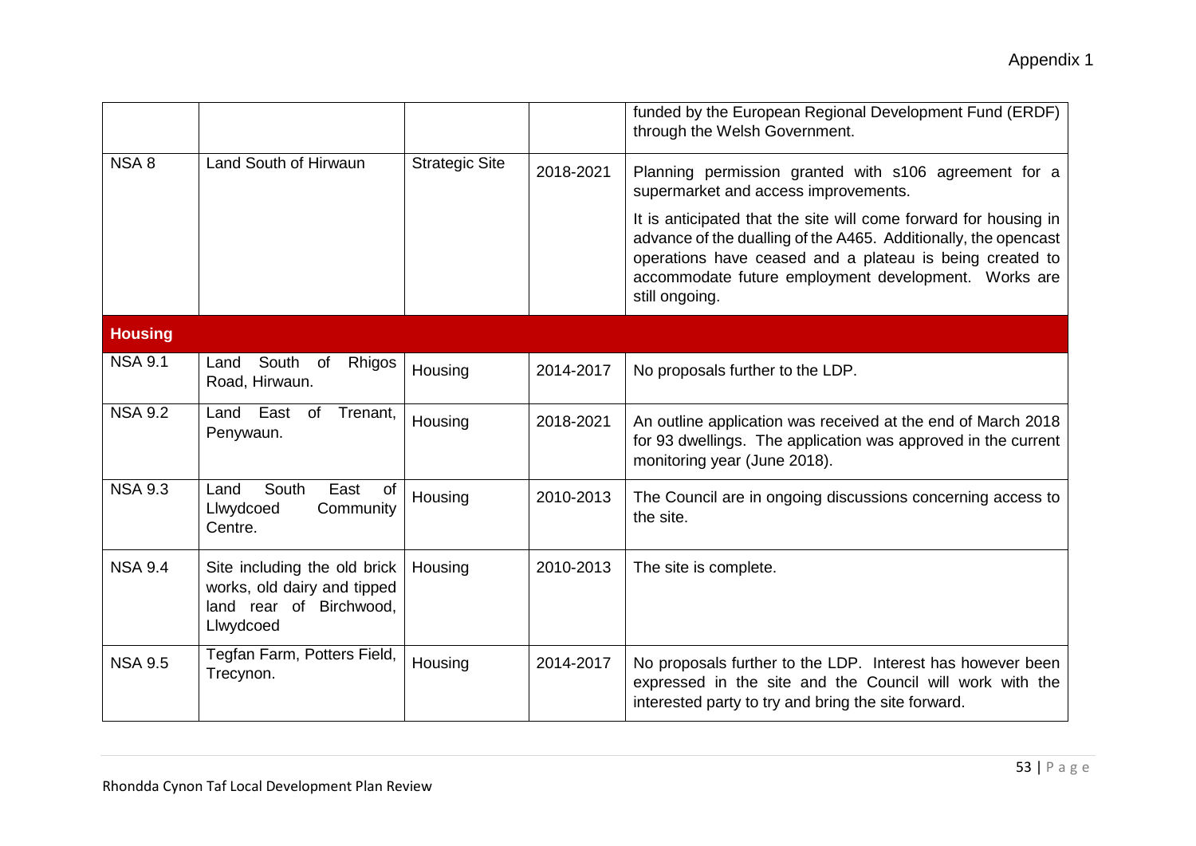| | | | | |
|---|---|---|---|---|
| | | | | funded by the European Regional Development Fund (ERDF) through the Welsh Government. |
| NSA 8 | Land South of Hirwaun | Strategic Site | 2018-2021 | Planning permission granted with s106 agreement for a supermarket and access improvements.<br><br>It is anticipated that the site will come forward for housing in advance of the dualling of the A465. Additionally, the opencast operations have ceased and a plateau is being created to accommodate future employment development. Works are still ongoing. |
| **Housing** | | | | |
| NSA 9.1 | Land South of Rhigos Road, Hirwaun. | Housing | 2014-2017 | No proposals further to the LDP. |
| NSA 9.2 | Land East of Trenant, Penywaun. | Housing | 2018-2021 | An outline application was received at the end of March 2018 for 93 dwellings. The application was approved in the current monitoring year (June 2018). |
| NSA 9.3 | Land South East of Llwydcoed Community Centre. | Housing | 2010-2013 | The Council are in ongoing discussions concerning access to the site. |
| NSA 9.4 | Site including the old brick works, old dairy and tipped land rear of Birchwood, Llwydcoed | Housing | 2010-2013 | The site is complete. |
| NSA 9.5 | Tegfan Farm, Potters Field, Trecynon. | Housing | 2014-2017 | No proposals further to the LDP. Interest has however been expressed in the site and the Council will work with the interested party to try and bring the site forward. |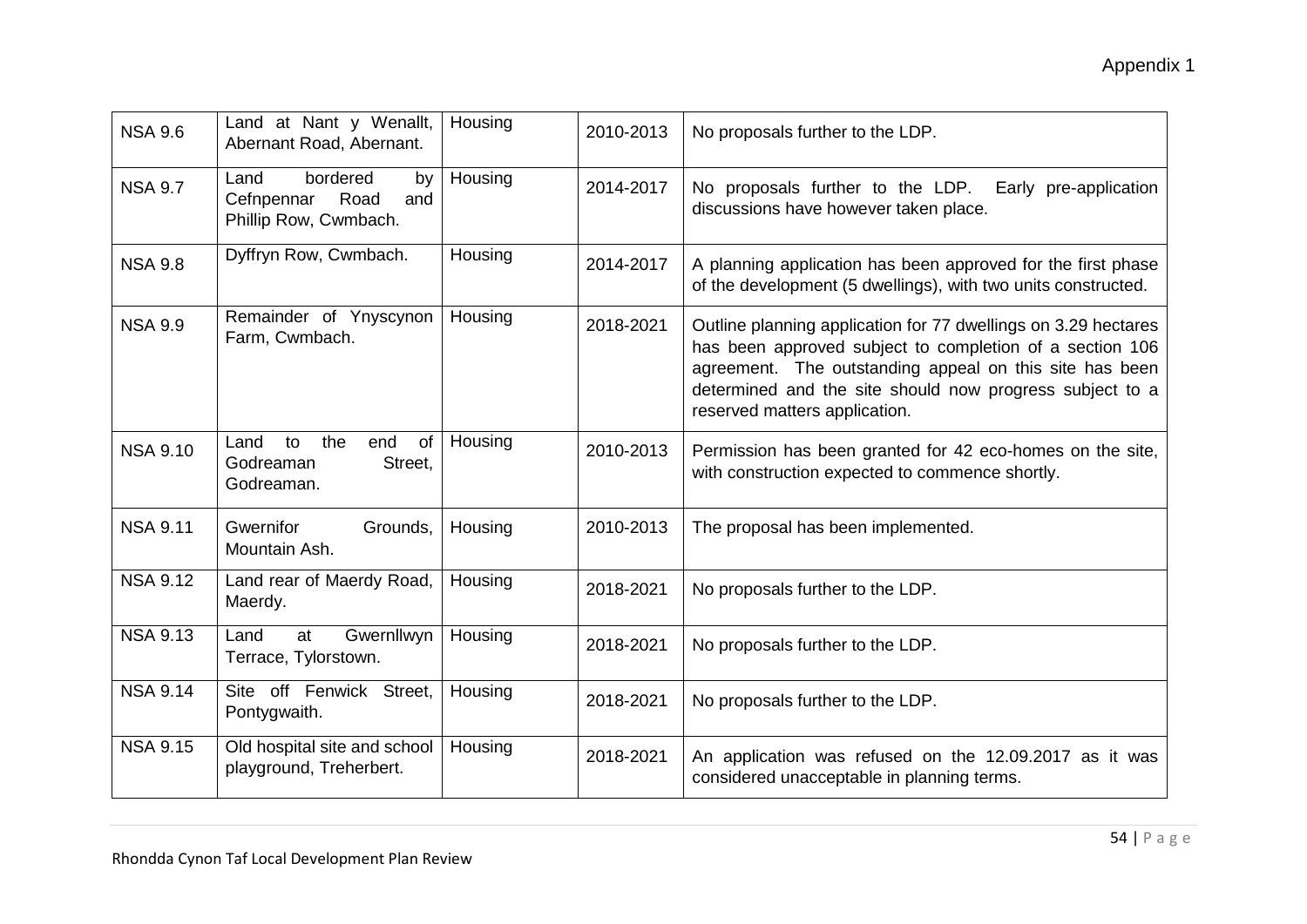Appendix 1

| NSA 9.6 | Land at Nant y Wenallt, Abernant Road, Abernant. | Housing | 2010-2013 | No proposals further to the LDP. |
|---|---|---|---|---|
| NSA 9.7 | Land bordered by Cefnpennar Road and Phillip Row, Cwmbach. | Housing | 2014-2017 | No proposals further to the LDP. Early pre-application discussions have however taken place. |
| NSA 9.8 | Dyffryn Row, Cwmbach. | Housing | 2014-2017 | A planning application has been approved for the first phase of the development (5 dwellings), with two units constructed. |
| NSA 9.9 | Remainder of Ynyscynon Farm, Cwmbach. | Housing | 2018-2021 | Outline planning application for 77 dwellings on 3.29 hectares has been approved subject to completion of a section 106 agreement. The outstanding appeal on this site has been determined and the site should now progress subject to a reserved matters application. |
| NSA 9.10 | Land to the end of Godreaman Street, Godreaman. | Housing | 2010-2013 | Permission has been granted for 42 eco-homes on the site, with construction expected to commence shortly. |
| NSA 9.11 | Gwernifor Grounds, Mountain Ash. | Housing | 2010-2013 | The proposal has been implemented. |
| NSA 9.12 | Land rear of Maerdy Road, Maerdy. | Housing | 2018-2021 | No proposals further to the LDP. |
| NSA 9.13 | Land at Gwernllwyn Terrace, Tylorstown. | Housing | 2018-2021 | No proposals further to the LDP. |
| NSA 9.14 | Site off Fenwick Street, Pontygwaith. | Housing | 2018-2021 | No proposals further to the LDP. |
| NSA 9.15 | Old hospital site and school playground, Treherbert. | Housing | 2018-2021 | An application was refused on the 12.09.2017 as it was considered unacceptable in planning terms. |

Rhondda Cynon Taf Local Development Plan Review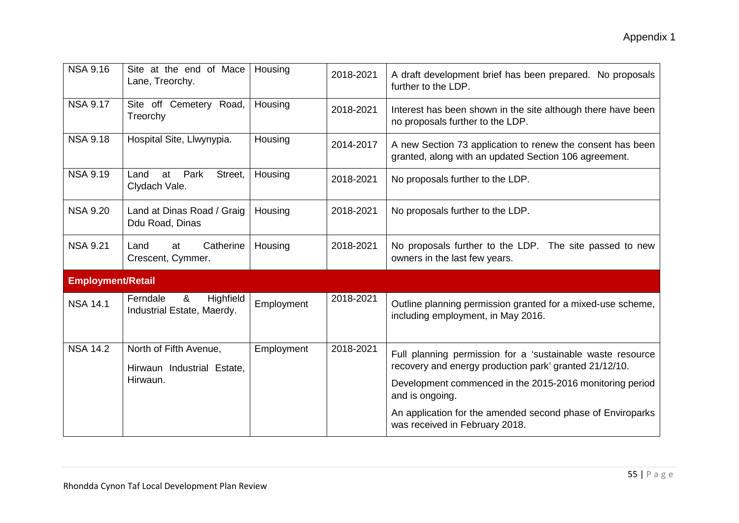| NSA 9.16 | Site at the end of Mace Lane, Treorchy. | Housing | 2018-2021 | A draft development brief has been prepared. No proposals further to the LDP. |
|---|---|---|---|---|
| NSA 9.17 | Site off Cemetery Road, Treorchy | Housing | 2018-2021 | Interest has been shown in the site although there have been no proposals further to the LDP. |
| NSA 9.18 | Hospital Site, Llwynypia. | Housing | 2014-2017 | A new Section 73 application to renew the consent has been granted, along with an updated Section 106 agreement. |
| NSA 9.19 | Land at Park Street, Clydach Vale. | Housing | 2018-2021 | No proposals further to the LDP. |
| NSA 9.20 | Land at Dinas Road / Graig Ddu Road, Dinas | Housing | 2018-2021 | No proposals further to the LDP. |
| NSA 9.21 | Land at Catherine Crescent, Cymmer. | Housing | 2018-2021 | No proposals further to the LDP. The site passed to new owners in the last few years. |
| **Employment/Retail** | | | | |
| NSA 14.1 | Ferndale & Highfield Industrial Estate, Maerdy. | Employment | 2018-2021 | Outline planning permission granted for a mixed-use scheme, including employment, in May 2016. |
| NSA 14.2 | North of Fifth Avenue, Hirwaun Industrial Estate, Hirwaun. | Employment | 2018-2021 | Full planning permission for a 'sustainable waste resource recovery and energy production park' granted 21/12/10. Development commenced in the 2015-2016 monitoring period and is ongoing. An application for the amended second phase of Enviroparks was received in February 2018. |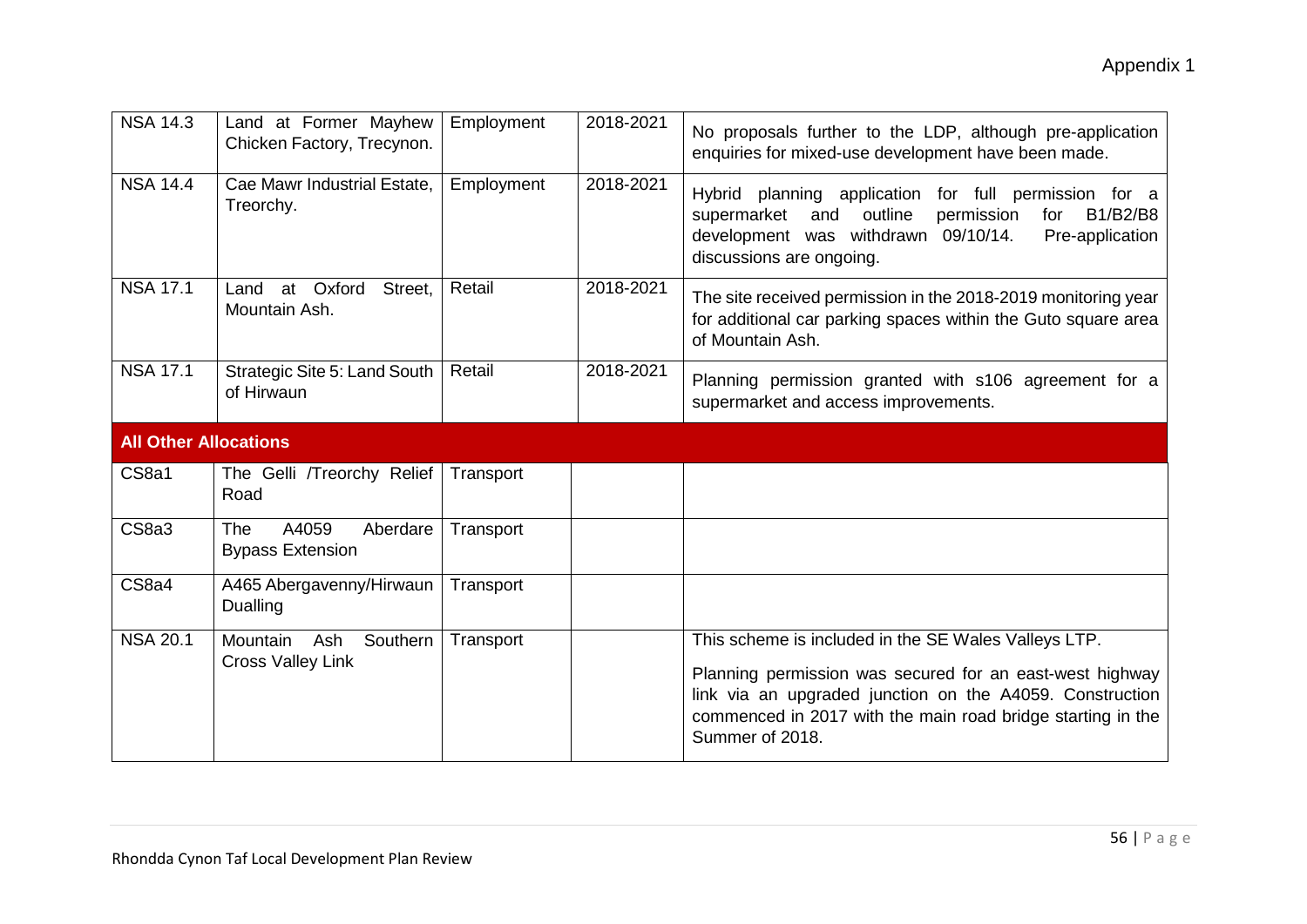Appendix 1

| NSA 14.3 | Land at Former Mayhew Chicken Factory, Trecynon. | Employment | 2018-2021 | No proposals further to the LDP, although pre-application enquiries for mixed-use development have been made. |
|---|---|---|---|---|
| NSA 14.4 | Cae Mawr Industrial Estate, Treorchy. | Employment | 2018-2021 | Hybrid planning application for full permission for a supermarket and outline permission for B1/B2/B8 development was withdrawn 09/10/14. Pre-application discussions are ongoing. |
| NSA 17.1 | Land at Oxford Street, Mountain Ash. | Retail | 2018-2021 | The site received permission in the 2018-2019 monitoring year for additional car parking spaces within the Guto square area of Mountain Ash. |
| NSA 17.1 | Strategic Site 5: Land South of Hirwaun | Retail | 2018-2021 | Planning permission granted with s106 agreement for a supermarket and access improvements. |
| **All Other Allocations** | | | | |
| CS8a1 | The Gelli /Treorchy Relief Road | Transport | | |
| CS8a3 | The A4059 Aberdare Bypass Extension | Transport | | |
| CS8a4 | A465 Abergavenny/Hirwaun Dualling | Transport | | |
| NSA 20.1 | Mountain Ash Southern Cross Valley Link | Transport | | This scheme is included in the SE Wales Valleys LTP.<br><br>Planning permission was secured for an east-west highway link via an upgraded junction on the A4059. Construction commenced in 2017 with the main road bridge starting in the Summer of 2018. |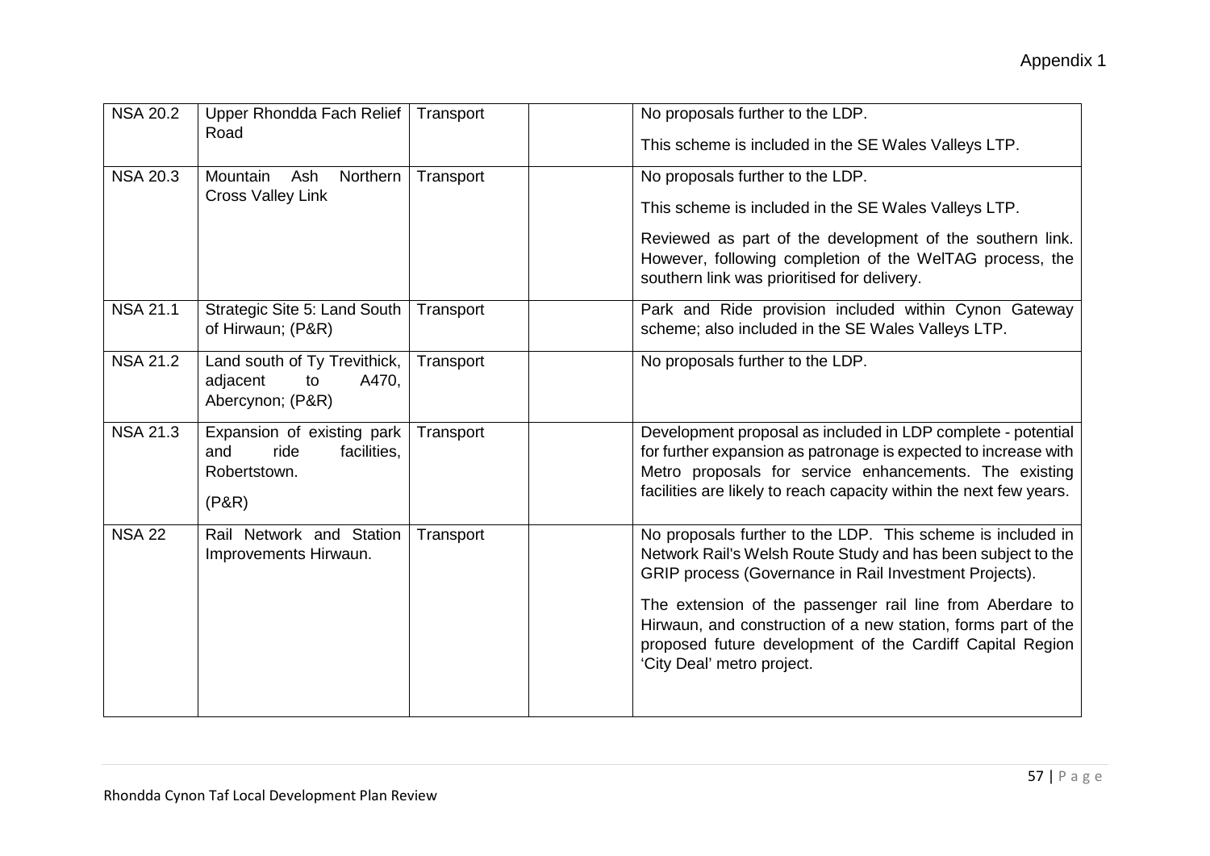| NSA 20.2 | Upper Rhondda Fach Relief Road | Transport | | No proposals further to the LDP.<br><br>This scheme is included in the SE Wales Valleys LTP. |
|---|---|---|---|---|
| NSA 20.3 | Mountain Ash Northern Cross Valley Link | Transport | | No proposals further to the LDP.<br><br>This scheme is included in the SE Wales Valleys LTP.<br><br>Reviewed as part of the development of the southern link. However, following completion of the WelTAG process, the southern link was prioritised for delivery. |
| NSA 21.1 | Strategic Site 5: Land South of Hirwaun; (P&R) | Transport | | Park and Ride provision included within Cynon Gateway scheme; also included in the SE Wales Valleys LTP. |
| NSA 21.2 | Land south of Ty Trevithick, adjacent to A470, Abercynon; (P&R) | Transport | | No proposals further to the LDP. |
| NSA 21.3 | Expansion of existing park and ride facilities, Robertstown.<br><br>(P&R) | Transport | | Development proposal as included in LDP complete - potential for further expansion as patronage is expected to increase with Metro proposals for service enhancements. The existing facilities are likely to reach capacity within the next few years. |
| NSA 22 | Rail Network and Station Improvements Hirwaun. | Transport | | No proposals further to the LDP. This scheme is included in Network Rail's Welsh Route Study and has been subject to the GRIP process (Governance in Rail Investment Projects).<br><br>The extension of the passenger rail line from Aberdare to Hirwaun, and construction of a new station, forms part of the proposed future development of the Cardiff Capital Region 'City Deal' metro project. |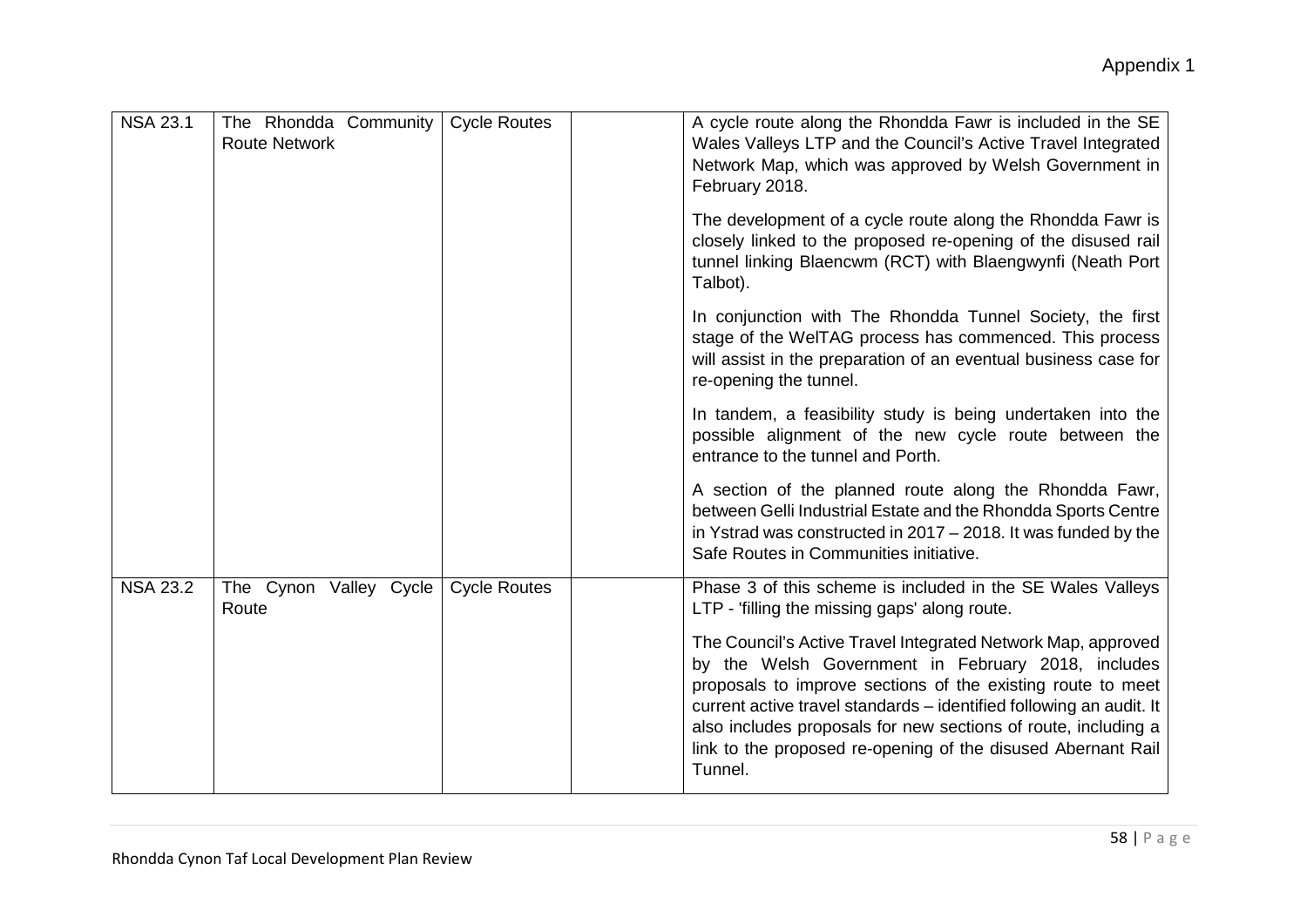| NSA 23.1 | The Rhondda Community Route Network | Cycle Routes | | A cycle route along the Rhondda Fawr is included in the SE Wales Valleys LTP and the Council's Active Travel Integrated Network Map, which was approved by Welsh Government in February 2018.<br><br>The development of a cycle route along the Rhondda Fawr is closely linked to the proposed re-opening of the disused rail tunnel linking Blaencwm (RCT) with Blaengwynfi (Neath Port Talbot).<br><br>In conjunction with The Rhondda Tunnel Society, the first stage of the WelTAG process has commenced. This process will assist in the preparation of an eventual business case for re-opening the tunnel.<br><br>In tandem, a feasibility study is being undertaken into the possible alignment of the new cycle route between the entrance to the tunnel and Porth.<br><br>A section of the planned route along the Rhondda Fawr, between Gelli Industrial Estate and the Rhondda Sports Centre in Ystrad was constructed in 2017 – 2018. It was funded by the Safe Routes in Communities initiative. |
|---|---|---|---|---|
| NSA 23.2 | The Cynon Valley Cycle Route | Cycle Routes | | Phase 3 of this scheme is included in the SE Wales Valleys LTP - 'filling the missing gaps' along route.<br><br>The Council's Active Travel Integrated Network Map, approved by the Welsh Government in February 2018, includes proposals to improve sections of the existing route to meet current active travel standards – identified following an audit. It also includes proposals for new sections of route, including a link to the proposed re-opening of the disused Abernant Rail Tunnel. |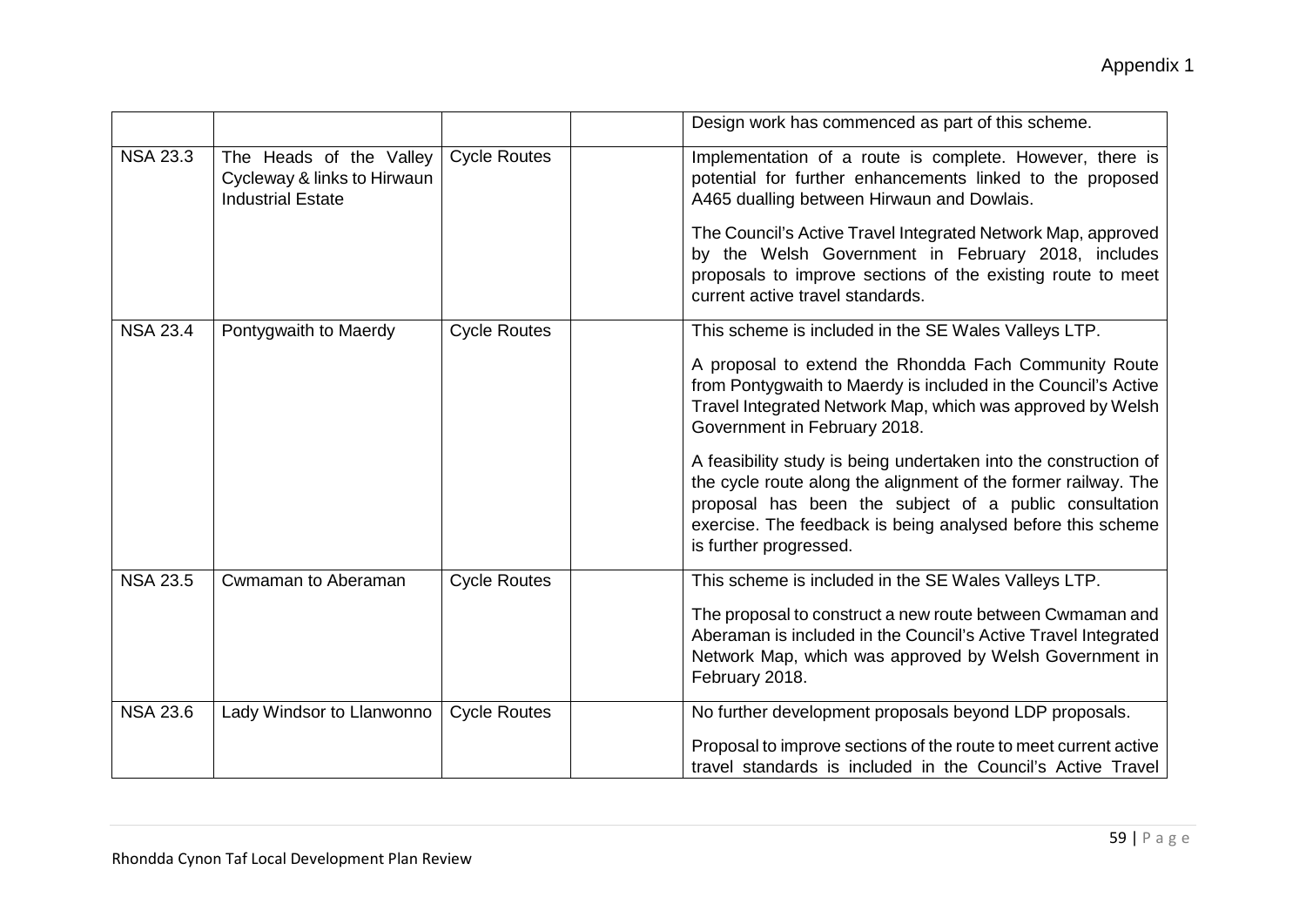Appendix 1

| | | | | |
|---|---|---|---|---|
| | | | | Design work has commenced as part of this scheme. |
| NSA 23.3 | The Heads of the Valley Cycleway & links to Hirwaun Industrial Estate | Cycle Routes | | Implementation of a route is complete. However, there is potential for further enhancements linked to the proposed A465 dualling between Hirwaun and Dowlais.<br><br>The Council's Active Travel Integrated Network Map, approved by the Welsh Government in February 2018, includes proposals to improve sections of the existing route to meet current active travel standards. |
| NSA 23.4 | Pontygwaith to Maerdy | Cycle Routes | | This scheme is included in the SE Wales Valleys LTP.<br><br>A proposal to extend the Rhondda Fach Community Route from Pontygwaith to Maerdy is included in the Council's Active Travel Integrated Network Map, which was approved by Welsh Government in February 2018.<br><br>A feasibility study is being undertaken into the construction of the cycle route along the alignment of the former railway. The proposal has been the subject of a public consultation exercise. The feedback is being analysed before this scheme is further progressed. |
| NSA 23.5 | Cwmaman to Aberaman | Cycle Routes | | This scheme is included in the SE Wales Valleys LTP.<br><br>The proposal to construct a new route between Cwmaman and Aberaman is included in the Council's Active Travel Integrated Network Map, which was approved by Welsh Government in February 2018. |
| NSA 23.6 | Lady Windsor to Llanwonno | Cycle Routes | | No further development proposals beyond LDP proposals.<br><br>Proposal to improve sections of the route to meet current active travel standards is included in the Council's Active Travel |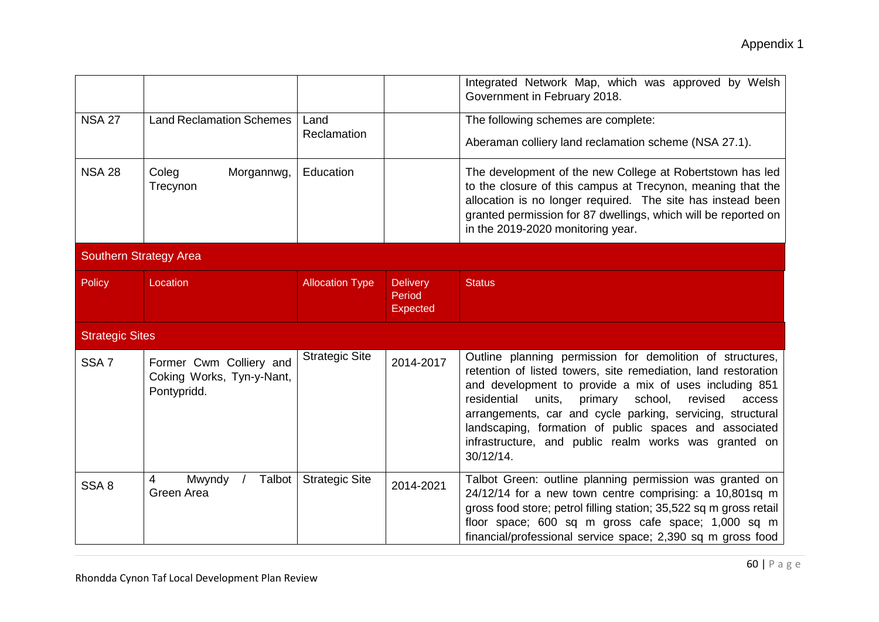| | | | | Integrated Network Map, which was approved by Welsh Government in February 2018. |
|---|---|---|---|---|
| NSA 27 | Land Reclamation Schemes | Land Reclamation | | The following schemes are complete:<br><br>Aberaman colliery land reclamation scheme (NSA 27.1). |
| NSA 28 | Coleg Morgannwg, Trecynon | Education | | The development of the new College at Robertstown has led to the closure of this campus at Trecynon, meaning that the allocation is no longer required. The site has instead been granted permission for 87 dwellings, which will be reported on in the 2019-2020 monitoring year. |
| **Southern Strategy Area** | | | | |
| **Policy** | **Location** | **Allocation Type** | **Delivery Period Expected** | **Status** |
| **Strategic Sites** | | | | |
| SSA 7 | Former Cwm Colliery and Coking Works, Tyn-y-Nant, Pontypridd. | Strategic Site | 2014-2017 | Outline planning permission for demolition of structures, retention of listed towers, site remediation, land restoration and development to provide a mix of uses including 851 residential units, primary school, revised access arrangements, car and cycle parking, servicing, structural landscaping, formation of public spaces and associated infrastructure, and public realm works was granted on 30/12/14. |
| SSA 8 | 4 Mwyndy / Talbot Green Area | Strategic Site | 2014-2021 | Talbot Green: outline planning permission was granted on 24/12/14 for a new town centre comprising: a 10,801sq m gross food store; petrol filling station; 35,522 sq m gross retail floor space; 600 sq m gross cafe space; 1,000 sq m financial/professional service space; 2,390 sq m gross food |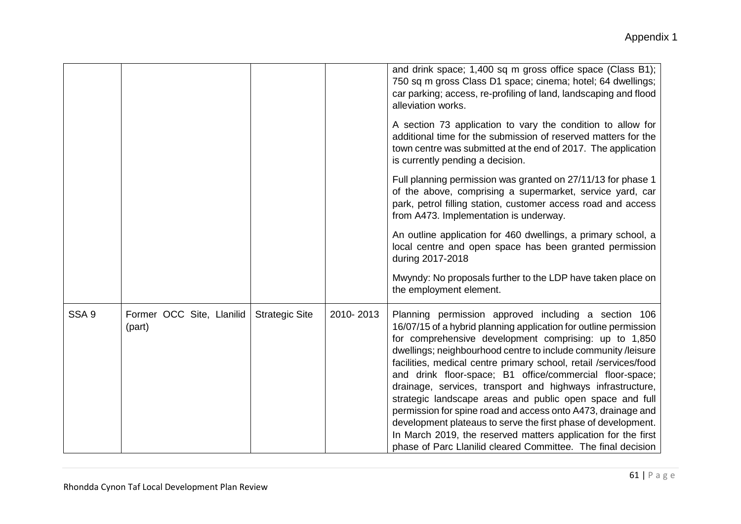| | | | | |
|---|---|---|---|---|
| | | | | and drink space; 1,400 sq m gross office space (Class B1); 750 sq m gross Class D1 space; cinema; hotel; 64 dwellings; car parking; access, re-profiling of land, landscaping and flood alleviation works.<br><br>A section 73 application to vary the condition to allow for additional time for the submission of reserved matters for the town centre was submitted at the end of 2017. The application is currently pending a decision.<br><br>Full planning permission was granted on 27/11/13 for phase 1 of the above, comprising a supermarket, service yard, car park, petrol filling station, customer access road and access from A473. Implementation is underway.<br><br>An outline application for 460 dwellings, a primary school, a local centre and open space has been granted permission during 2017-2018<br><br>Mwyndy: No proposals further to the LDP have taken place on the employment element. |
| SSA 9 | Former OCC Site, Llanilid (part) | Strategic Site | 2010- 2013 | Planning permission approved including a section 106 16/07/15 of a hybrid planning application for outline permission for comprehensive development comprising: up to 1,850 dwellings; neighbourhood centre to include community /leisure facilities, medical centre primary school, retail /services/food and drink floor-space; B1 office/commercial floor-space; drainage, services, transport and highways infrastructure, strategic landscape areas and public open space and full permission for spine road and access onto A473, drainage and development plateaus to serve the first phase of development. In March 2019, the reserved matters application for the first phase of Parc Llanilid cleared Committee. The final decision |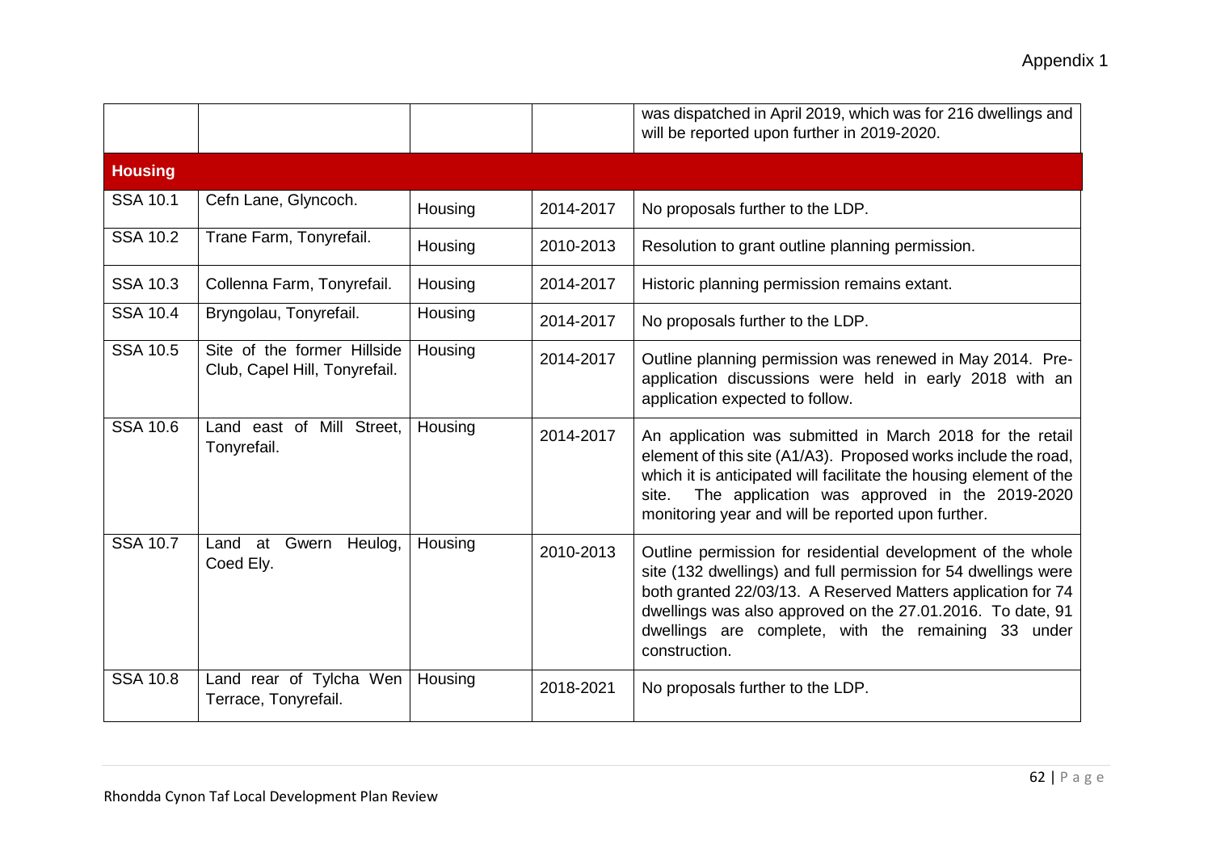| | | | | was dispatched in April 2019, which was for 216 dwellings and will be reported upon further in 2019-2020. |
|---|---|---|---|---|
| **Housing** | | | | |
| SSA 10.1 | Cefn Lane, Glyncoch. | Housing | 2014-2017 | No proposals further to the LDP. |
| SSA 10.2 | Trane Farm, Tonyrefail. | Housing | 2010-2013 | Resolution to grant outline planning permission. |
| SSA 10.3 | Collenna Farm, Tonyrefail. | Housing | 2014-2017 | Historic planning permission remains extant. |
| SSA 10.4 | Bryngolau, Tonyrefail. | Housing | 2014-2017 | No proposals further to the LDP. |
| SSA 10.5 | Site of the former Hillside Club, Capel Hill, Tonyrefail. | Housing | 2014-2017 | Outline planning permission was renewed in May 2014. Pre-application discussions were held in early 2018 with an application expected to follow. |
| SSA 10.6 | Land east of Mill Street, Tonyrefail. | Housing | 2014-2017 | An application was submitted in March 2018 for the retail element of this site (A1/A3). Proposed works include the road, which it is anticipated will facilitate the housing element of the site. The application was approved in the 2019-2020 monitoring year and will be reported upon further. |
| SSA 10.7 | Land at Gwern Heulog, Coed Ely. | Housing | 2010-2013 | Outline permission for residential development of the whole site (132 dwellings) and full permission for 54 dwellings were both granted 22/03/13. A Reserved Matters application for 74 dwellings was also approved on the 27.01.2016. To date, 91 dwellings are complete, with the remaining 33 under construction. |
| SSA 10.8 | Land rear of Tylcha Wen Terrace, Tonyrefail. | Housing | 2018-2021 | No proposals further to the LDP. |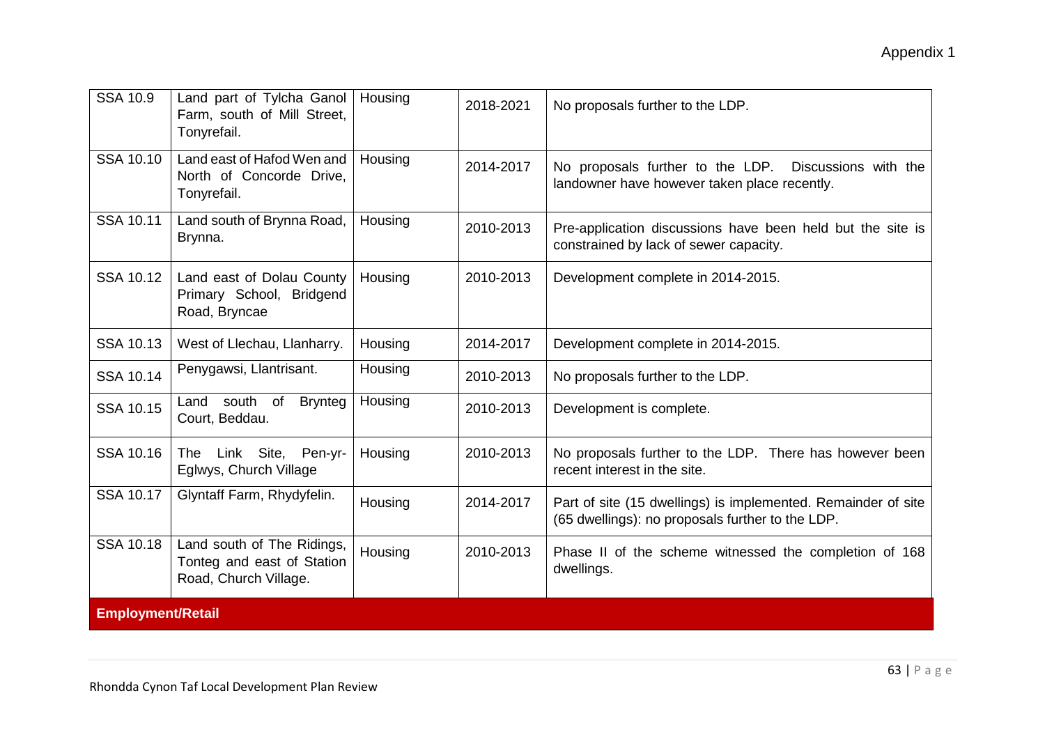| SSA 10.9 | Land part of Tylcha Ganol Farm, south of Mill Street, Tonyrefail. | Housing | 2018-2021 | No proposals further to the LDP. |
|---|---|---|---|---|
| SSA 10.10 | Land east of Hafod Wen and North of Concorde Drive, Tonyrefail. | Housing | 2014-2017 | No proposals further to the LDP. Discussions with the landowner have however taken place recently. |
| SSA 10.11 | Land south of Brynna Road, Brynna. | Housing | 2010-2013 | Pre-application discussions have been held but the site is constrained by lack of sewer capacity. |
| SSA 10.12 | Land east of Dolau County Primary School, Bridgend Road, Bryncae | Housing | 2010-2013 | Development complete in 2014-2015. |
| SSA 10.13 | West of Llechau, Llanharry. | Housing | 2014-2017 | Development complete in 2014-2015. |
| SSA 10.14 | Penygawsi, Llantrisant. | Housing | 2010-2013 | No proposals further to the LDP. |
| SSA 10.15 | Land south of Brynteg Court, Beddau. | Housing | 2010-2013 | Development is complete. |
| SSA 10.16 | The Link Site, Pen-yr-Eglwys, Church Village | Housing | 2010-2013 | No proposals further to the LDP. There has however been recent interest in the site. |
| SSA 10.17 | Glyntaff Farm, Rhydyfelin. | Housing | 2014-2017 | Part of site (15 dwellings) is implemented. Remainder of site (65 dwellings): no proposals further to the LDP. |
| SSA 10.18 | Land south of The Ridings, Tonteg and east of Station Road, Church Village. | Housing | 2010-2013 | Phase II of the scheme witnessed the completion of 168 dwellings. |
| **Employment/Retail** | | | | |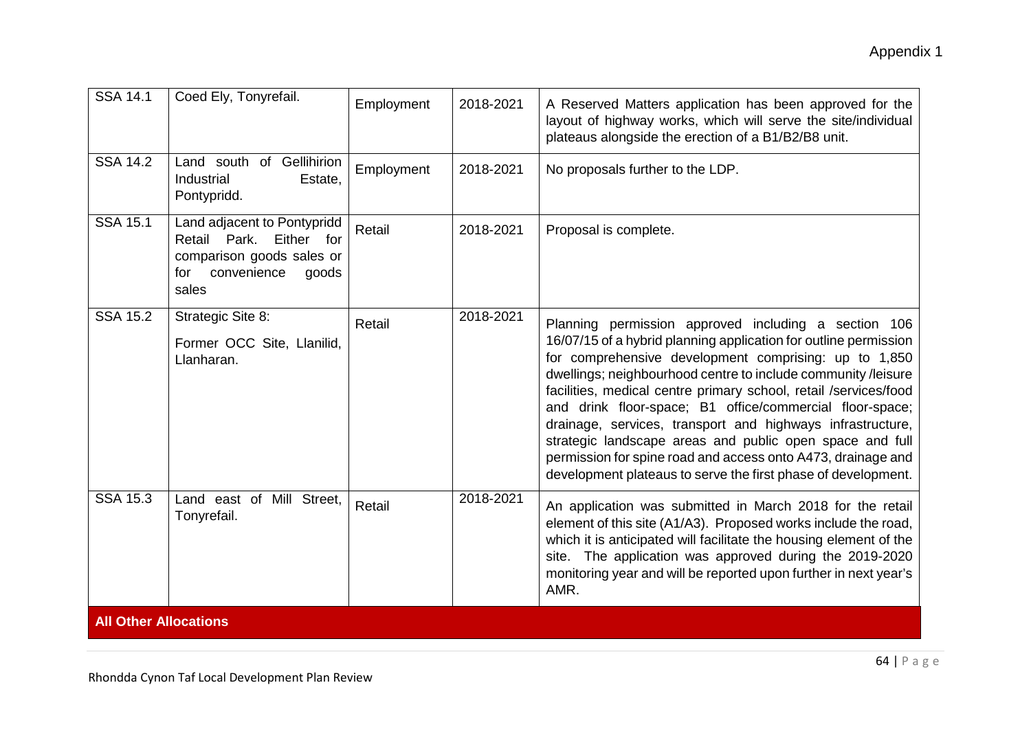| SSA 14.1 | Coed Ely, Tonyrefail. | Employment | 2018-2021 | A Reserved Matters application has been approved for the layout of highway works, which will serve the site/individual plateaus alongside the erection of a B1/B2/B8 unit. |
|---|---|---|---|---|
| SSA 14.2 | Land south of Gellihirion Industrial Estate, Pontypridd. | Employment | 2018-2021 | No proposals further to the LDP. |
| SSA 15.1 | Land adjacent to Pontypridd Retail Park. Either for comparison goods sales or for convenience goods sales | Retail | 2018-2021 | Proposal is complete. |
| SSA 15.2 | Strategic Site 8: Former OCC Site, Llanilid, Llanharan. | Retail | 2018-2021 | Planning permission approved including a section 106 16/07/15 of a hybrid planning application for outline permission for comprehensive development comprising: up to 1,850 dwellings; neighbourhood centre to include community /leisure facilities, medical centre primary school, retail /services/food and drink floor-space; B1 office/commercial floor-space; drainage, services, transport and highways infrastructure, strategic landscape areas and public open space and full permission for spine road and access onto A473, drainage and development plateaus to serve the first phase of development. |
| SSA 15.3 | Land east of Mill Street, Tonyrefail. | Retail | 2018-2021 | An application was submitted in March 2018 for the retail element of this site (A1/A3). Proposed works include the road, which it is anticipated will facilitate the housing element of the site. The application was approved during the 2019-2020 monitoring year and will be reported upon further in next year's AMR. |
| **All Other Allocations** | | | | |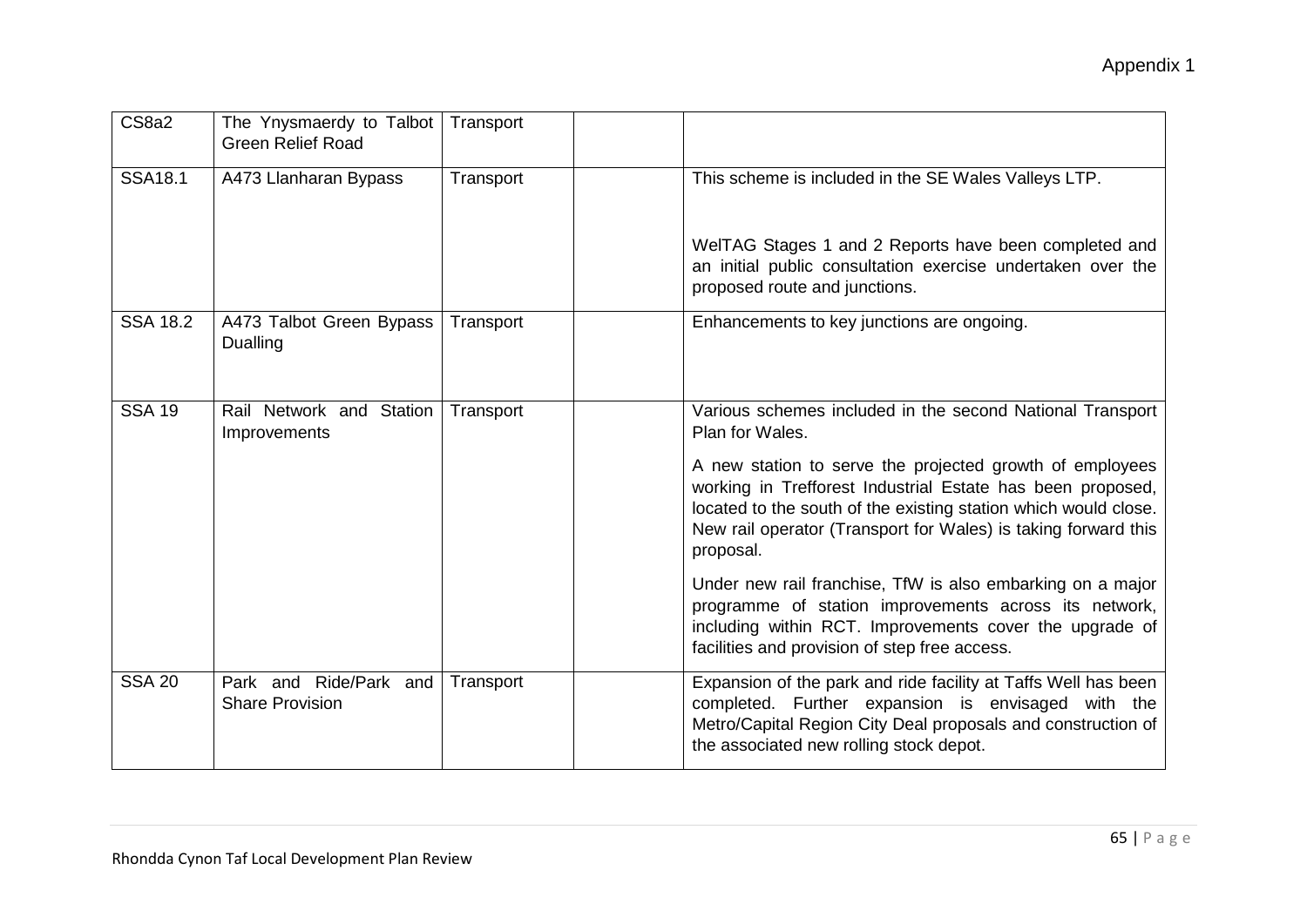| CS8a2 | The Ynysmaerdy to Talbot Green Relief Road | Transport | | |
|---|---|---|---|---|
| SSA18.1 | A473 Llanharan Bypass | Transport | | This scheme is included in the SE Wales Valleys LTP.<br><br>WelTAG Stages 1 and 2 Reports have been completed and an initial public consultation exercise undertaken over the proposed route and junctions. |
| SSA 18.2 | A473 Talbot Green Bypass Dualling | Transport | | Enhancements to key junctions are ongoing. |
| SSA 19 | Rail Network and Station Improvements | Transport | | Various schemes included in the second National Transport Plan for Wales.<br><br>A new station to serve the projected growth of employees working in Trefforest Industrial Estate has been proposed, located to the south of the existing station which would close. New rail operator (Transport for Wales) is taking forward this proposal.<br><br>Under new rail franchise, TfW is also embarking on a major programme of station improvements across its network, including within RCT. Improvements cover the upgrade of facilities and provision of step free access. |
| SSA 20 | Park and Ride/Park and Share Provision | Transport | | Expansion of the park and ride facility at Taffs Well has been completed. Further expansion is envisaged with the Metro/Capital Region City Deal proposals and construction of the associated new rolling stock depot. |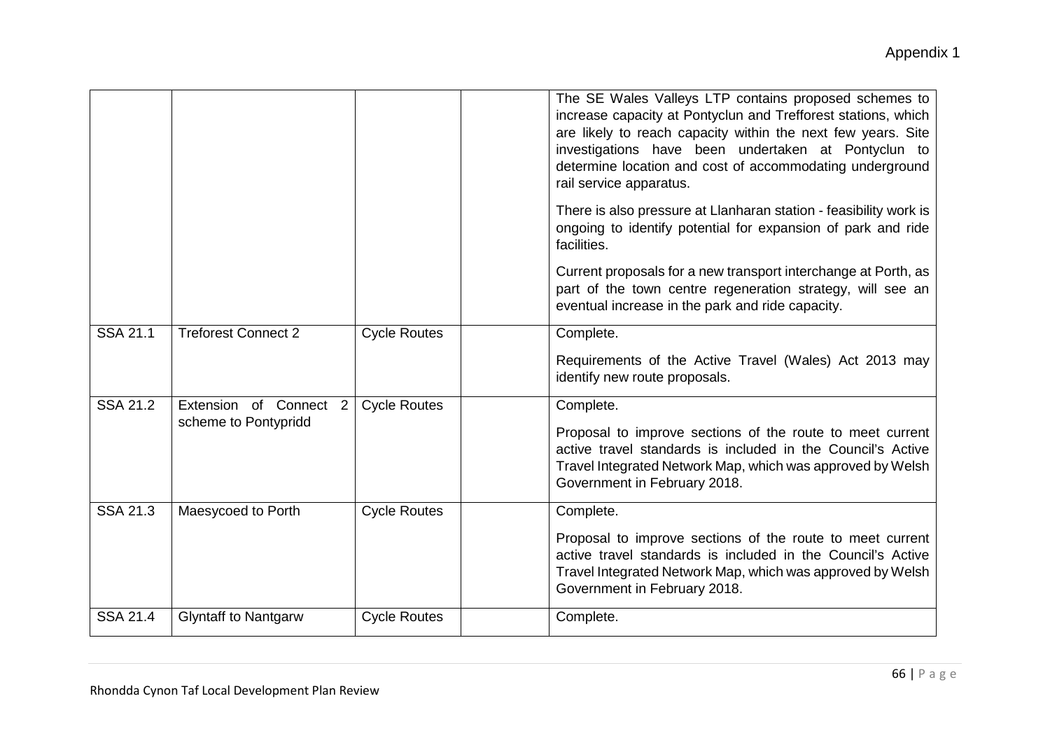Appendix 1

| | | | | |
|---|---|---|---|---|
| | | | | The SE Wales Valleys LTP contains proposed schemes to increase capacity at Pontyclun and Trefforest stations, which are likely to reach capacity within the next few years. Site investigations have been undertaken at Pontyclun to determine location and cost of accommodating underground rail service apparatus.<br><br>There is also pressure at Llanharan station - feasibility work is ongoing to identify potential for expansion of park and ride facilities.<br><br>Current proposals for a new transport interchange at Porth, as part of the town centre regeneration strategy, will see an eventual increase in the park and ride capacity. |
| SSA 21.1 | Treforest Connect 2 | Cycle Routes | | Complete.<br><br>Requirements of the Active Travel (Wales) Act 2013 may identify new route proposals. |
| SSA 21.2 | Extension of Connect 2 scheme to Pontypridd | Cycle Routes | | Complete.<br><br>Proposal to improve sections of the route to meet current active travel standards is included in the Council's Active Travel Integrated Network Map, which was approved by Welsh Government in February 2018. |
| SSA 21.3 | Maesycoed to Porth | Cycle Routes | | Complete.<br><br>Proposal to improve sections of the route to meet current active travel standards is included in the Council's Active Travel Integrated Network Map, which was approved by Welsh Government in February 2018. |
| SSA 21.4 | Glyntaff to Nantgarw | Cycle Routes | | Complete. |

Rhondda Cynon Taf Local Development Plan Review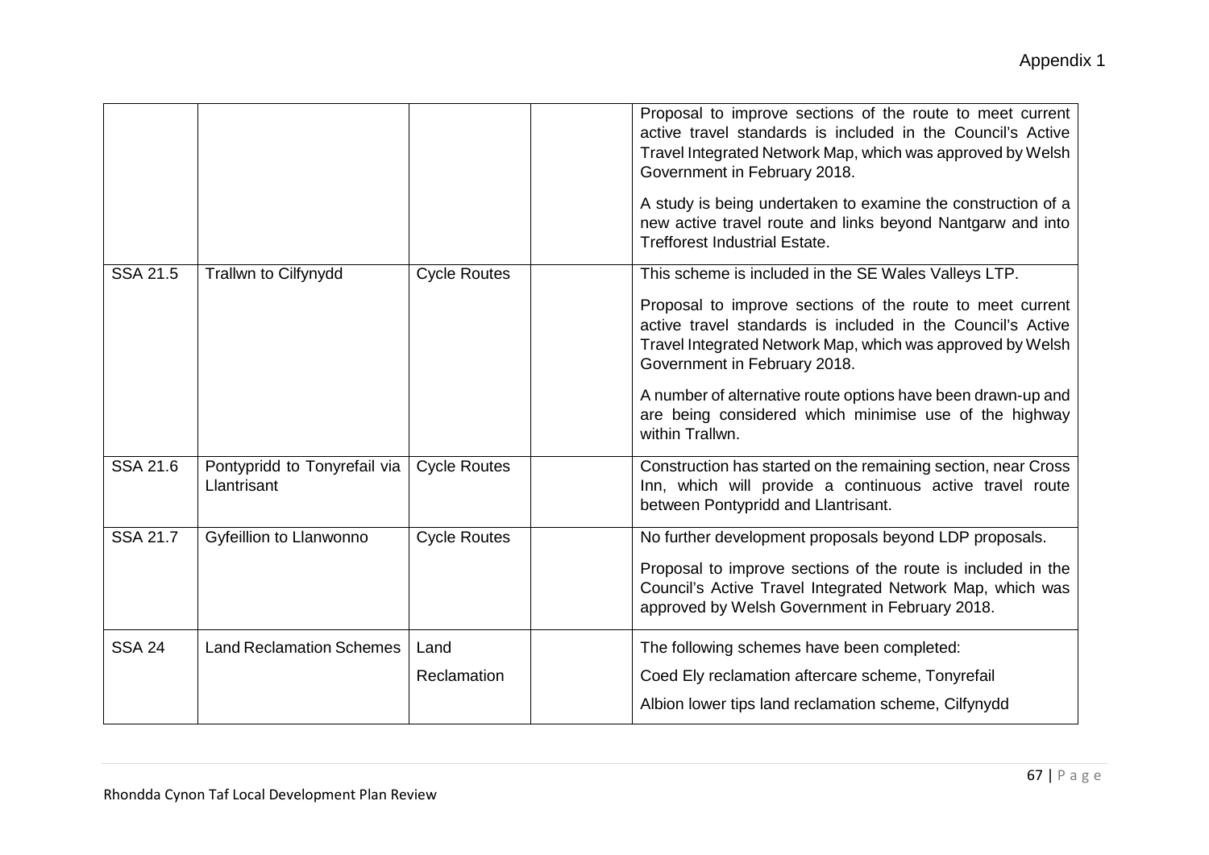| | | | | |
|---|---|---|---|---|
| | | | | Proposal to improve sections of the route to meet current active travel standards is included in the Council's Active Travel Integrated Network Map, which was approved by Welsh Government in February 2018.<br><br>A study is being undertaken to examine the construction of a new active travel route and links beyond Nantgarw and into Trefforest Industrial Estate. |
| SSA 21.5 | Trallwn to Cilfynydd | Cycle Routes | | This scheme is included in the SE Wales Valleys LTP.<br><br>Proposal to improve sections of the route to meet current active travel standards is included in the Council's Active Travel Integrated Network Map, which was approved by Welsh Government in February 2018.<br><br>A number of alternative route options have been drawn-up and are being considered which minimise use of the highway within Trallwn. |
| SSA 21.6 | Pontypridd to Tonyrefail via Llantrisant | Cycle Routes | | Construction has started on the remaining section, near Cross Inn, which will provide a continuous active travel route between Pontypridd and Llantrisant. |
| SSA 21.7 | Gyfeillion to Llanwonno | Cycle Routes | | No further development proposals beyond LDP proposals.<br><br>Proposal to improve sections of the route is included in the Council's Active Travel Integrated Network Map, which was approved by Welsh Government in February 2018. |
| SSA 24 | Land Reclamation Schemes | Land Reclamation | | The following schemes have been completed:<br><br>Coed Ely reclamation aftercare scheme, Tonyrefail<br><br>Albion lower tips land reclamation scheme, Cilfynydd |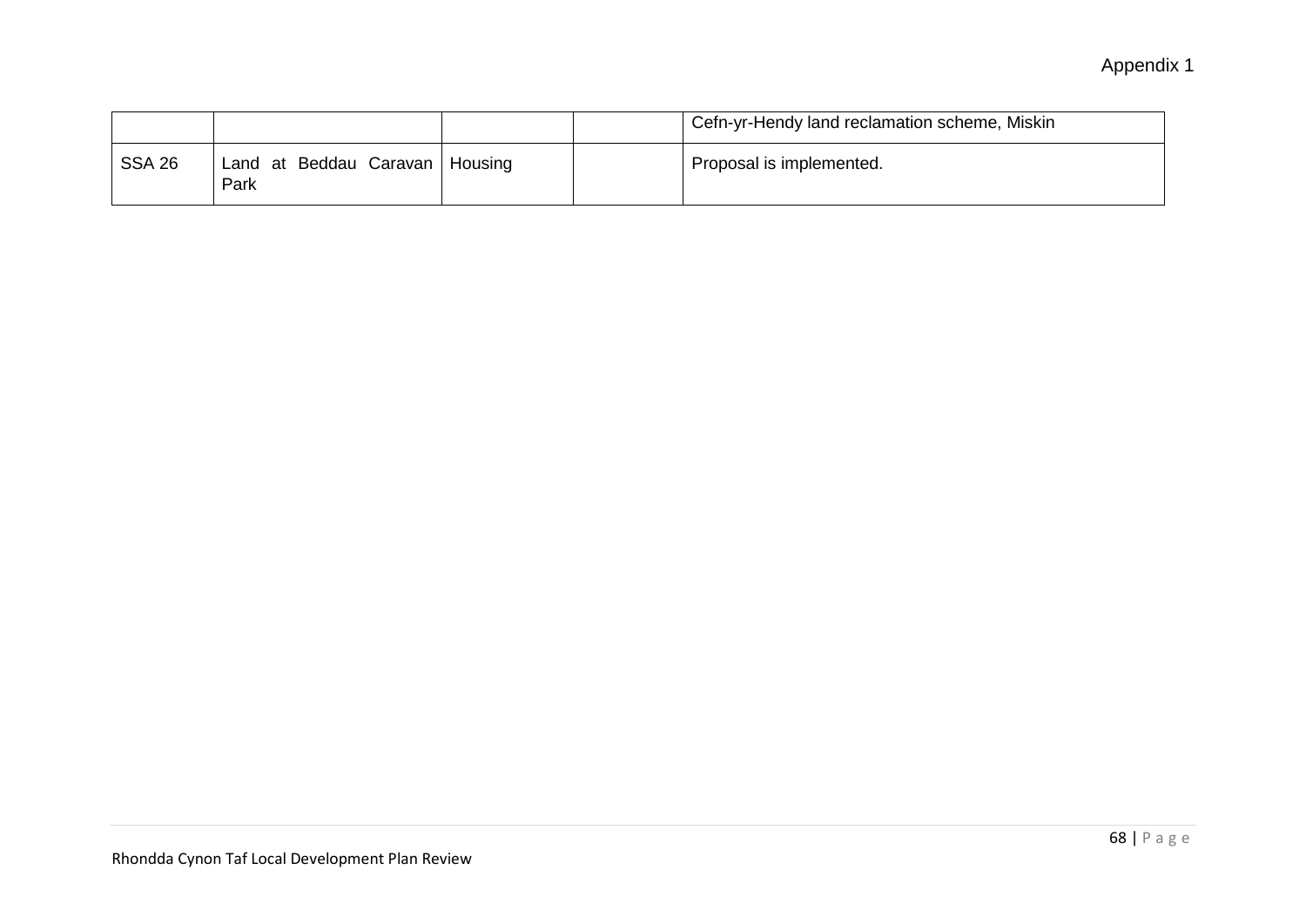| | | | | |
|---|---|---|---|---|
| | | | | Cefn-yr-Hendy land reclamation scheme, Miskin |
| SSA 26 | Land at Beddau Caravan Park | Housing | | Proposal is implemented. |